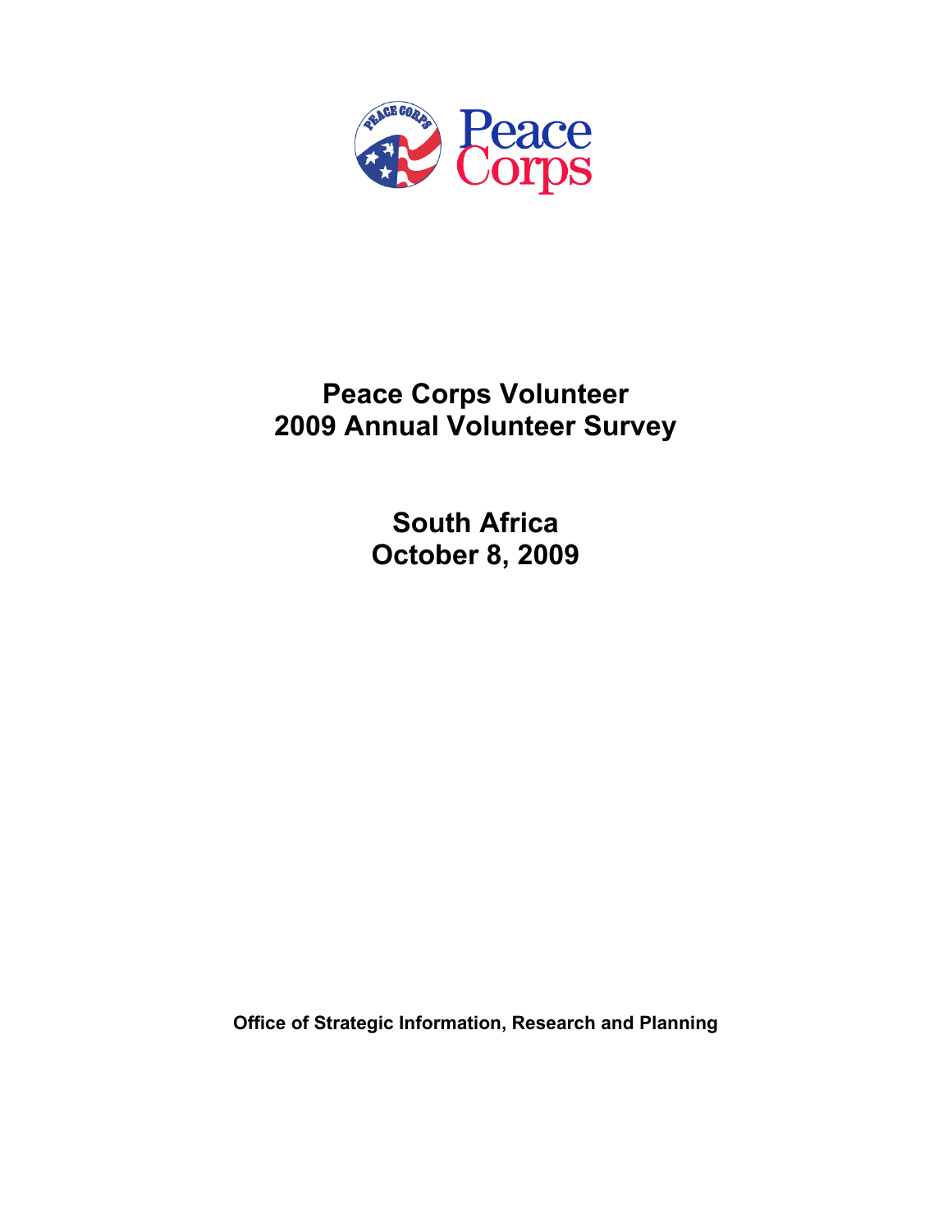# Peace Corps Volunteer
# 2009 Annual Volunteer Survey

## South Africa
## October 8, 2009

**Office of Strategic Information, Research and Planning**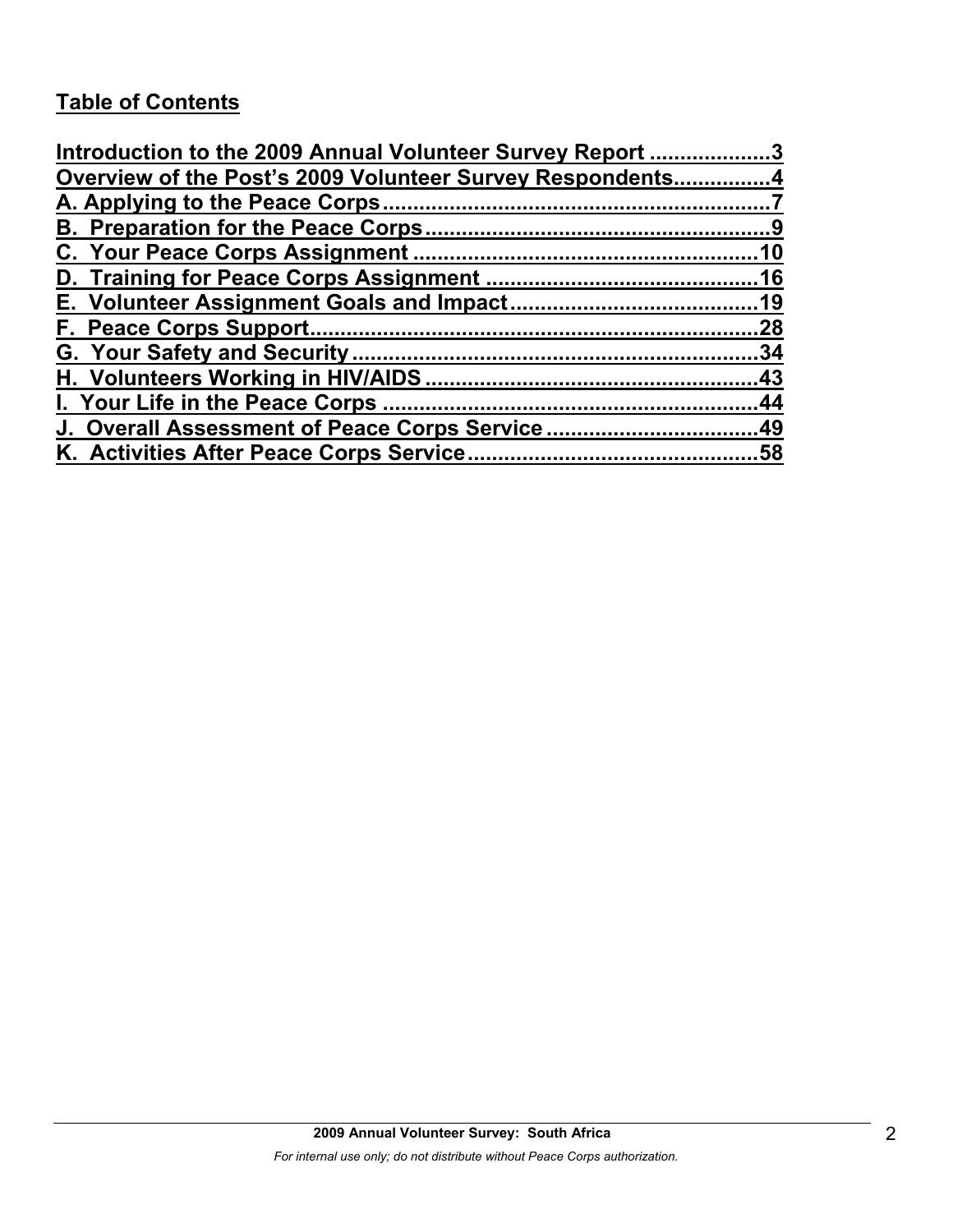## Table of Contents

Introduction to the 2009 Annual Volunteer Survey Report ....................3
Overview of the Post's 2009 Volunteer Survey Respondents................4
A. Applying to the Peace Corps................................................................7
B. Preparation for the Peace Corps.........................................................9
C. Your Peace Corps Assignment .........................................................10
D. Training for Peace Corps Assignment ............................................16
E. Volunteer Assignment Goals and Impact........................................19
F. Peace Corps Support..........................................................................28
G. Your Safety and Security...................................................................34
H. Volunteers Working in HIV/AIDS .......................................................43
I. Your Life in the Peace Corps .............................................................44
J. Overall Assessment of Peace Corps Service ..................................49
K. Activities After Peace Corps Service................................................58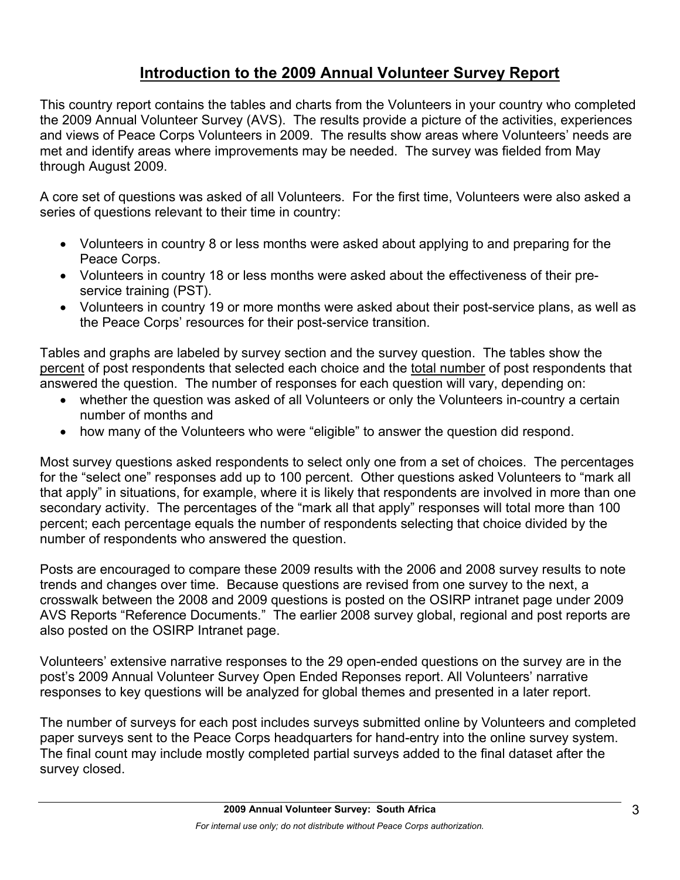# Introduction to the 2009 Annual Volunteer Survey Report

This country report contains the tables and charts from the Volunteers in your country who completed the 2009 Annual Volunteer Survey (AVS). The results provide a picture of the activities, experiences and views of Peace Corps Volunteers in 2009. The results show areas where Volunteers' needs are met and identify areas where improvements may be needed. The survey was fielded from May through August 2009.

A core set of questions was asked of all Volunteers. For the first time, Volunteers were also asked a series of questions relevant to their time in country:

- Volunteers in country 8 or less months were asked about applying to and preparing for the Peace Corps.
- Volunteers in country 18 or less months were asked about the effectiveness of their pre-service training (PST).
- Volunteers in country 19 or more months were asked about their post-service plans, as well as the Peace Corps' resources for their post-service transition.

Tables and graphs are labeled by survey section and the survey question. The tables show the percent of post respondents that selected each choice and the total number of post respondents that answered the question. The number of responses for each question will vary, depending on:

- whether the question was asked of all Volunteers or only the Volunteers in-country a certain number of months and
- how many of the Volunteers who were "eligible" to answer the question did respond.

Most survey questions asked respondents to select only one from a set of choices. The percentages for the "select one" responses add up to 100 percent. Other questions asked Volunteers to "mark all that apply" in situations, for example, where it is likely that respondents are involved in more than one secondary activity. The percentages of the "mark all that apply" responses will total more than 100 percent; each percentage equals the number of respondents selecting that choice divided by the number of respondents who answered the question.

Posts are encouraged to compare these 2009 results with the 2006 and 2008 survey results to note trends and changes over time. Because questions are revised from one survey to the next, a crosswalk between the 2008 and 2009 questions is posted on the OSIRP intranet page under 2009 AVS Reports "Reference Documents." The earlier 2008 survey global, regional and post reports are also posted on the OSIRP Intranet page.

Volunteers' extensive narrative responses to the 29 open-ended questions on the survey are in the post's 2009 Annual Volunteer Survey Open Ended Reponses report. All Volunteers' narrative responses to key questions will be analyzed for global themes and presented in a later report.

The number of surveys for each post includes surveys submitted online by Volunteers and completed paper surveys sent to the Peace Corps headquarters for hand-entry into the online survey system. The final count may include mostly completed partial surveys added to the final dataset after the survey closed.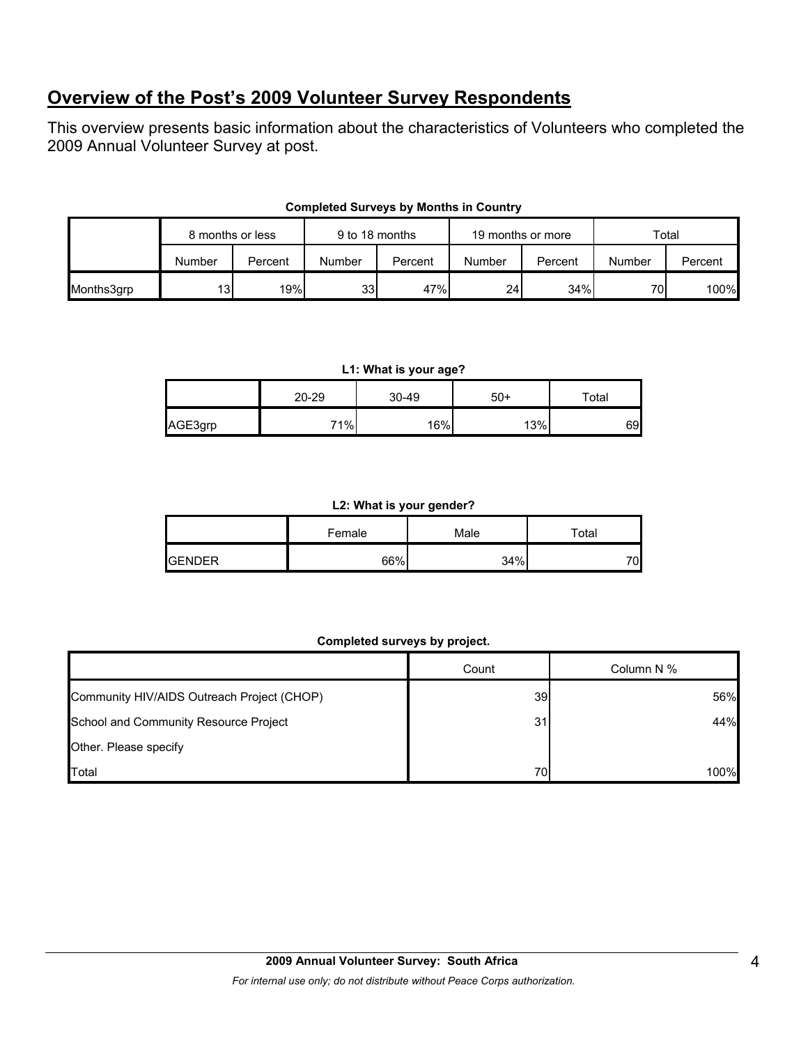## Overview of the Post's 2009 Volunteer Survey Respondents

This overview presents basic information about the characteristics of Volunteers who completed the 2009 Annual Volunteer Survey at post.

**Completed Surveys by Months in Country**

| | 8 months or less | | 9 to 18 months | | 19 months or more | | Total | |
|---|---|---|---|---|---|---|---|---|
| | Number | Percent | Number | Percent | Number | Percent | Number | Percent |
| Months3grp | 13 | 19% | 33 | 47% | 24 | 34% | 70 | 100% |

**L1: What is your age?**

| | 20-29 | 30-49 | 50+ | Total |
|---|---|---|---|---|
| AGE3grp | 71% | 16% | 13% | 69 |

**L2: What is your gender?**

| | Female | Male | Total |
|---|---|---|---|
| GENDER | 66% | 34% | 70 |

**Completed surveys by project.**

| | Count | Column N % |
|---|---|---|
| Community HIV/AIDS Outreach Project (CHOP) | 39 | 56% |
| School and Community Resource Project | 31 | 44% |
| Other. Please specify | | |
| Total | 70 | 100% |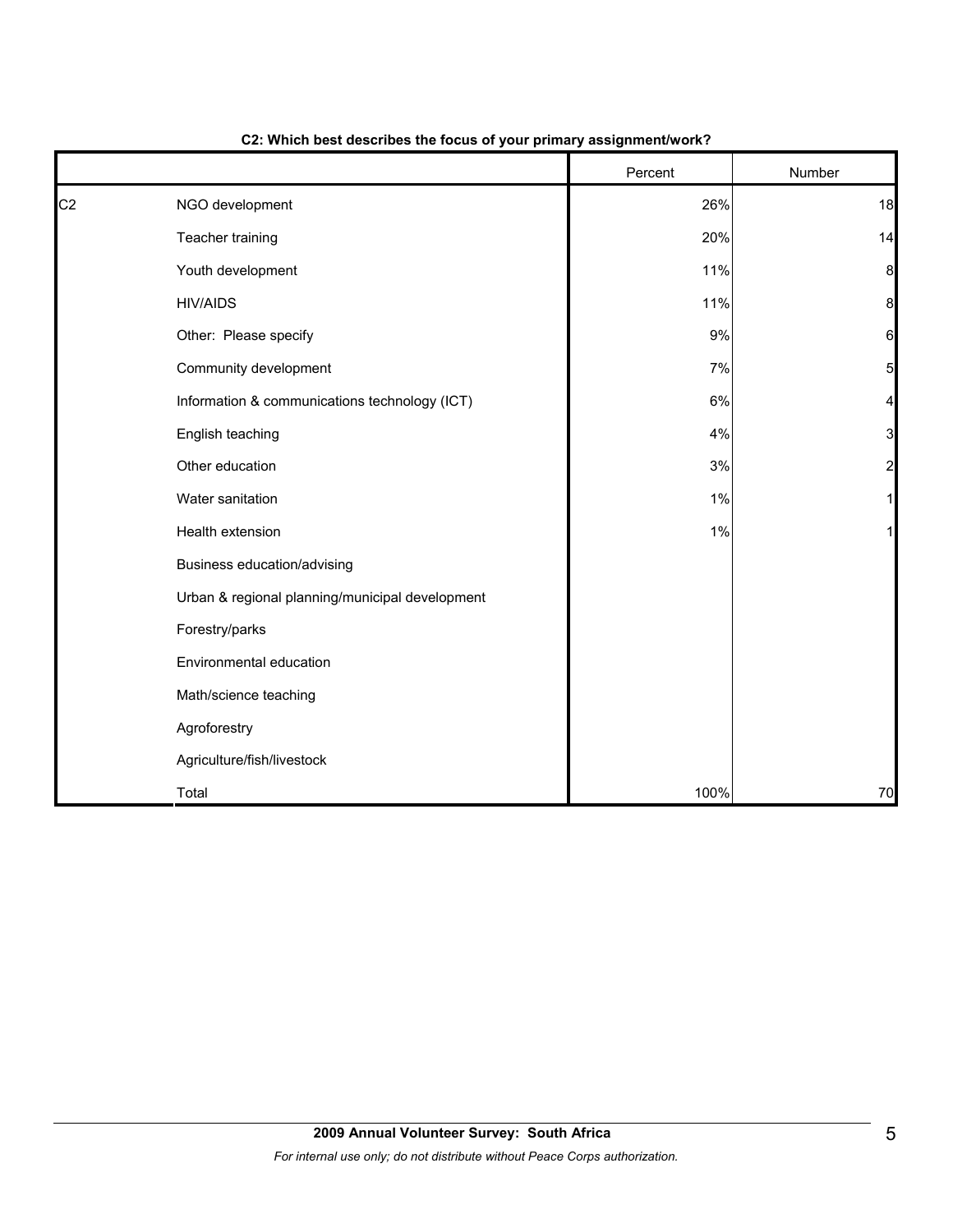**C2: Which best describes the focus of your primary assignment/work?**

| | | Percent | Number |
|---|---|---|---|
| C2 | NGO development | 26% | 18 |
| | Teacher training | 20% | 14 |
| | Youth development | 11% | 8 |
| | HIV/AIDS | 11% | 8 |
| | Other: Please specify | 9% | 6 |
| | Community development | 7% | 5 |
| | Information & communications technology (ICT) | 6% | 4 |
| | English teaching | 4% | 3 |
| | Other education | 3% | 2 |
| | Water sanitation | 1% | 1 |
| | Health extension | 1% | 1 |
| | Business education/advising | | |
| | Urban & regional planning/municipal development | | |
| | Forestry/parks | | |
| | Environmental education | | |
| | Math/science teaching | | |
| | Agroforestry | | |
| | Agriculture/fish/livestock | | |
| | Total | 100% | 70 |

**2009 Annual Volunteer Survey: South Africa**

*For internal use only; do not distribute without Peace Corps authorization.*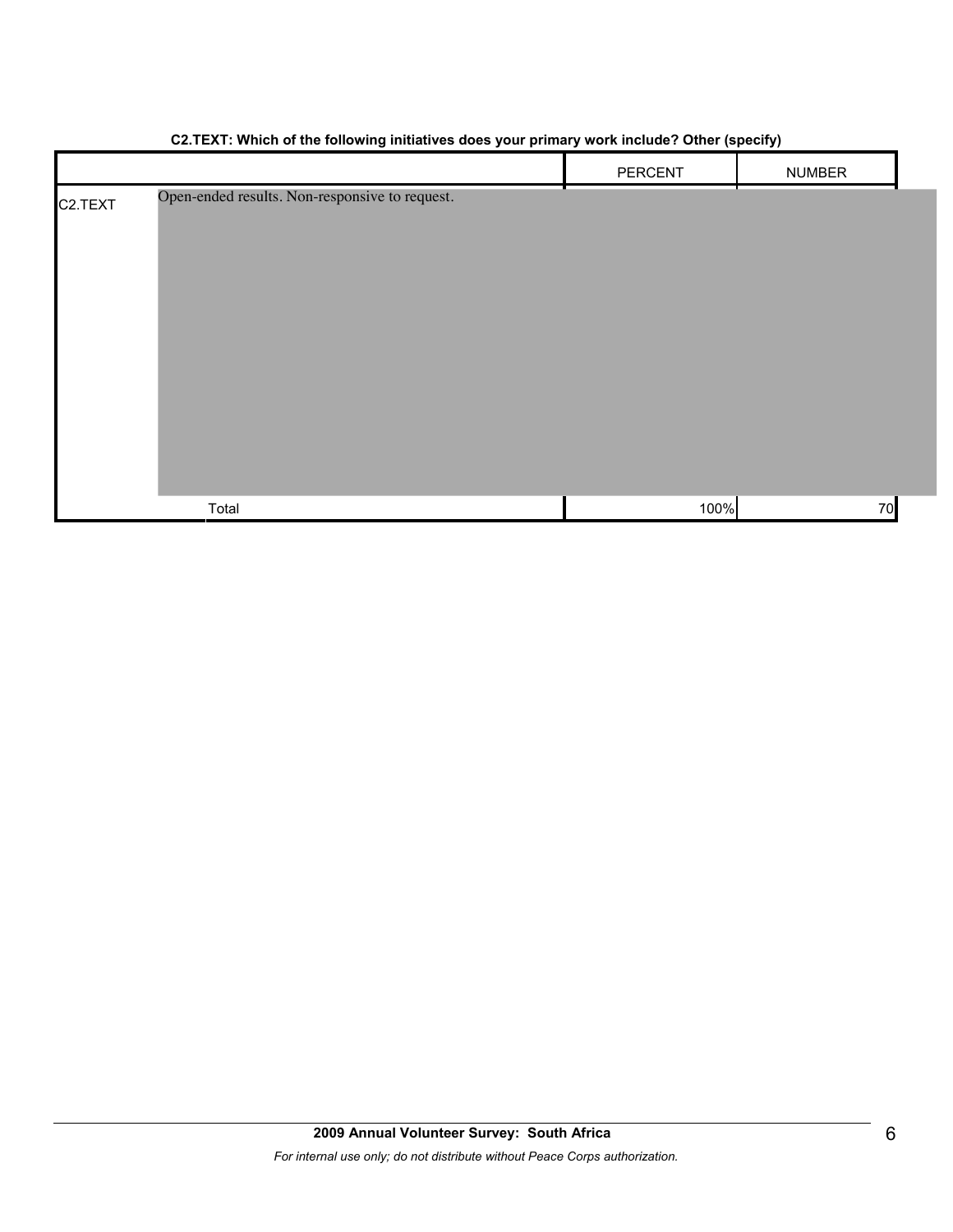**C2.TEXT: Which of the following initiatives does your primary work include? Other (specify)**

| | | PERCENT | NUMBER |
|---|---|---|---|
| C2.TEXT | Open-ended results. Non-responsive to request. | | |
| | Total | 100% | 70 |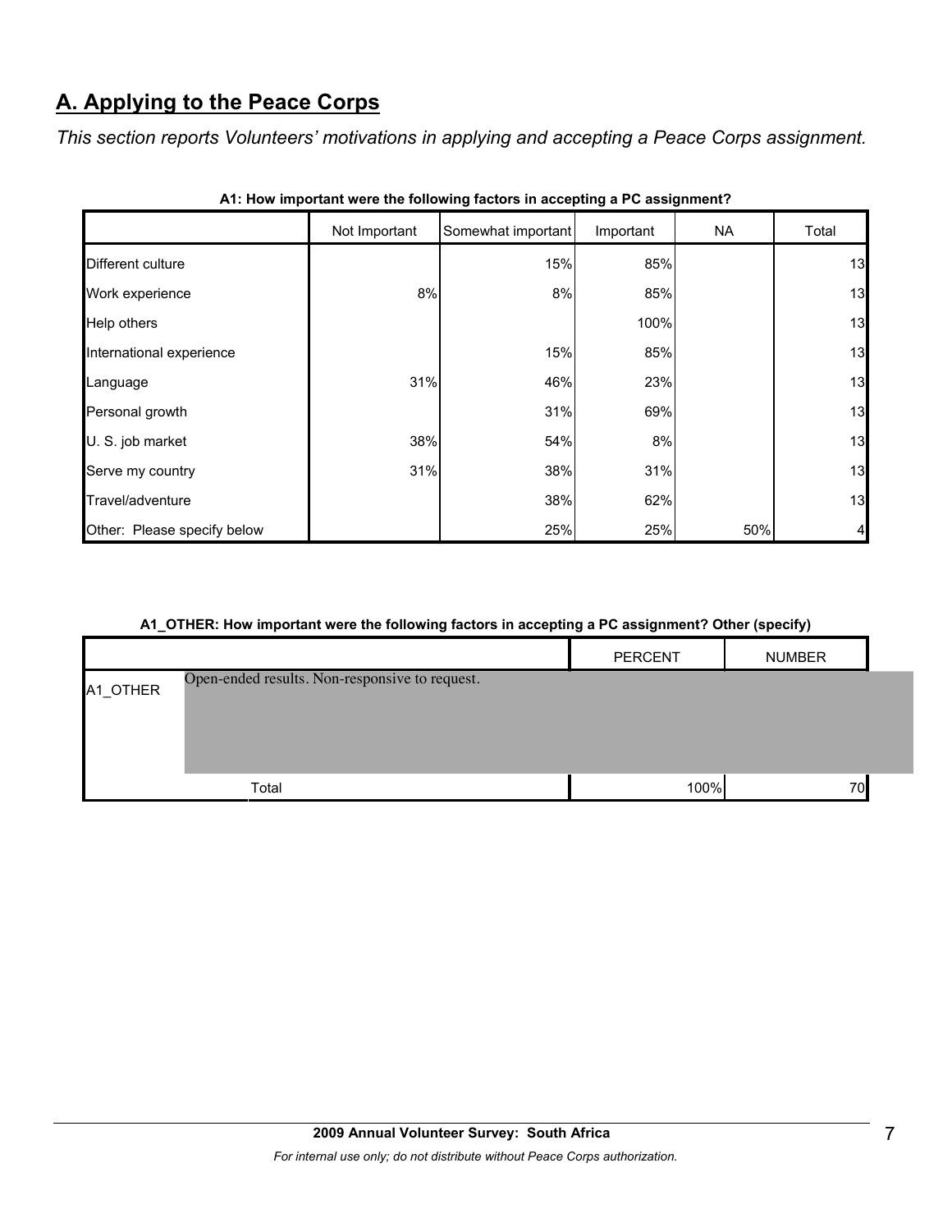## A. Applying to the Peace Corps

*This section reports Volunteers' motivations in applying and accepting a Peace Corps assignment.*

**A1: How important were the following factors in accepting a PC assignment?**

| | Not Important | Somewhat important | Important | NA | Total |
|---|---|---|---|---|---|
| Different culture | | 15% | 85% | | 13 |
| Work experience | 8% | 8% | 85% | | 13 |
| Help others | | | 100% | | 13 |
| International experience | | 15% | 85% | | 13 |
| Language | 31% | 46% | 23% | | 13 |
| Personal growth | | 31% | 69% | | 13 |
| U. S. job market | 38% | 54% | 8% | | 13 |
| Serve my country | 31% | 38% | 31% | | 13 |
| Travel/adventure | | 38% | 62% | | 13 |
| Other: Please specify below | | 25% | 25% | 50% | 4 |

**A1_OTHER: How important were the following factors in accepting a PC assignment? Other (specify)**

| | | PERCENT | NUMBER |
|---|---|---|---|
| A1_OTHER | Open-ended results. Non-responsive to request. | | |
| | Total | 100% | 70 |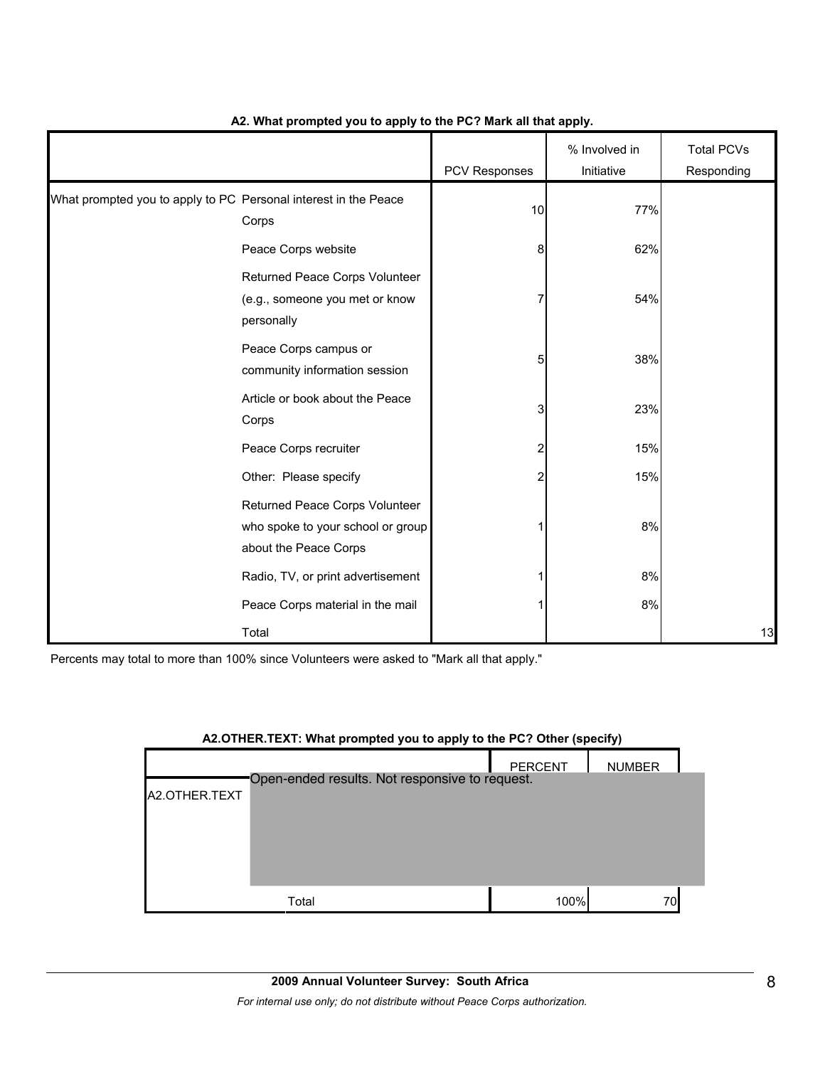**A2. What prompted you to apply to the PC? Mark all that apply.**

| | | PCV Responses | % Involved in Initiative | Total PCVs Responding |
|---|---|---|---|---|
| What prompted you to apply to PC | Personal interest in the Peace Corps | 10 | 77% | |
| | Peace Corps website | 8 | 62% | |
| | Returned Peace Corps Volunteer (e.g., someone you met or know personally | 7 | 54% | |
| | Peace Corps campus or community information session | 5 | 38% | |
| | Article or book about the Peace Corps | 3 | 23% | |
| | Peace Corps recruiter | 2 | 15% | |
| | Other: Please specify | 2 | 15% | |
| | Returned Peace Corps Volunteer who spoke to your school or group about the Peace Corps | 1 | 8% | |
| | Radio, TV, or print advertisement | 1 | 8% | |
| | Peace Corps material in the mail | 1 | 8% | |
| | Total | | | 13 |

Percents may total to more than 100% since Volunteers were asked to "Mark all that apply."

**A2.OTHER.TEXT: What prompted you to apply to the PC? Other (specify)**

| | | PERCENT | NUMBER |
|---|---|---|---|
| A2.OTHER.TEXT | Open-ended results. Not responsive to request. | | |
| | Total | 100% | 70 |

**2009 Annual Volunteer Survey: South Africa**

*For internal use only; do not distribute without Peace Corps authorization.*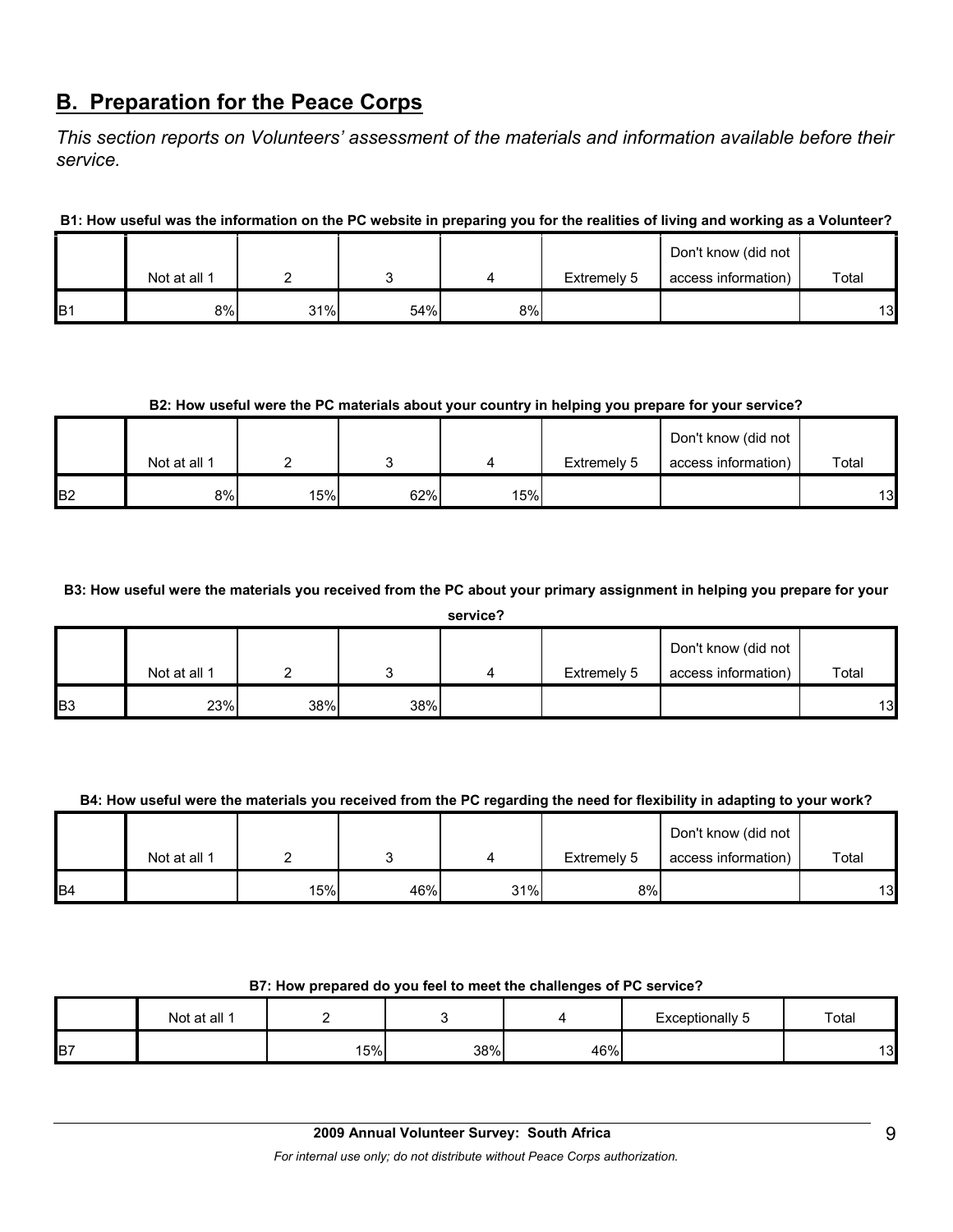## B. Preparation for the Peace Corps

*This section reports on Volunteers' assessment of the materials and information available before their service.*

**B1: How useful was the information on the PC website in preparing you for the realities of living and working as a Volunteer?**

| | Not at all 1 | 2 | 3 | 4 | Extremely 5 | Don't know (did not access information) | Total |
|---|---|---|---|---|---|---|---|
| B1 | 8% | 31% | 54% | 8% | | | 13 |

**B2: How useful were the PC materials about your country in helping you prepare for your service?**

| | Not at all 1 | 2 | 3 | 4 | Extremely 5 | Don't know (did not access information) | Total |
|---|---|---|---|---|---|---|---|
| B2 | 8% | 15% | 62% | 15% | | | 13 |

**B3: How useful were the materials you received from the PC about your primary assignment in helping you prepare for your service?**

| | Not at all 1 | 2 | 3 | 4 | Extremely 5 | Don't know (did not access information) | Total |
|---|---|---|---|---|---|---|---|
| B3 | 23% | 38% | 38% | | | | 13 |

**B4: How useful were the materials you received from the PC regarding the need for flexibility in adapting to your work?**

| | Not at all 1 | 2 | 3 | 4 | Extremely 5 | Don't know (did not access information) | Total |
|---|---|---|---|---|---|---|---|
| B4 | | 15% | 46% | 31% | 8% | | 13 |

**B7: How prepared do you feel to meet the challenges of PC service?**

| | Not at all 1 | 2 | 3 | 4 | Exceptionally 5 | Total |
|---|---|---|---|---|---|---|
| B7 | | 15% | 38% | 46% | | 13 |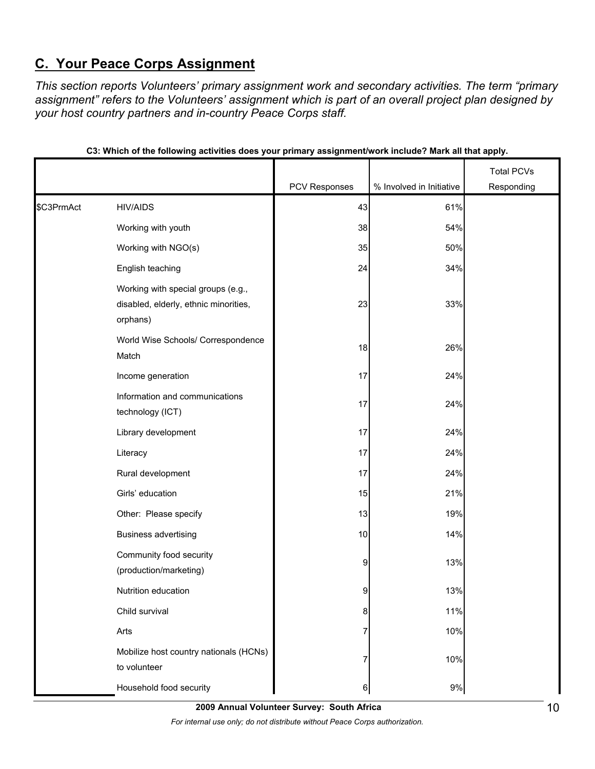## C. Your Peace Corps Assignment

*This section reports Volunteers' primary assignment work and secondary activities. The term "primary assignment" refers to the Volunteers' assignment which is part of an overall project plan designed by your host country partners and in-country Peace Corps staff.*

**C3: Which of the following activities does your primary assignment/work include? Mark all that apply.**

| | | PCV Responses | % Involved in Initiative | Total PCVs Responding |
|---|---|---|---|---|
| $C3PrmAct | HIV/AIDS | 43 | 61% | |
| | Working with youth | 38 | 54% | |
| | Working with NGO(s) | 35 | 50% | |
| | English teaching | 24 | 34% | |
| | Working with special groups (e.g., disabled, elderly, ethnic minorities, orphans) | 23 | 33% | |
| | World Wise Schools/ Correspondence Match | 18 | 26% | |
| | Income generation | 17 | 24% | |
| | Information and communications technology (ICT) | 17 | 24% | |
| | Library development | 17 | 24% | |
| | Literacy | 17 | 24% | |
| | Rural development | 17 | 24% | |
| | Girls' education | 15 | 21% | |
| | Other: Please specify | 13 | 19% | |
| | Business advertising | 10 | 14% | |
| | Community food security (production/marketing) | 9 | 13% | |
| | Nutrition education | 9 | 13% | |
| | Child survival | 8 | 11% | |
| | Arts | 7 | 10% | |
| | Mobilize host country nationals (HCNs) to volunteer | 7 | 10% | |
| | Household food security | 6 | 9% | |

**2009 Annual Volunteer Survey: South Africa**

*For internal use only; do not distribute without Peace Corps authorization.*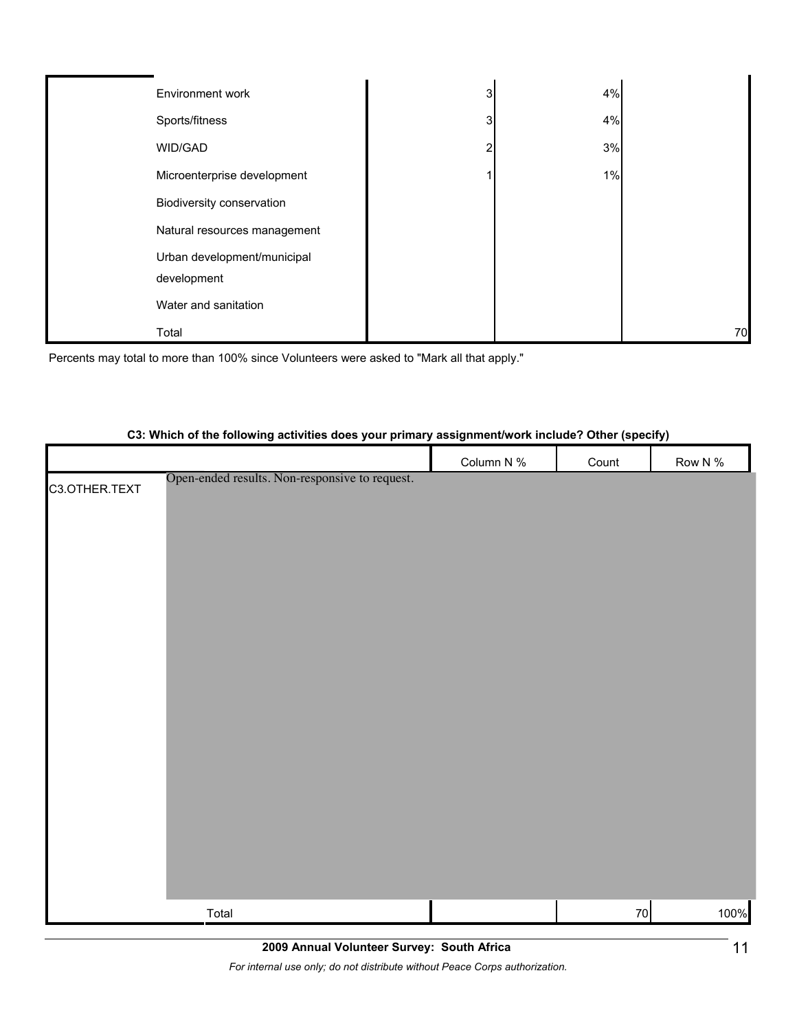| | | | |
|---|---|---|---|
| Environment work | 3 | 4% | |
| Sports/fitness | 3 | 4% | |
| WID/GAD | 2 | 3% | |
| Microenterprise development | 1 | 1% | |
| Biodiversity conservation | | | |
| Natural resources management | | | |
| Urban development/municipal development | | | |
| Water and sanitation | | | |
| Total | | | 70 |

Percents may total to more than 100% since Volunteers were asked to "Mark all that apply."

**C3: Which of the following activities does your primary assignment/work include? Other (specify)**

| | | Column N % | Count | Row N % |
|---|---|---|---|---|
| C3.OTHER.TEXT | Open-ended results. Non-responsive to request. | | | |
| | Total | | 70 | 100% |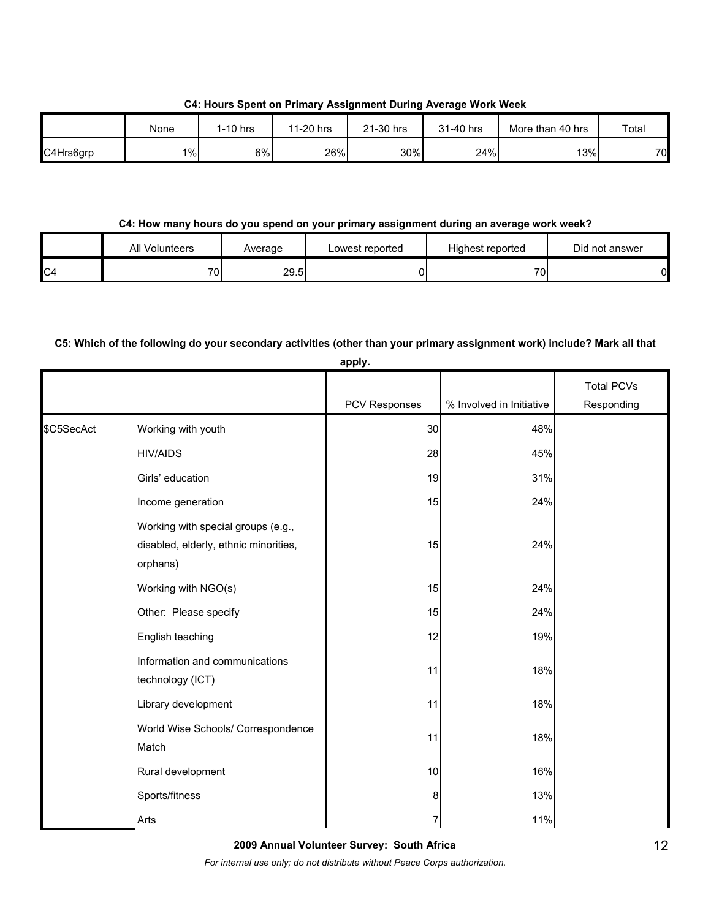**C4: Hours Spent on Primary Assignment During Average Work Week**

| | None | 1-10 hrs | 11-20 hrs | 21-30 hrs | 31-40 hrs | More than 40 hrs | Total |
|---|---|---|---|---|---|---|---|
| C4Hrs6grp | 1% | 6% | 26% | 30% | 24% | 13% | 70 |

**C4: How many hours do you spend on your primary assignment during an average work week?**

| | All Volunteers | Average | Lowest reported | Highest reported | Did not answer |
|---|---|---|---|---|---|
| C4 | 70 | 29.5 | 0 | 70 | 0 |

**C5: Which of the following do your secondary activities (other than your primary assignment work) include? Mark all that apply.**

| | | PCV Responses | % Involved in Initiative | Total PCVs Responding |
|---|---|---|---|---|
| $C5SecAct | Working with youth | 30 | 48% | |
| | HIV/AIDS | 28 | 45% | |
| | Girls' education | 19 | 31% | |
| | Income generation | 15 | 24% | |
| | Working with special groups (e.g., disabled, elderly, ethnic minorities, orphans) | 15 | 24% | |
| | Working with NGO(s) | 15 | 24% | |
| | Other: Please specify | 15 | 24% | |
| | English teaching | 12 | 19% | |
| | Information and communications technology (ICT) | 11 | 18% | |
| | Library development | 11 | 18% | |
| | World Wise Schools/ Correspondence Match | 11 | 18% | |
| | Rural development | 10 | 16% | |
| | Sports/fitness | 8 | 13% | |
| | Arts | 7 | 11% | |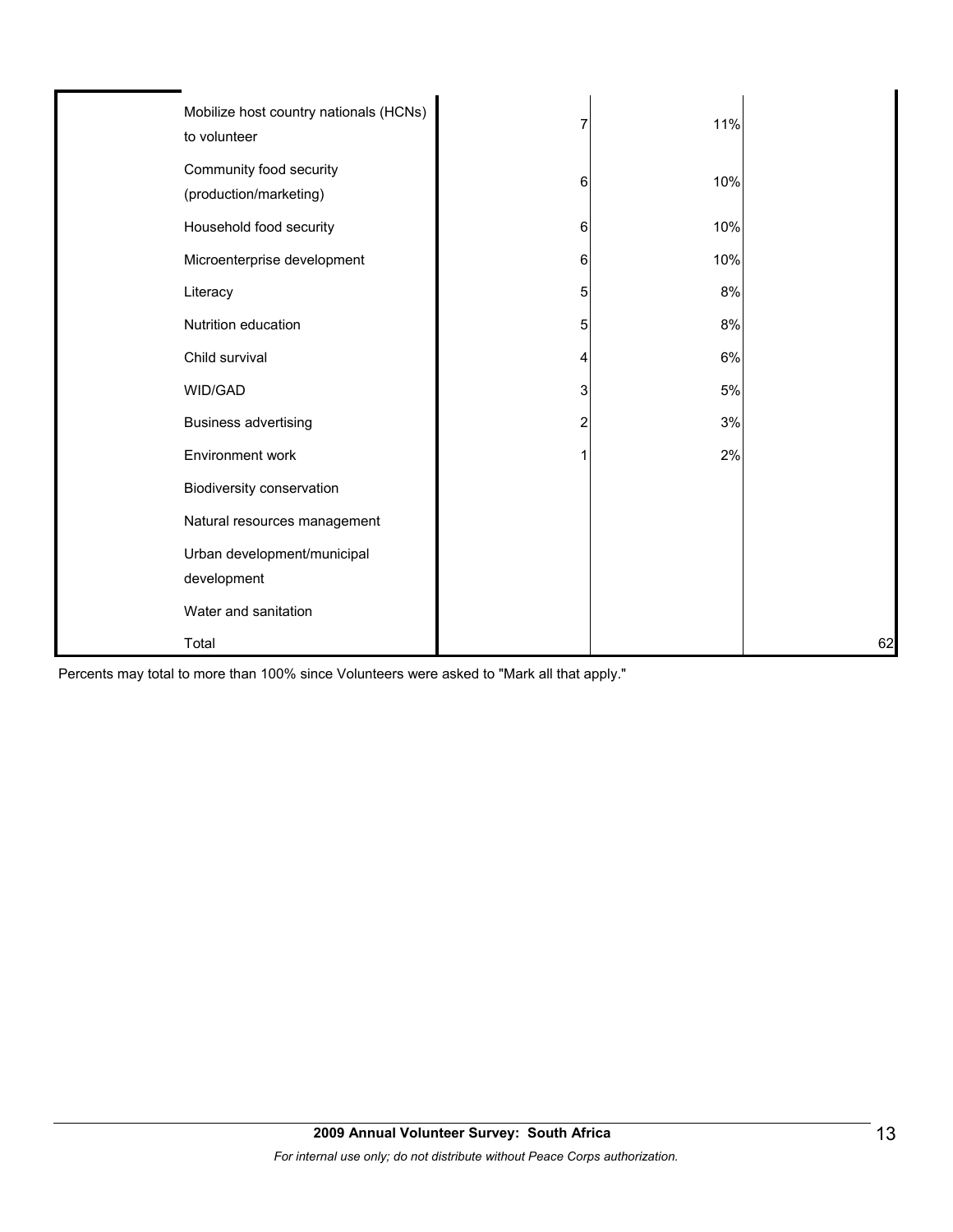| | | | | |
|---|---|---|---|---|
| | Mobilize host country nationals (HCNs) to volunteer | 7 | 11% | |
| | Community food security (production/marketing) | 6 | 10% | |
| | Household food security | 6 | 10% | |
| | Microenterprise development | 6 | 10% | |
| | Literacy | 5 | 8% | |
| | Nutrition education | 5 | 8% | |
| | Child survival | 4 | 6% | |
| | WID/GAD | 3 | 5% | |
| | Business advertising | 2 | 3% | |
| | Environment work | 1 | 2% | |
| | Biodiversity conservation | | | |
| | Natural resources management | | | |
| | Urban development/municipal development | | | |
| | Water and sanitation | | | |
| | Total | | | 62 |

Percents may total to more than 100% since Volunteers were asked to "Mark all that apply."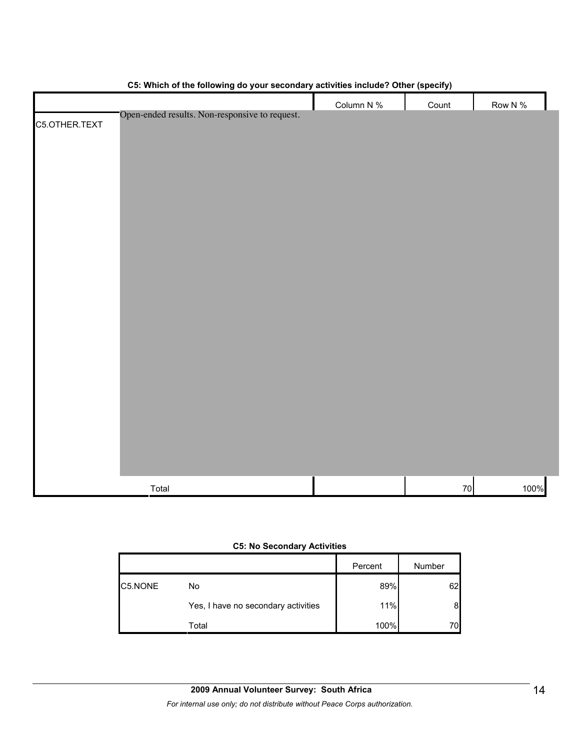**C5: Which of the following do your secondary activities include? Other (specify)**

| | | Column N % | Count | Row N % |
|---|---|---|---|---|
| C5.OTHER.TEXT | Open-ended results. Non-responsive to request. | | | |
| | Total | | 70 | 100% |

**C5: No Secondary Activities**

| | | Percent | Number |
|---|---|---|---|
| C5.NONE | No | 89% | 62 |
| | Yes, I have no secondary activities | 11% | 8 |
| | Total | 100% | 70 |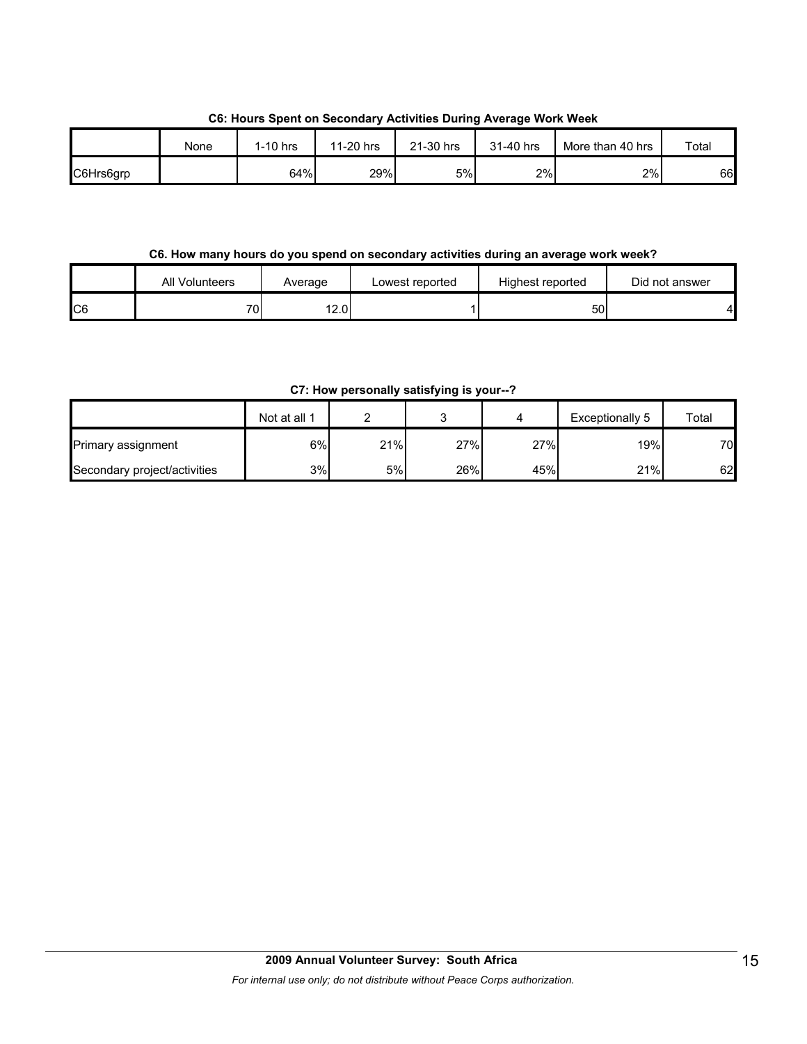**C6: Hours Spent on Secondary Activities During Average Work Week**

| | None | 1-10 hrs | 11-20 hrs | 21-30 hrs | 31-40 hrs | More than 40 hrs | Total |
|---|---|---|---|---|---|---|---|
| C6Hrs6grp | | 64% | 29% | 5% | 2% | 2% | 66 |

**C6. How many hours do you spend on secondary activities during an average work week?**

| | All Volunteers | Average | Lowest reported | Highest reported | Did not answer |
|---|---|---|---|---|---|
| C6 | 70 | 12.0 | 1 | 50 | 4 |

**C7: How personally satisfying is your--?**

| | Not at all 1 | 2 | 3 | 4 | Exceptionally 5 | Total |
|---|---|---|---|---|---|---|
| Primary assignment | 6% | 21% | 27% | 27% | 19% | 70 |
| Secondary project/activities | 3% | 5% | 26% | 45% | 21% | 62 |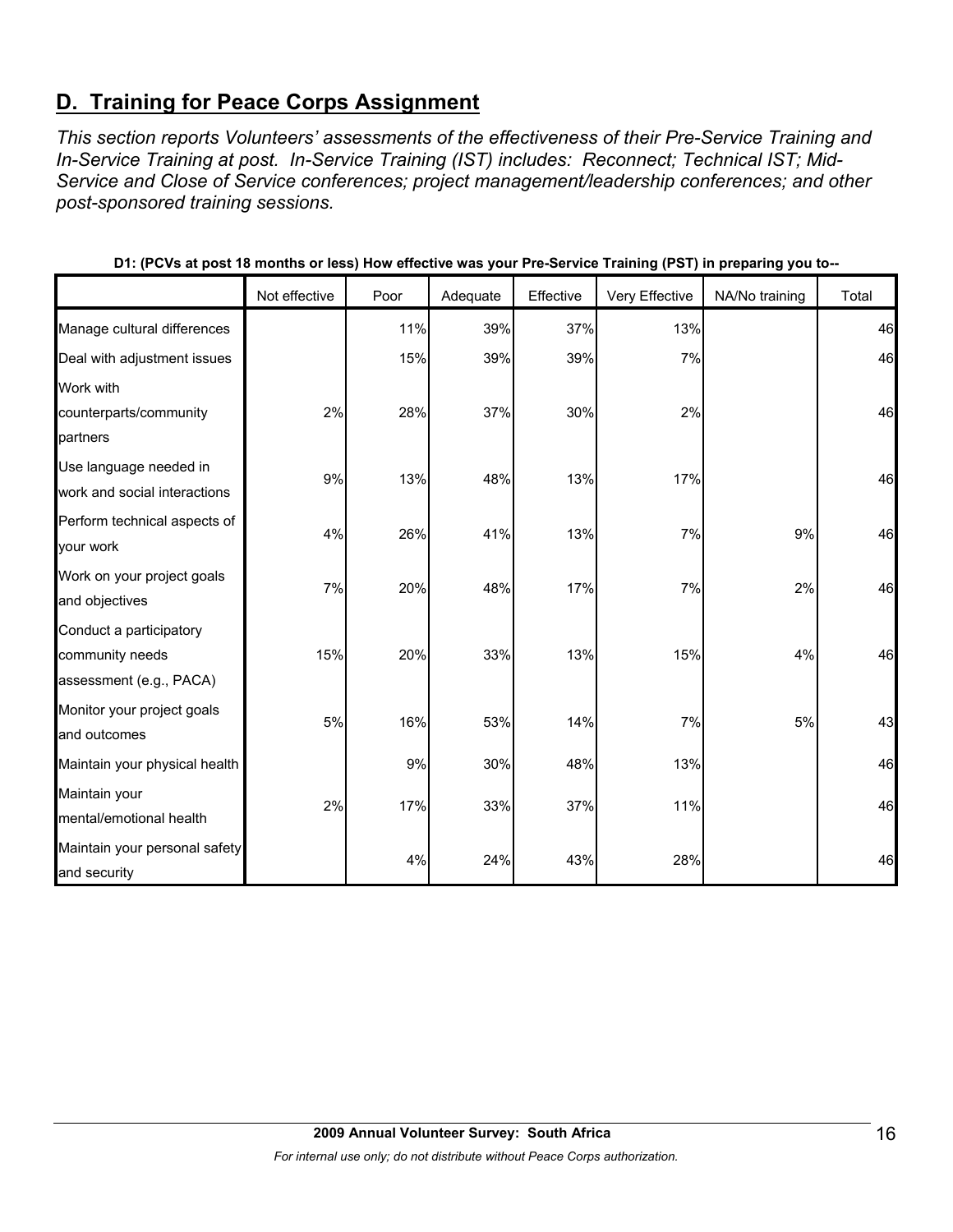## D. Training for Peace Corps Assignment

*This section reports Volunteers' assessments of the effectiveness of their Pre-Service Training and In-Service Training at post. In-Service Training (IST) includes: Reconnect; Technical IST; Mid-Service and Close of Service conferences; project management/leadership conferences; and other post-sponsored training sessions.*

**D1: (PCVs at post 18 months or less) How effective was your Pre-Service Training (PST) in preparing you to--**

| | Not effective | Poor | Adequate | Effective | Very Effective | NA/No training | Total |
|---|---|---|---|---|---|---|---|
| Manage cultural differences | | 11% | 39% | 37% | 13% | | 46 |
| Deal with adjustment issues | | 15% | 39% | 39% | 7% | | 46 |
| Work with counterparts/community partners | 2% | 28% | 37% | 30% | 2% | | 46 |
| Use language needed in work and social interactions | 9% | 13% | 48% | 13% | 17% | | 46 |
| Perform technical aspects of your work | 4% | 26% | 41% | 13% | 7% | 9% | 46 |
| Work on your project goals and objectives | 7% | 20% | 48% | 17% | 7% | 2% | 46 |
| Conduct a participatory community needs assessment (e.g., PACA) | 15% | 20% | 33% | 13% | 15% | 4% | 46 |
| Monitor your project goals and outcomes | 5% | 16% | 53% | 14% | 7% | 5% | 43 |
| Maintain your physical health | | 9% | 30% | 48% | 13% | | 46 |
| Maintain your mental/emotional health | 2% | 17% | 33% | 37% | 11% | | 46 |
| Maintain your personal safety and security | | 4% | 24% | 43% | 28% | | 46 |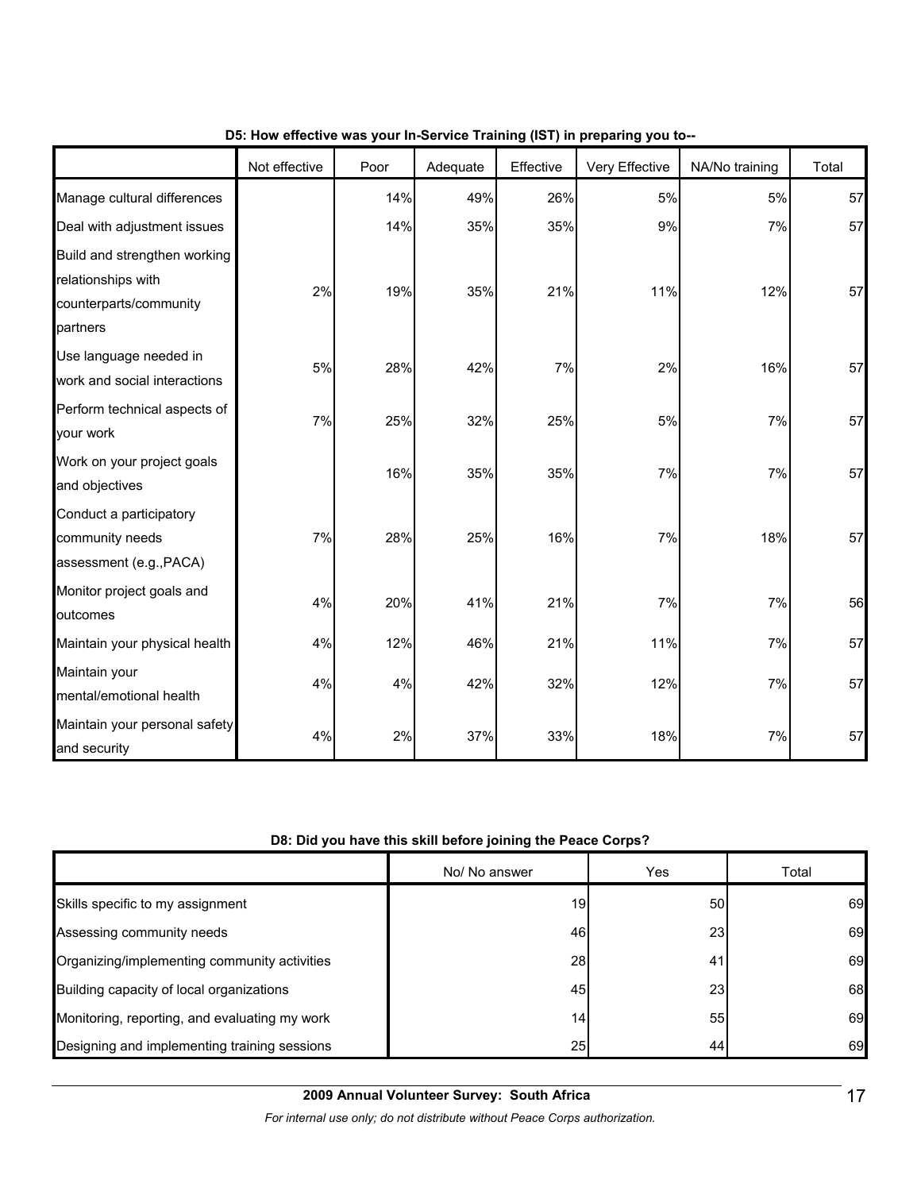**D5: How effective was your In-Service Training (IST) in preparing you to--**

|  | Not effective | Poor | Adequate | Effective | Very Effective | NA/No training | Total |
|---|---|---|---|---|---|---|---|
| Manage cultural differences |  | 14% | 49% | 26% | 5% | 5% | 57 |
| Deal with adjustment issues |  | 14% | 35% | 35% | 9% | 7% | 57 |
| Build and strengthen working relationships with counterparts/community partners | 2% | 19% | 35% | 21% | 11% | 12% | 57 |
| Use language needed in work and social interactions | 5% | 28% | 42% | 7% | 2% | 16% | 57 |
| Perform technical aspects of your work | 7% | 25% | 32% | 25% | 5% | 7% | 57 |
| Work on your project goals and objectives |  | 16% | 35% | 35% | 7% | 7% | 57 |
| Conduct a participatory community needs assessment (e.g.,PACA) | 7% | 28% | 25% | 16% | 7% | 18% | 57 |
| Monitor project goals and outcomes | 4% | 20% | 41% | 21% | 7% | 7% | 56 |
| Maintain your physical health | 4% | 12% | 46% | 21% | 11% | 7% | 57 |
| Maintain your mental/emotional health | 4% | 4% | 42% | 32% | 12% | 7% | 57 |
| Maintain your personal safety and security | 4% | 2% | 37% | 33% | 18% | 7% | 57 |

**D8: Did you have this skill before joining the Peace Corps?**

|  | No/ No answer | Yes | Total |
|---|---|---|---|
| Skills specific to my assignment | 19 | 50 | 69 |
| Assessing community needs | 46 | 23 | 69 |
| Organizing/implementing community activities | 28 | 41 | 69 |
| Building capacity of local organizations | 45 | 23 | 68 |
| Monitoring, reporting, and evaluating my work | 14 | 55 | 69 |
| Designing and implementing training sessions | 25 | 44 | 69 |

**2009 Annual Volunteer Survey: South Africa**

*For internal use only; do not distribute without Peace Corps authorization.*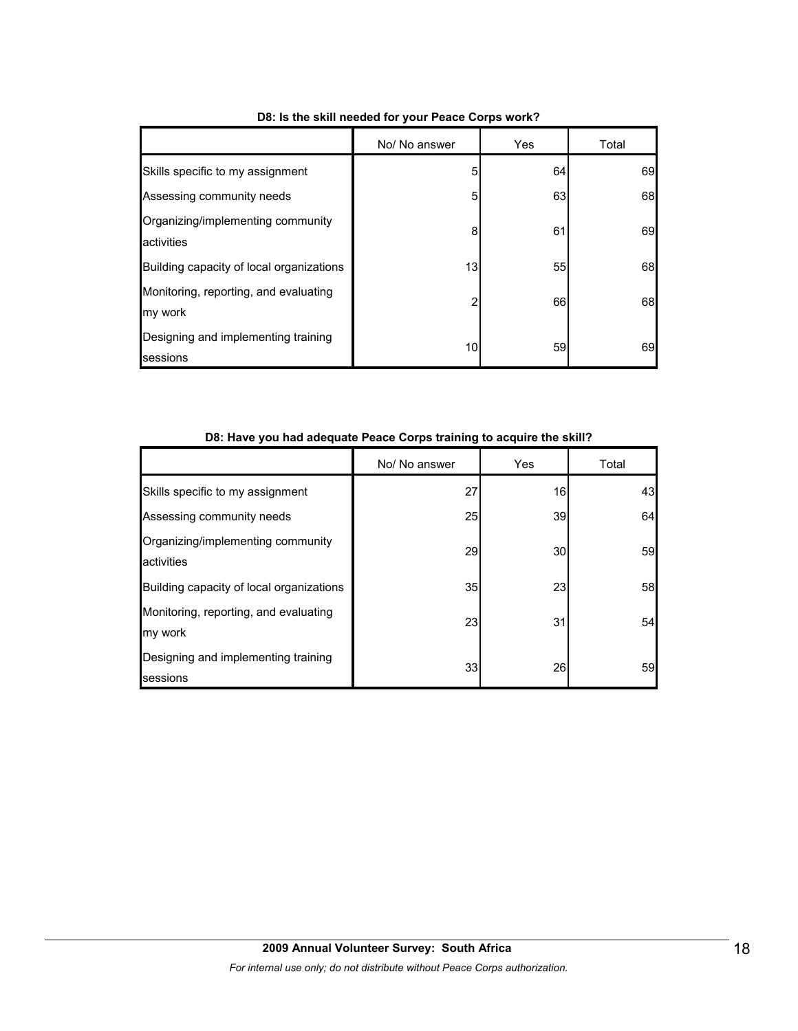**D8: Is the skill needed for your Peace Corps work?**

| | No/ No answer | Yes | Total |
|---|---|---|---|
| Skills specific to my assignment | 5 | 64 | 69 |
| Assessing community needs | 5 | 63 | 68 |
| Organizing/implementing community activities | 8 | 61 | 69 |
| Building capacity of local organizations | 13 | 55 | 68 |
| Monitoring, reporting, and evaluating my work | 2 | 66 | 68 |
| Designing and implementing training sessions | 10 | 59 | 69 |

**D8: Have you had adequate Peace Corps training to acquire the skill?**

| | No/ No answer | Yes | Total |
|---|---|---|---|
| Skills specific to my assignment | 27 | 16 | 43 |
| Assessing community needs | 25 | 39 | 64 |
| Organizing/implementing community activities | 29 | 30 | 59 |
| Building capacity of local organizations | 35 | 23 | 58 |
| Monitoring, reporting, and evaluating my work | 23 | 31 | 54 |
| Designing and implementing training sessions | 33 | 26 | 59 |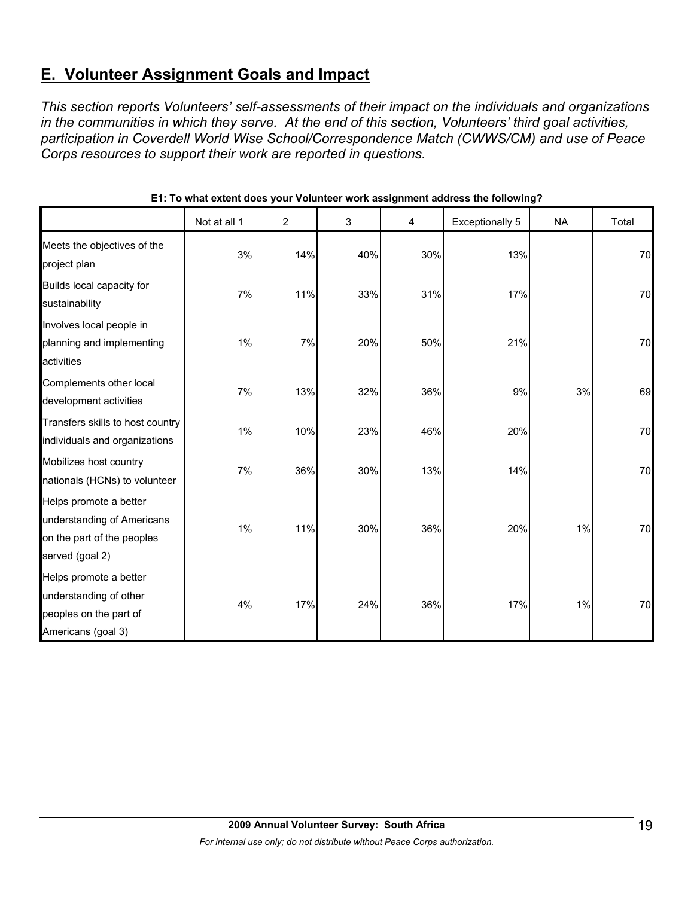## E. Volunteer Assignment Goals and Impact

*This section reports Volunteers' self-assessments of their impact on the individuals and organizations in the communities in which they serve. At the end of this section, Volunteers' third goal activities, participation in Coverdell World Wise School/Correspondence Match (CWWS/CM) and use of Peace Corps resources to support their work are reported in questions.*

**E1: To what extent does your Volunteer work assignment address the following?**

| | Not at all 1 | 2 | 3 | 4 | Exceptionally 5 | NA | Total |
|---|---|---|---|---|---|---|---|
| Meets the objectives of the project plan | 3% | 14% | 40% | 30% | 13% | | 70 |
| Builds local capacity for sustainability | 7% | 11% | 33% | 31% | 17% | | 70 |
| Involves local people in planning and implementing activities | 1% | 7% | 20% | 50% | 21% | | 70 |
| Complements other local development activities | 7% | 13% | 32% | 36% | 9% | 3% | 69 |
| Transfers skills to host country individuals and organizations | 1% | 10% | 23% | 46% | 20% | | 70 |
| Mobilizes host country nationals (HCNs) to volunteer | 7% | 36% | 30% | 13% | 14% | | 70 |
| Helps promote a better understanding of Americans on the part of the peoples served (goal 2) | 1% | 11% | 30% | 36% | 20% | 1% | 70 |
| Helps promote a better understanding of other peoples on the part of Americans (goal 3) | 4% | 17% | 24% | 36% | 17% | 1% | 70 |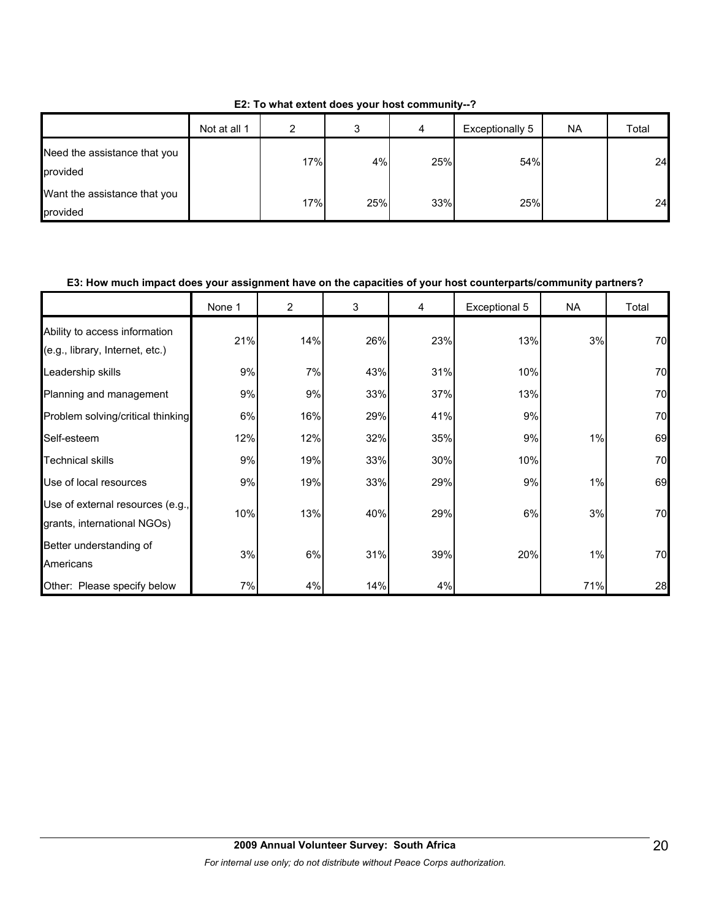**E2: To what extent does your host community--?**

| | Not at all 1 | 2 | 3 | 4 | Exceptionally 5 | NA | Total |
|---|---|---|---|---|---|---|---|
| Need the assistance that you provided | | 17% | 4% | 25% | 54% | | 24 |
| Want the assistance that you provided | | 17% | 25% | 33% | 25% | | 24 |

**E3: How much impact does your assignment have on the capacities of your host counterparts/community partners?**

| | None 1 | 2 | 3 | 4 | Exceptional 5 | NA | Total |
|---|---|---|---|---|---|---|---|
| Ability to access information (e.g., library, Internet, etc.) | 21% | 14% | 26% | 23% | 13% | 3% | 70 |
| Leadership skills | 9% | 7% | 43% | 31% | 10% | | 70 |
| Planning and management | 9% | 9% | 33% | 37% | 13% | | 70 |
| Problem solving/critical thinking | 6% | 16% | 29% | 41% | 9% | | 70 |
| Self-esteem | 12% | 12% | 32% | 35% | 9% | 1% | 69 |
| Technical skills | 9% | 19% | 33% | 30% | 10% | | 70 |
| Use of local resources | 9% | 19% | 33% | 29% | 9% | 1% | 69 |
| Use of external resources (e.g., grants, international NGOs) | 10% | 13% | 40% | 29% | 6% | 3% | 70 |
| Better understanding of Americans | 3% | 6% | 31% | 39% | 20% | 1% | 70 |
| Other: Please specify below | 7% | 4% | 14% | 4% | | 71% | 28 |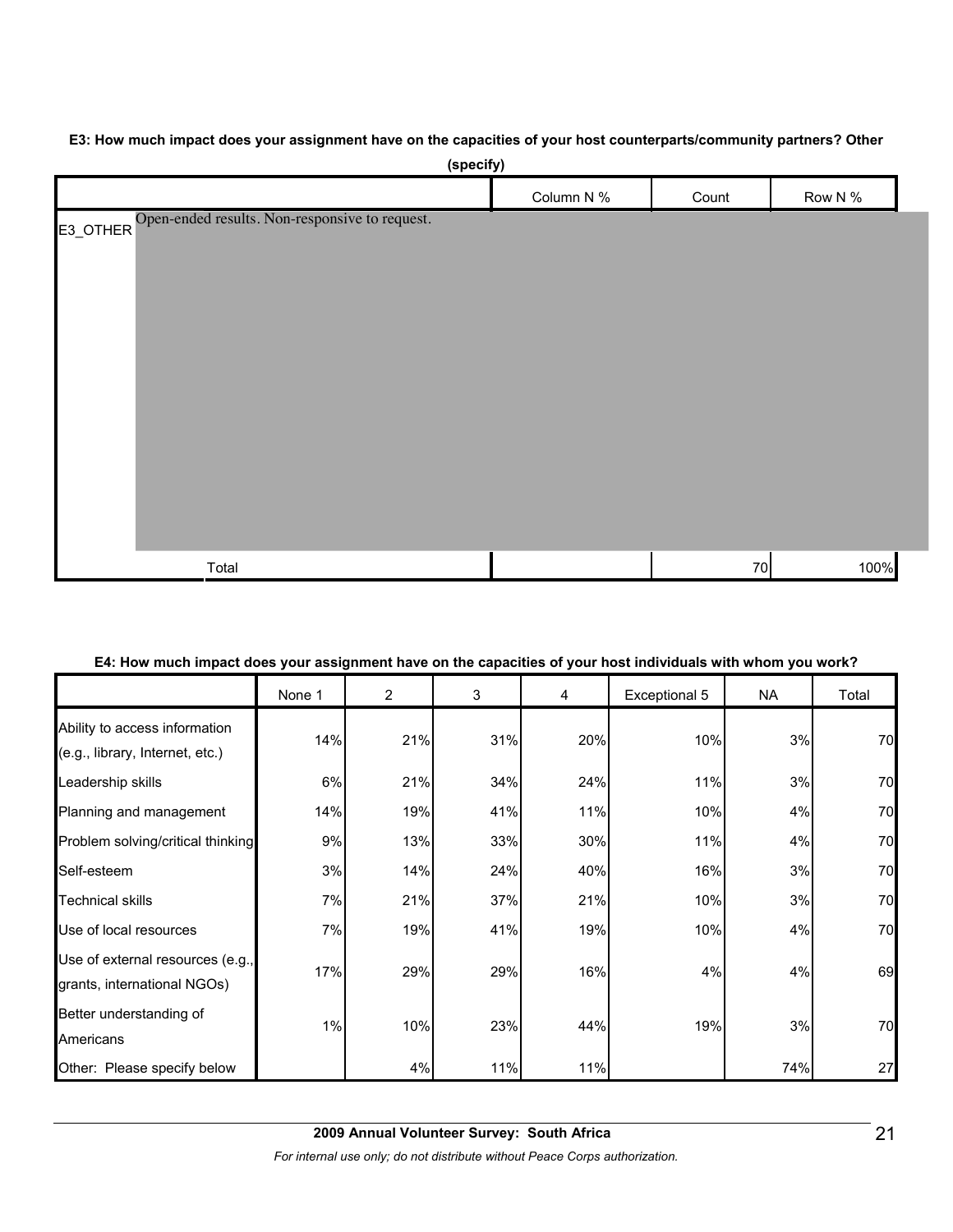**E3: How much impact does your assignment have on the capacities of your host counterparts/community partners? Other (specify)**

| | | Column N % | Count | Row N % |
|---|---|---|---|---|
| E3_OTHER | Open-ended results. Non-responsive to request. | | | |
| | Total | | 70 | 100% |

**E4: How much impact does your assignment have on the capacities of your host individuals with whom you work?**

| | None 1 | 2 | 3 | 4 | Exceptional 5 | NA | Total |
|---|---|---|---|---|---|---|---|
| Ability to access information (e.g., library, Internet, etc.) | 14% | 21% | 31% | 20% | 10% | 3% | 70 |
| Leadership skills | 6% | 21% | 34% | 24% | 11% | 3% | 70 |
| Planning and management | 14% | 19% | 41% | 11% | 10% | 4% | 70 |
| Problem solving/critical thinking | 9% | 13% | 33% | 30% | 11% | 4% | 70 |
| Self-esteem | 3% | 14% | 24% | 40% | 16% | 3% | 70 |
| Technical skills | 7% | 21% | 37% | 21% | 10% | 3% | 70 |
| Use of local resources | 7% | 19% | 41% | 19% | 10% | 4% | 70 |
| Use of external resources (e.g., grants, international NGOs) | 17% | 29% | 29% | 16% | 4% | 4% | 69 |
| Better understanding of Americans | 1% | 10% | 23% | 44% | 19% | 3% | 70 |
| Other: Please specify below | | 4% | 11% | 11% | | 74% | 27 |

**2009 Annual Volunteer Survey: South Africa**

*For internal use only; do not distribute without Peace Corps authorization.*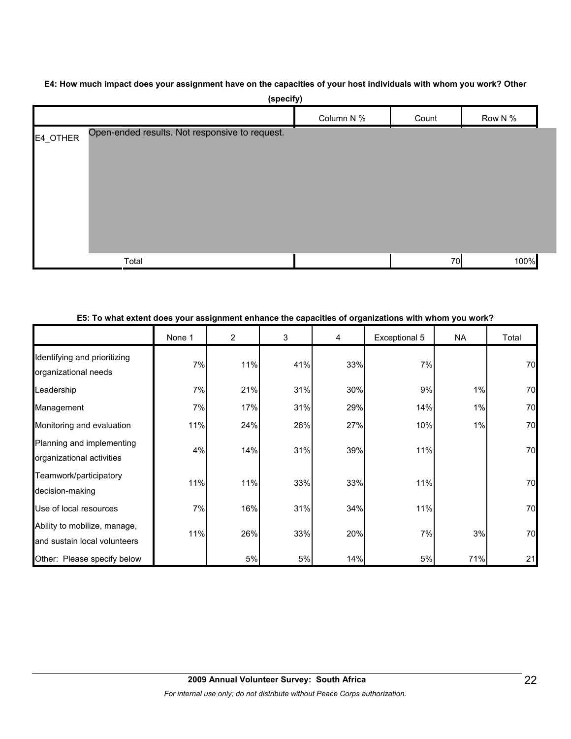**E4: How much impact does your assignment have on the capacities of your host individuals with whom you work? Other (specify)**

| | | Column N % | Count | Row N % |
|---|---|---|---|---|
| E4_OTHER | Open-ended results. Not responsive to request. | | | |
| | Total | | 70 | 100% |

**E5: To what extent does your assignment enhance the capacities of organizations with whom you work?**

| | None 1 | 2 | 3 | 4 | Exceptional 5 | NA | Total |
|---|---|---|---|---|---|---|---|
| Identifying and prioritizing organizational needs | 7% | 11% | 41% | 33% | 7% | | 70 |
| Leadership | 7% | 21% | 31% | 30% | 9% | 1% | 70 |
| Management | 7% | 17% | 31% | 29% | 14% | 1% | 70 |
| Monitoring and evaluation | 11% | 24% | 26% | 27% | 10% | 1% | 70 |
| Planning and implementing organizational activities | 4% | 14% | 31% | 39% | 11% | | 70 |
| Teamwork/participatory decision-making | 11% | 11% | 33% | 33% | 11% | | 70 |
| Use of local resources | 7% | 16% | 31% | 34% | 11% | | 70 |
| Ability to mobilize, manage, and sustain local volunteers | 11% | 26% | 33% | 20% | 7% | 3% | 70 |
| Other: Please specify below | | 5% | 5% | 14% | 5% | 71% | 21 |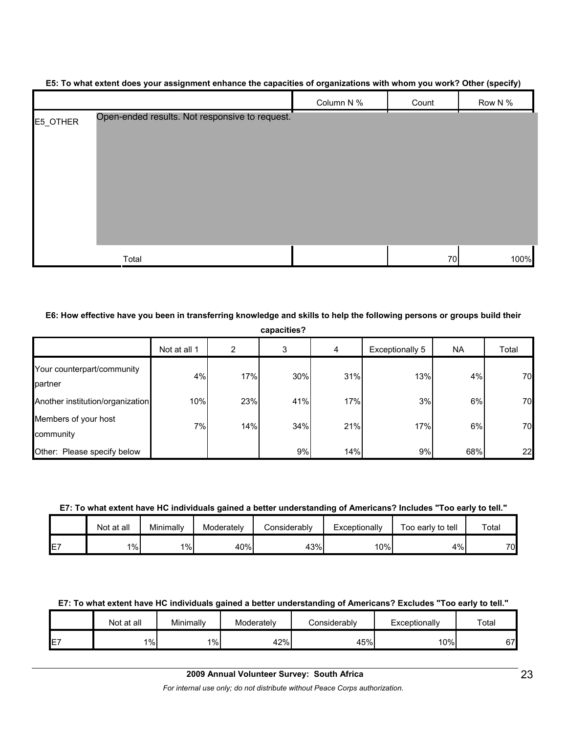**E5: To what extent does your assignment enhance the capacities of organizations with whom you work? Other (specify)**

| | | Column N % | Count | Row N % |
|---|---|---|---|---|
| E5_OTHER | Open-ended results. Not responsive to request. | | | |
| | Total | | 70 | 100% |

**E6: How effective have you been in transferring knowledge and skills to help the following persons or groups build their capacities?**

| | Not at all 1 | 2 | 3 | 4 | Exceptionally 5 | NA | Total |
|---|---|---|---|---|---|---|---|
| Your counterpart/community partner | 4% | 17% | 30% | 31% | 13% | 4% | 70 |
| Another institution/organization | 10% | 23% | 41% | 17% | 3% | 6% | 70 |
| Members of your host community | 7% | 14% | 34% | 21% | 17% | 6% | 70 |
| Other: Please specify below | | | 9% | 14% | 9% | 68% | 22 |

**E7: To what extent have HC individuals gained a better understanding of Americans? Includes "Too early to tell."**

| | Not at all | Minimally | Moderately | Considerably | Exceptionally | Too early to tell | Total |
|---|---|---|---|---|---|---|---|
| E7 | 1% | 1% | 40% | 43% | 10% | 4% | 70 |

**E7: To what extent have HC individuals gained a better understanding of Americans? Excludes "Too early to tell."**

| | Not at all | Minimally | Moderately | Considerably | Exceptionally | Total |
|---|---|---|---|---|---|---|
| E7 | 1% | 1% | 42% | 45% | 10% | 67 |

**2009 Annual Volunteer Survey: South Africa**

*For internal use only; do not distribute without Peace Corps authorization.*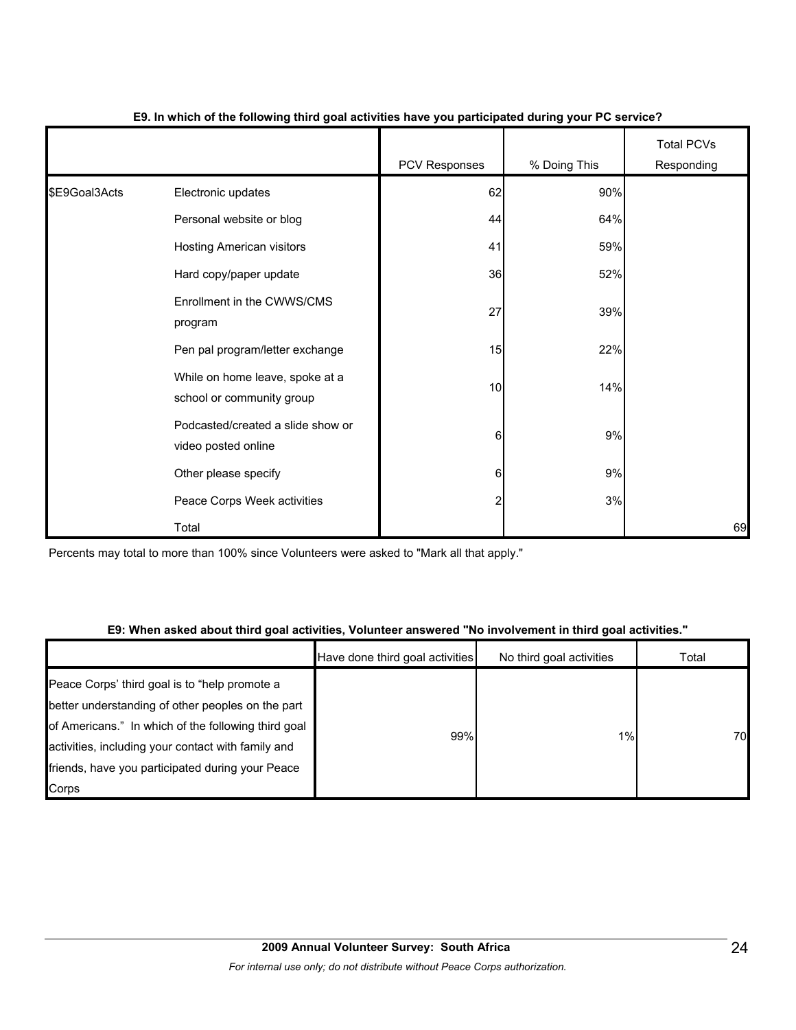**E9. In which of the following third goal activities have you participated during your PC service?**

| | | PCV Responses | % Doing This | Total PCVs Responding |
|---|---|---|---|---|
| $E9Goal3Acts | Electronic updates | 62 | 90% | |
| | Personal website or blog | 44 | 64% | |
| | Hosting American visitors | 41 | 59% | |
| | Hard copy/paper update | 36 | 52% | |
| | Enrollment in the CWWS/CMS program | 27 | 39% | |
| | Pen pal program/letter exchange | 15 | 22% | |
| | While on home leave, spoke at a school or community group | 10 | 14% | |
| | Podcasted/created a slide show or video posted online | 6 | 9% | |
| | Other please specify | 6 | 9% | |
| | Peace Corps Week activities | 2 | 3% | |
| | Total | | | 69 |

Percents may total to more than 100% since Volunteers were asked to "Mark all that apply."

**E9: When asked about third goal activities, Volunteer answered "No involvement in third goal activities."**

| | Have done third goal activities | No third goal activities | Total |
|---|---|---|---|
| Peace Corps' third goal is to "help promote a better understanding of other peoples on the part of Americans." In which of the following third goal activities, including your contact with family and friends, have you participated during your Peace Corps | 99% | 1% | 70 |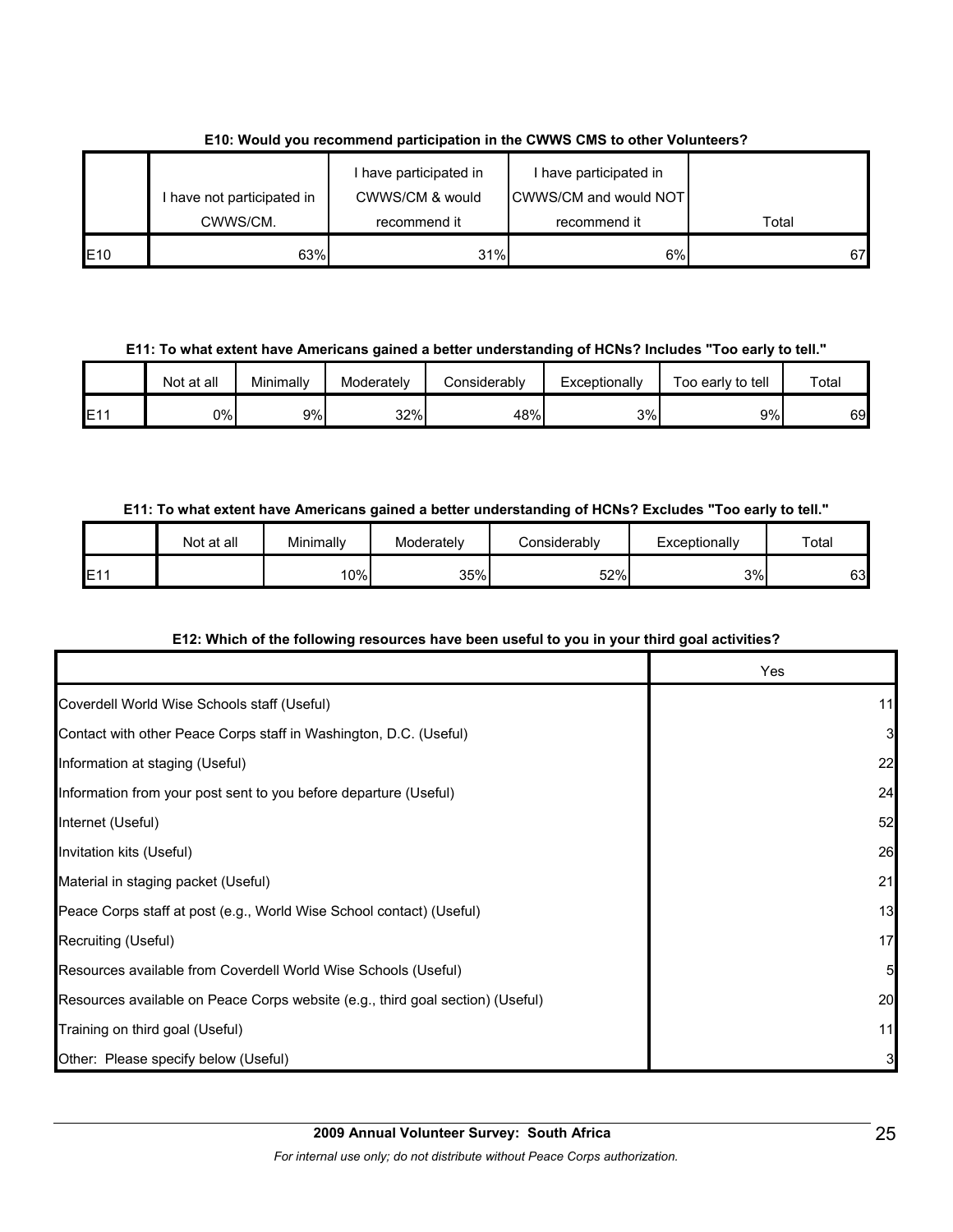**E10: Would you recommend participation in the CWWS CMS to other Volunteers?**

| | I have not participated in CWWS/CM. | I have participated in CWWS/CM & would recommend it | I have participated in CWWS/CM and would NOT recommend it | Total |
|---|---|---|---|---|
| E10 | 63% | 31% | 6% | 67 |

**E11: To what extent have Americans gained a better understanding of HCNs? Includes "Too early to tell."**

| | Not at all | Minimally | Moderately | Considerably | Exceptionally | Too early to tell | Total |
|---|---|---|---|---|---|---|---|
| E11 | 0% | 9% | 32% | 48% | 3% | 9% | 69 |

**E11: To what extent have Americans gained a better understanding of HCNs? Excludes "Too early to tell."**

| | Not at all | Minimally | Moderately | Considerably | Exceptionally | Total |
|---|---|---|---|---|---|---|
| E11 | | 10% | 35% | 52% | 3% | 63 |

**E12: Which of the following resources have been useful to you in your third goal activities?**

| | Yes |
|---|---|
| Coverdell World Wise Schools staff (Useful) | 11 |
| Contact with other Peace Corps staff in Washington, D.C. (Useful) | 3 |
| Information at staging (Useful) | 22 |
| Information from your post sent to you before departure (Useful) | 24 |
| Internet (Useful) | 52 |
| Invitation kits (Useful) | 26 |
| Material in staging packet (Useful) | 21 |
| Peace Corps staff at post (e.g., World Wise School contact) (Useful) | 13 |
| Recruiting (Useful) | 17 |
| Resources available from Coverdell World Wise Schools (Useful) | 5 |
| Resources available on Peace Corps website (e.g., third goal section) (Useful) | 20 |
| Training on third goal (Useful) | 11 |
| Other: Please specify below (Useful) | 3 |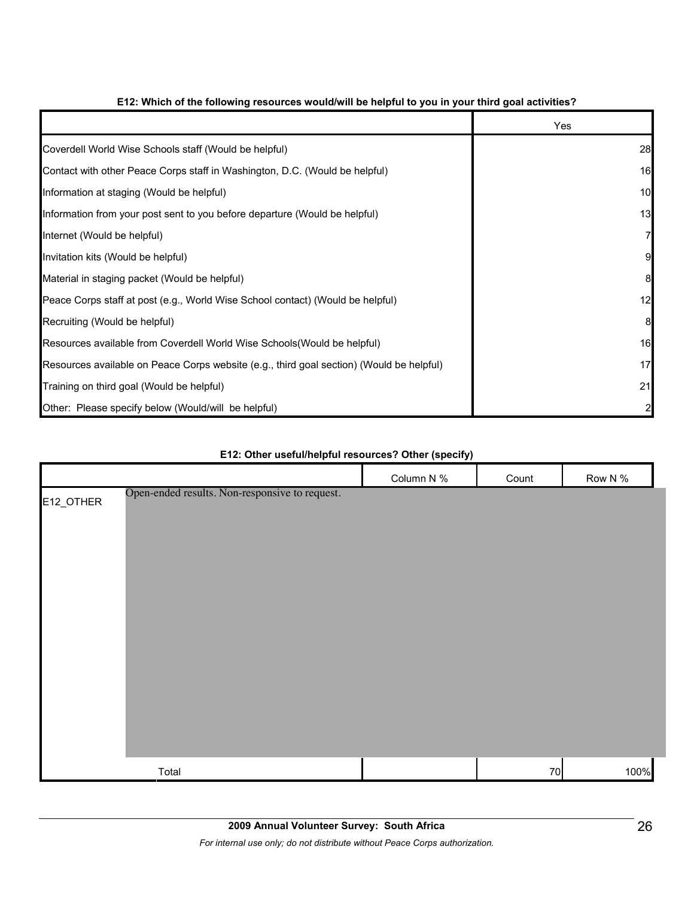**E12: Which of the following resources would/will be helpful to you in your third goal activities?**

| | Yes |
|---|---|
| Coverdell World Wise Schools staff (Would be helpful) | 28 |
| Contact with other Peace Corps staff in Washington, D.C. (Would be helpful) | 16 |
| Information at staging (Would be helpful) | 10 |
| Information from your post sent to you before departure (Would be helpful) | 13 |
| Internet (Would be helpful) | 7 |
| Invitation kits (Would be helpful) | 9 |
| Material in staging packet (Would be helpful) | 8 |
| Peace Corps staff at post (e.g., World Wise School contact) (Would be helpful) | 12 |
| Recruiting (Would be helpful) | 8 |
| Resources available from Coverdell World Wise Schools(Would be helpful) | 16 |
| Resources available on Peace Corps website (e.g., third goal section) (Would be helpful) | 17 |
| Training on third goal (Would be helpful) | 21 |
| Other: Please specify below (Would/will be helpful) | 2 |

**E12: Other useful/helpful resources? Other (specify)**

| | | Column N % | Count | Row N % |
|---|---|---|---|---|
| E12_OTHER | Open-ended results. Non-responsive to request. | | | |
| | Total | | 70 | 100% |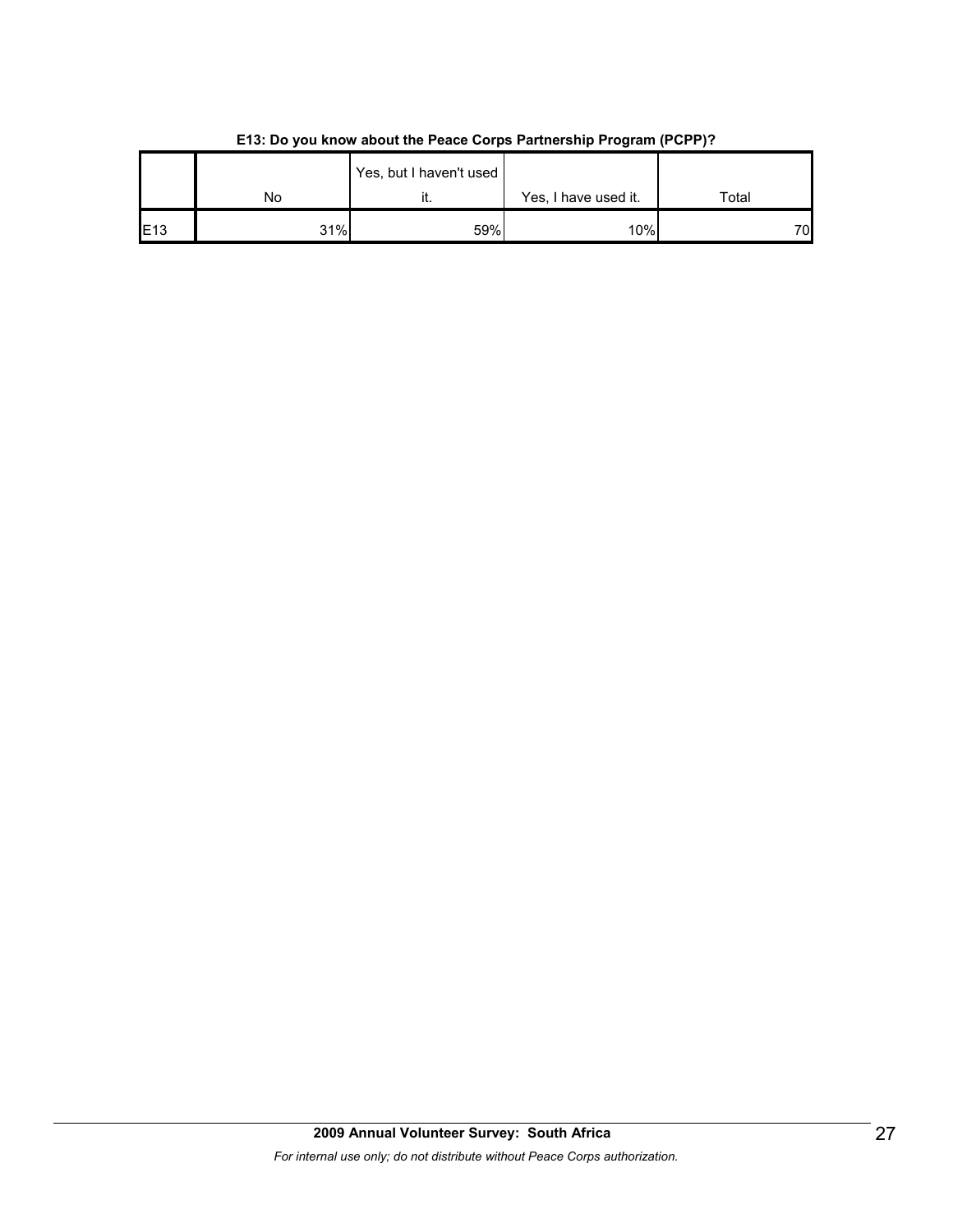**E13: Do you know about the Peace Corps Partnership Program (PCPP)?**

| | No | Yes, but I haven't used it. | Yes, I have used it. | Total |
|---|---|---|---|---|
| E13 | 31% | 59% | 10% | 70 |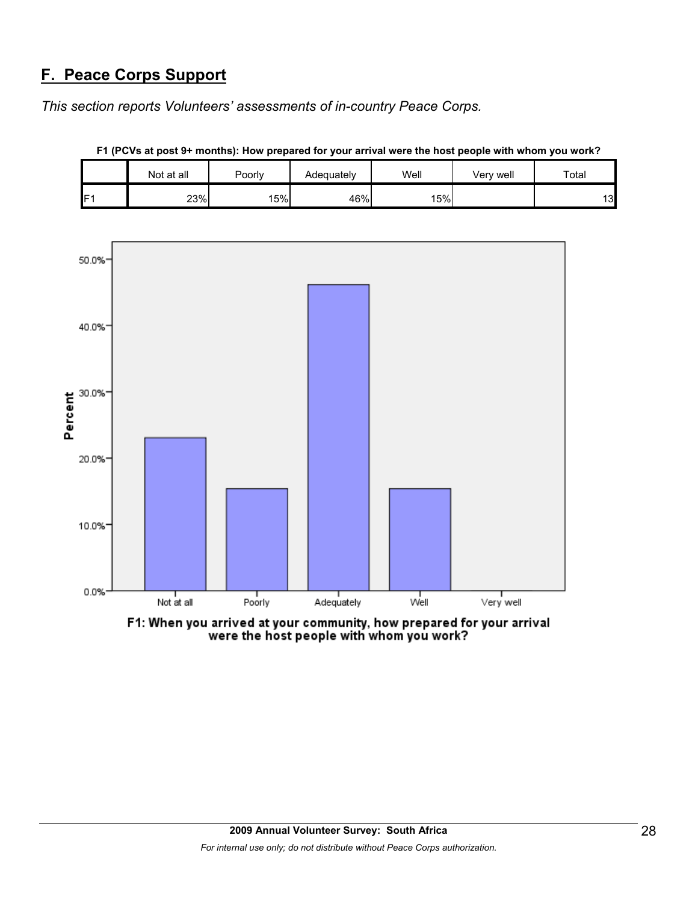## F. Peace Corps Support

*This section reports Volunteers' assessments of in-country Peace Corps.*

**F1 (PCVs at post 9+ months): How prepared for your arrival were the host people with whom you work?**

| | Not at all | Poorly | Adequately | Well | Very well | Total |
|---|---|---|---|---|---|---|
| F1 | 23% | 15% | 46% | 15% | | 13 |

F1: When you arrived at your community, how prepared for your arrival were the host people with whom you work?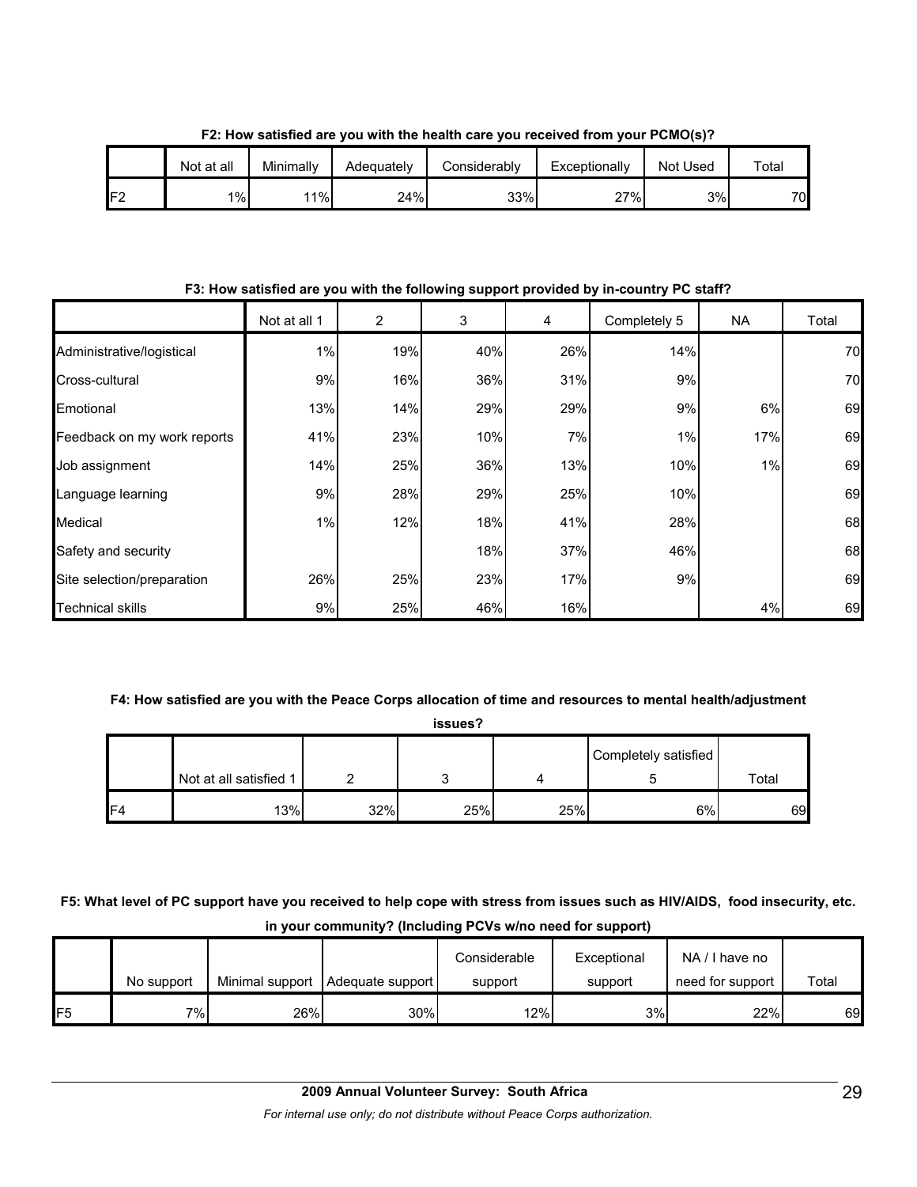**F2: How satisfied are you with the health care you received from your PCMO(s)?**

| | Not at all | Minimally | Adequately | Considerably | Exceptionally | Not Used | Total |
|---|---|---|---|---|---|---|---|
| F2 | 1% | 11% | 24% | 33% | 27% | 3% | 70 |

**F3: How satisfied are you with the following support provided by in-country PC staff?**

| | Not at all 1 | 2 | 3 | 4 | Completely 5 | NA | Total |
|---|---|---|---|---|---|---|---|
| Administrative/logistical | 1% | 19% | 40% | 26% | 14% | | 70 |
| Cross-cultural | 9% | 16% | 36% | 31% | 9% | | 70 |
| Emotional | 13% | 14% | 29% | 29% | 9% | 6% | 69 |
| Feedback on my work reports | 41% | 23% | 10% | 7% | 1% | 17% | 69 |
| Job assignment | 14% | 25% | 36% | 13% | 10% | 1% | 69 |
| Language learning | 9% | 28% | 29% | 25% | 10% | | 69 |
| Medical | 1% | 12% | 18% | 41% | 28% | | 68 |
| Safety and security | | | 18% | 37% | 46% | | 68 |
| Site selection/preparation | 26% | 25% | 23% | 17% | 9% | | 69 |
| Technical skills | 9% | 25% | 46% | 16% | | 4% | 69 |

**F4: How satisfied are you with the Peace Corps allocation of time and resources to mental health/adjustment issues?**

| | Not at all satisfied 1 | 2 | 3 | 4 | Completely satisfied 5 | Total |
|---|---|---|---|---|---|---|
| F4 | 13% | 32% | 25% | 25% | 6% | 69 |

**F5: What level of PC support have you received to help cope with stress from issues such as HIV/AIDS, food insecurity, etc. in your community? (Including PCVs w/no need for support)**

| | No support | Minimal support | Adequate support | Considerable support | Exceptional support | NA / I have no need for support | Total |
|---|---|---|---|---|---|---|---|
| F5 | 7% | 26% | 30% | 12% | 3% | 22% | 69 |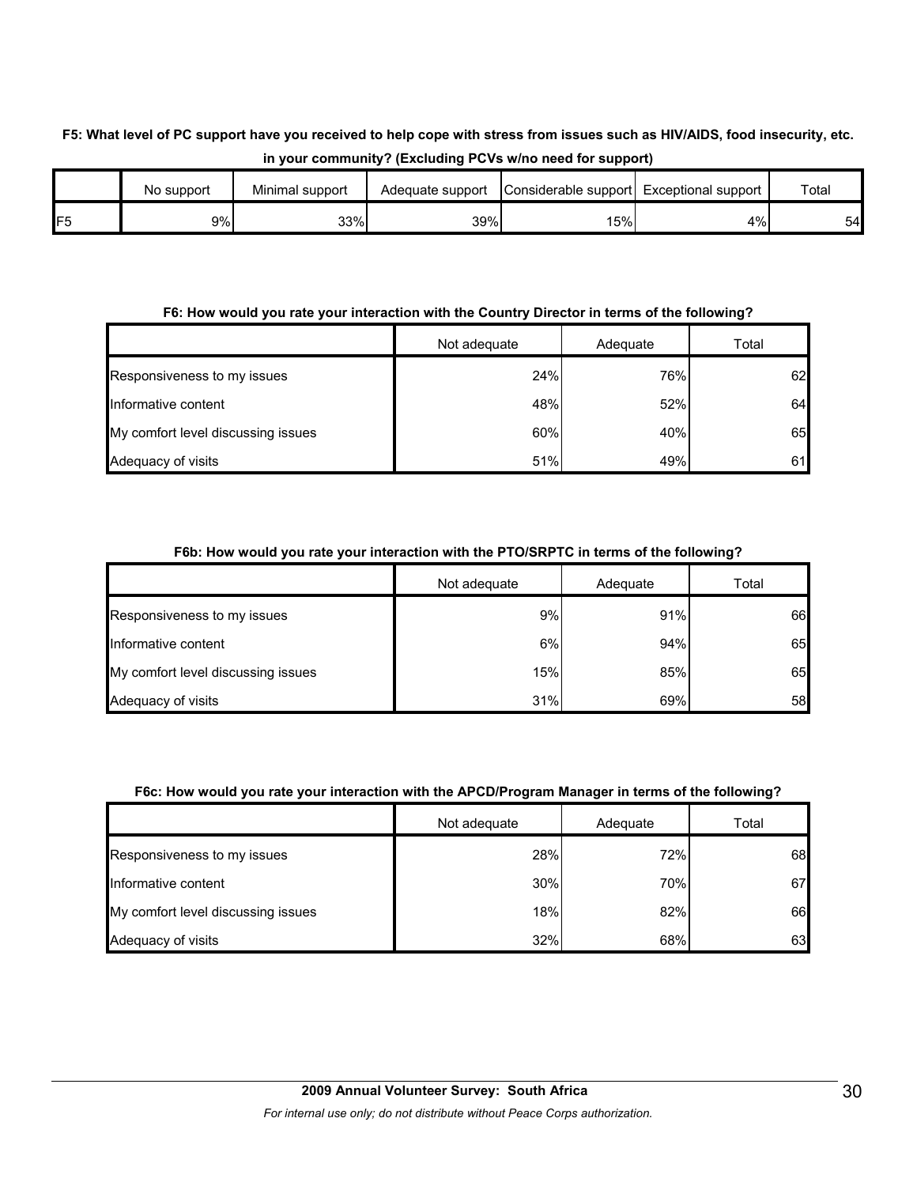**F5: What level of PC support have you received to help cope with stress from issues such as HIV/AIDS, food insecurity, etc. in your community? (Excluding PCVs w/no need for support)**

| | No support | Minimal support | Adequate support | Considerable support | Exceptional support | Total |
|---|---|---|---|---|---|---|
| F5 | 9% | 33% | 39% | 15% | 4% | 54 |

**F6: How would you rate your interaction with the Country Director in terms of the following?**

| | Not adequate | Adequate | Total |
|---|---|---|---|
| Responsiveness to my issues | 24% | 76% | 62 |
| Informative content | 48% | 52% | 64 |
| My comfort level discussing issues | 60% | 40% | 65 |
| Adequacy of visits | 51% | 49% | 61 |

**F6b: How would you rate your interaction with the PTO/SRPTC in terms of the following?**

| | Not adequate | Adequate | Total |
|---|---|---|---|
| Responsiveness to my issues | 9% | 91% | 66 |
| Informative content | 6% | 94% | 65 |
| My comfort level discussing issues | 15% | 85% | 65 |
| Adequacy of visits | 31% | 69% | 58 |

**F6c: How would you rate your interaction with the APCD/Program Manager in terms of the following?**

| | Not adequate | Adequate | Total |
|---|---|---|---|
| Responsiveness to my issues | 28% | 72% | 68 |
| Informative content | 30% | 70% | 67 |
| My comfort level discussing issues | 18% | 82% | 66 |
| Adequacy of visits | 32% | 68% | 63 |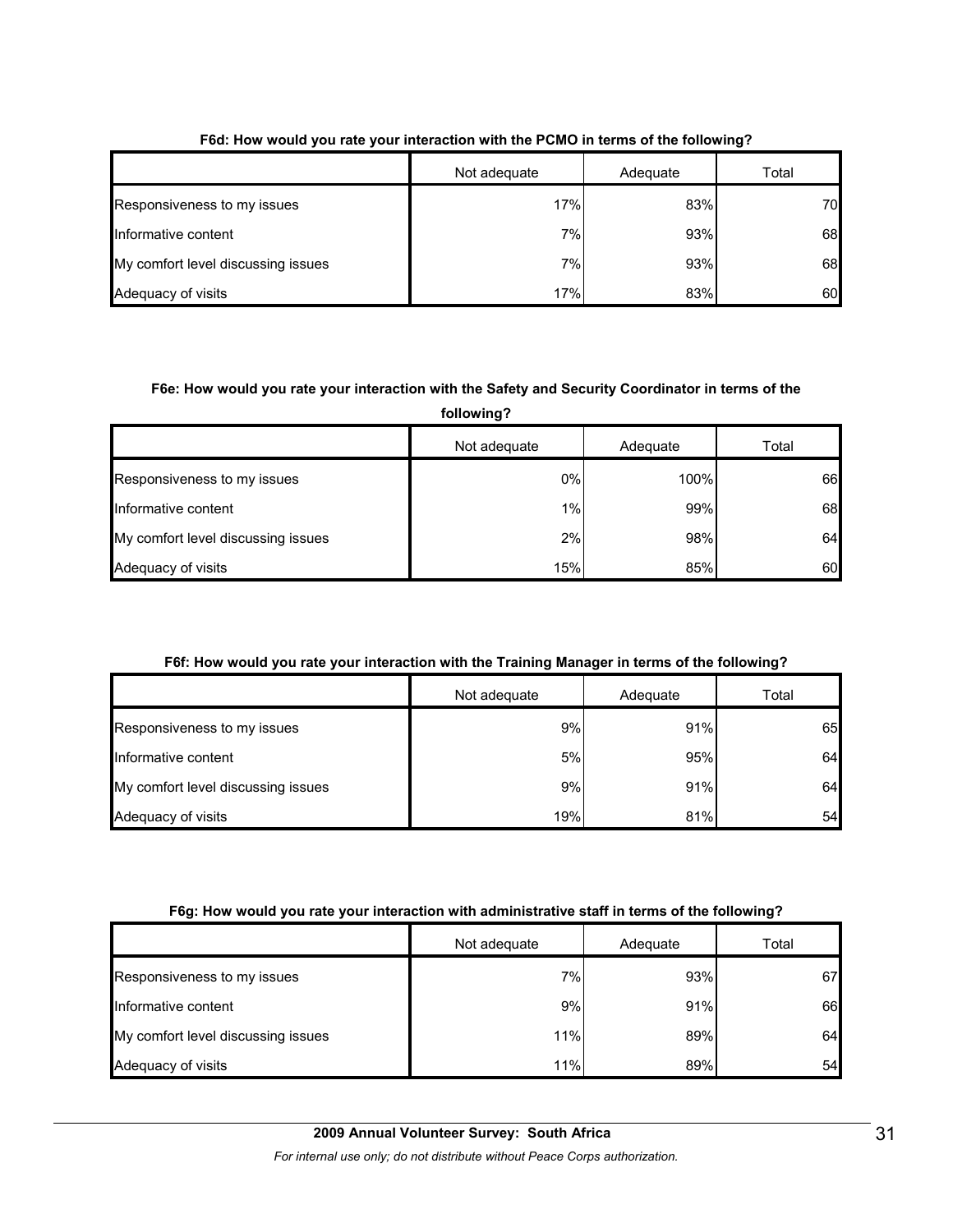**F6d: How would you rate your interaction with the PCMO in terms of the following?**

| | Not adequate | Adequate | Total |
|---|---|---|---|
| Responsiveness to my issues | 17% | 83% | 70 |
| Informative content | 7% | 93% | 68 |
| My comfort level discussing issues | 7% | 93% | 68 |
| Adequacy of visits | 17% | 83% | 60 |

**F6e: How would you rate your interaction with the Safety and Security Coordinator in terms of the following?**

| | Not adequate | Adequate | Total |
|---|---|---|---|
| Responsiveness to my issues | 0% | 100% | 66 |
| Informative content | 1% | 99% | 68 |
| My comfort level discussing issues | 2% | 98% | 64 |
| Adequacy of visits | 15% | 85% | 60 |

**F6f: How would you rate your interaction with the Training Manager in terms of the following?**

| | Not adequate | Adequate | Total |
|---|---|---|---|
| Responsiveness to my issues | 9% | 91% | 65 |
| Informative content | 5% | 95% | 64 |
| My comfort level discussing issues | 9% | 91% | 64 |
| Adequacy of visits | 19% | 81% | 54 |

**F6g: How would you rate your interaction with administrative staff in terms of the following?**

| | Not adequate | Adequate | Total |
|---|---|---|---|
| Responsiveness to my issues | 7% | 93% | 67 |
| Informative content | 9% | 91% | 66 |
| My comfort level discussing issues | 11% | 89% | 64 |
| Adequacy of visits | 11% | 89% | 54 |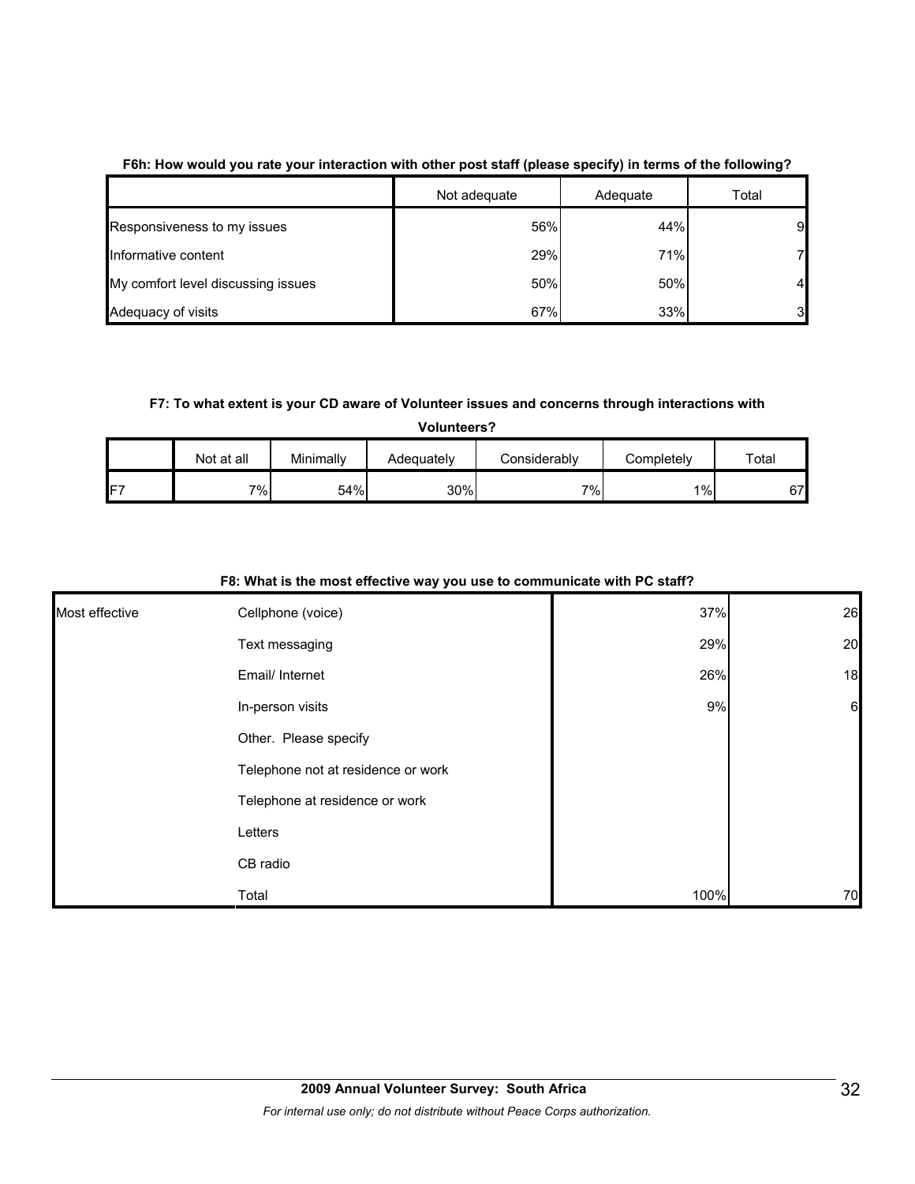**F6h: How would you rate your interaction with other post staff (please specify) in terms of the following?**

| | Not adequate | Adequate | Total |
|---|---|---|---|
| Responsiveness to my issues | 56% | 44% | 9 |
| Informative content | 29% | 71% | 7 |
| My comfort level discussing issues | 50% | 50% | 4 |
| Adequacy of visits | 67% | 33% | 3 |

**F7: To what extent is your CD aware of Volunteer issues and concerns through interactions with Volunteers?**

| | Not at all | Minimally | Adequately | Considerably | Completely | Total |
|---|---|---|---|---|---|---|
| F7 | 7% | 54% | 30% | 7% | 1% | 67 |

**F8: What is the most effective way you use to communicate with PC staff?**

| | | | |
|---|---|---|---|
| Most effective | Cellphone (voice) | 37% | 26 |
| | Text messaging | 29% | 20 |
| | Email/ Internet | 26% | 18 |
| | In-person visits | 9% | 6 |
| | Other. Please specify | | |
| | Telephone not at residence or work | | |
| | Telephone at residence or work | | |
| | Letters | | |
| | CB radio | | |
| | Total | 100% | 70 |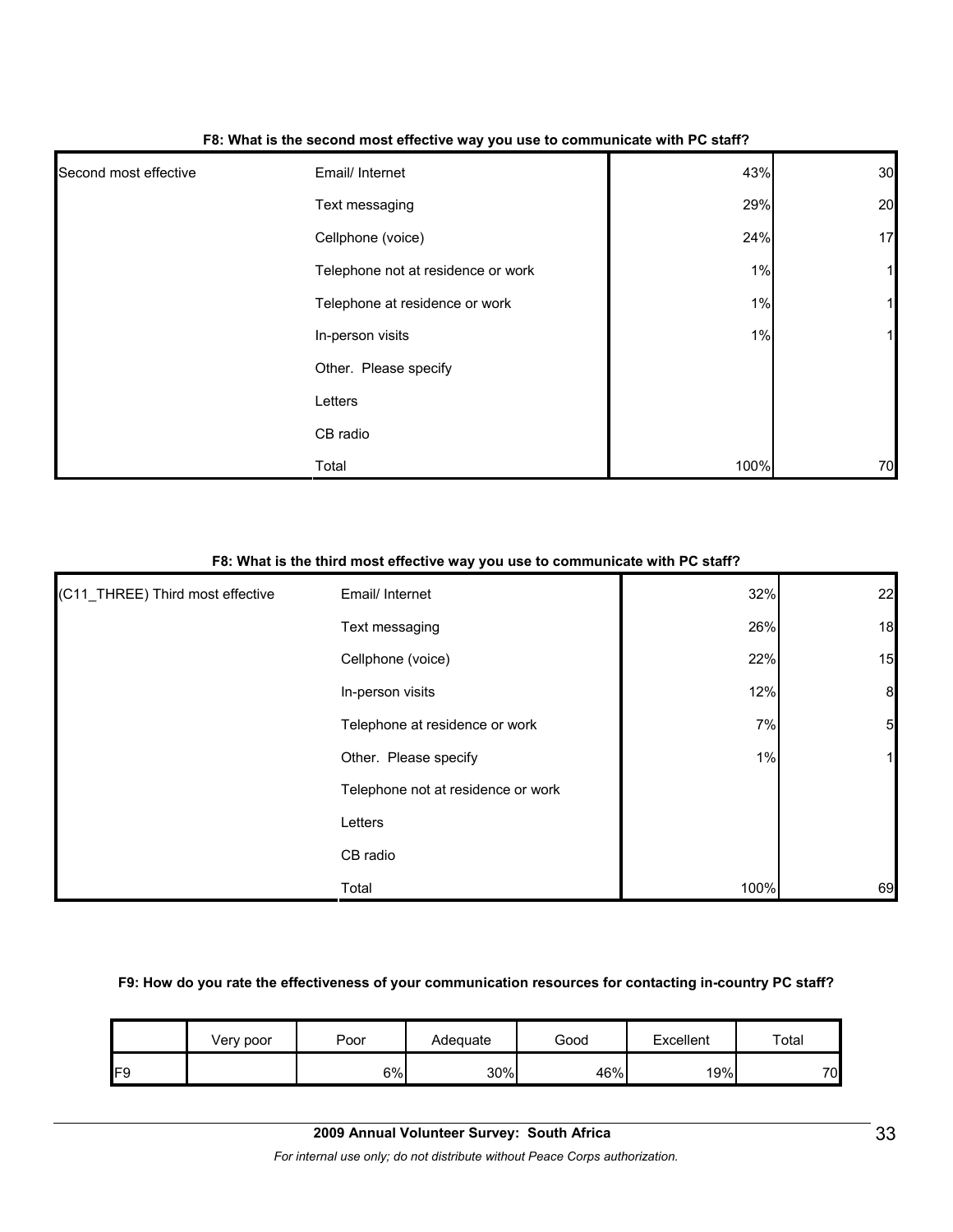**F8: What is the second most effective way you use to communicate with PC staff?**

| | | | |
|---|---|---|---|
| Second most effective | Email/ Internet | 43% | 30 |
| | Text messaging | 29% | 20 |
| | Cellphone (voice) | 24% | 17 |
| | Telephone not at residence or work | 1% | 1 |
| | Telephone at residence or work | 1% | 1 |
| | In-person visits | 1% | 1 |
| | Other. Please specify | | |
| | Letters | | |
| | CB radio | | |
| | Total | 100% | 70 |

**F8: What is the third most effective way you use to communicate with PC staff?**

| | | | |
|---|---|---|---|
| (C11_THREE) Third most effective | Email/ Internet | 32% | 22 |
| | Text messaging | 26% | 18 |
| | Cellphone (voice) | 22% | 15 |
| | In-person visits | 12% | 8 |
| | Telephone at residence or work | 7% | 5 |
| | Other. Please specify | 1% | 1 |
| | Telephone not at residence or work | | |
| | Letters | | |
| | CB radio | | |
| | Total | 100% | 69 |

**F9: How do you rate the effectiveness of your communication resources for contacting in-country PC staff?**

| | Very poor | Poor | Adequate | Good | Excellent | Total |
|---|---|---|---|---|---|---|
| F9 | | 6% | 30% | 46% | 19% | 70 |

**2009 Annual Volunteer Survey: South Africa**

*For internal use only; do not distribute without Peace Corps authorization.*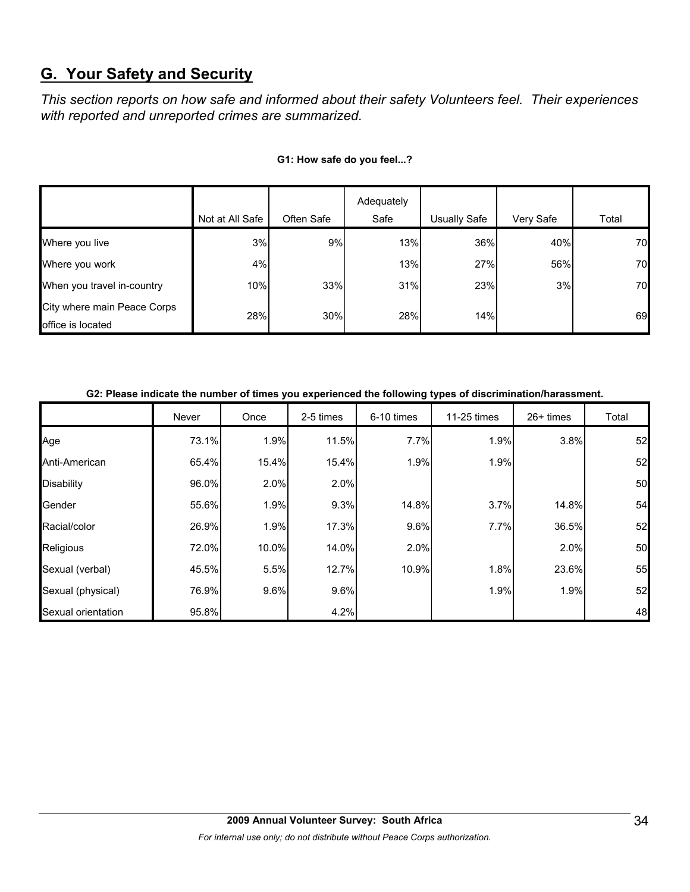## G. Your Safety and Security

*This section reports on how safe and informed about their safety Volunteers feel. Their experiences with reported and unreported crimes are summarized.*

**G1: How safe do you feel...?**

| | Not at All Safe | Often Safe | Adequately Safe | Usually Safe | Very Safe | Total |
|---|---|---|---|---|---|---|
| Where you live | 3% | 9% | 13% | 36% | 40% | 70 |
| Where you work | 4% | | 13% | 27% | 56% | 70 |
| When you travel in-country | 10% | 33% | 31% | 23% | 3% | 70 |
| City where main Peace Corps office is located | 28% | 30% | 28% | 14% | | 69 |

**G2: Please indicate the number of times you experienced the following types of discrimination/harassment.**

| | Never | Once | 2-5 times | 6-10 times | 11-25 times | 26+ times | Total |
|---|---|---|---|---|---|---|---|
| Age | 73.1% | 1.9% | 11.5% | 7.7% | 1.9% | 3.8% | 52 |
| Anti-American | 65.4% | 15.4% | 15.4% | 1.9% | 1.9% | | 52 |
| Disability | 96.0% | 2.0% | 2.0% | | | | 50 |
| Gender | 55.6% | 1.9% | 9.3% | 14.8% | 3.7% | 14.8% | 54 |
| Racial/color | 26.9% | 1.9% | 17.3% | 9.6% | 7.7% | 36.5% | 52 |
| Religious | 72.0% | 10.0% | 14.0% | 2.0% | | 2.0% | 50 |
| Sexual (verbal) | 45.5% | 5.5% | 12.7% | 10.9% | 1.8% | 23.6% | 55 |
| Sexual (physical) | 76.9% | 9.6% | 9.6% | | 1.9% | 1.9% | 52 |
| Sexual orientation | 95.8% | | 4.2% | | | | 48 |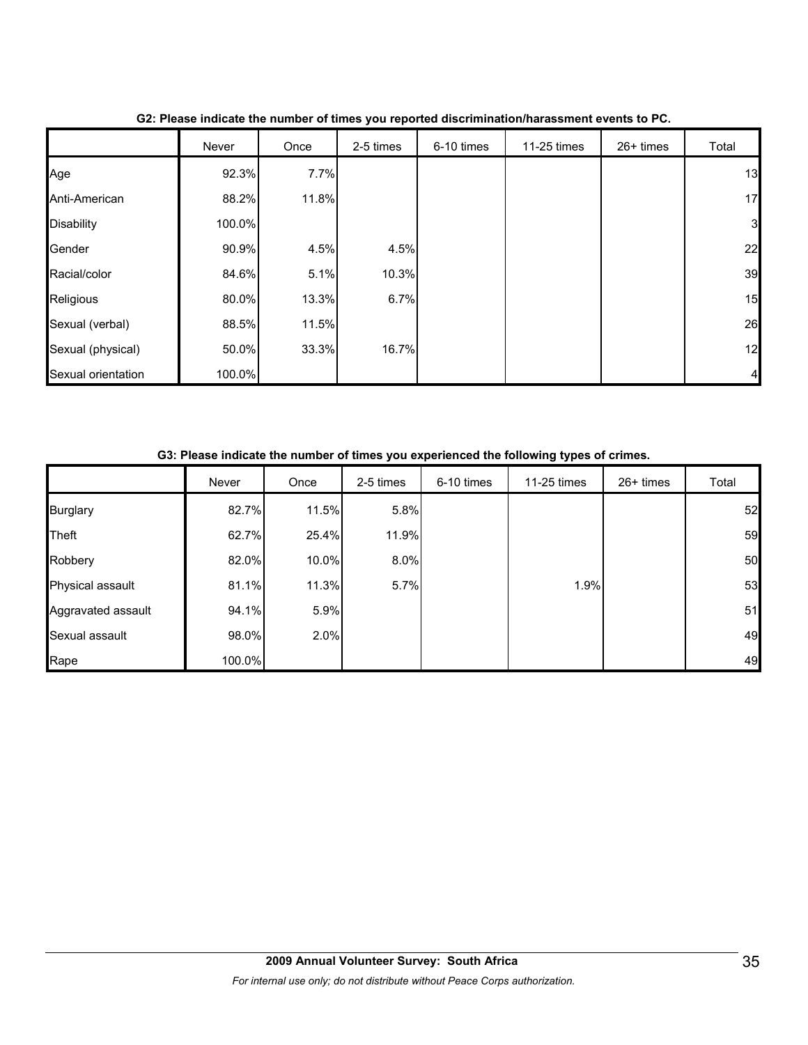**G2: Please indicate the number of times you reported discrimination/harassment events to PC.**

| | Never | Once | 2-5 times | 6-10 times | 11-25 times | 26+ times | Total |
|---|---|---|---|---|---|---|---|
| Age | 92.3% | 7.7% | | | | | 13 |
| Anti-American | 88.2% | 11.8% | | | | | 17 |
| Disability | 100.0% | | | | | | 3 |
| Gender | 90.9% | 4.5% | 4.5% | | | | 22 |
| Racial/color | 84.6% | 5.1% | 10.3% | | | | 39 |
| Religious | 80.0% | 13.3% | 6.7% | | | | 15 |
| Sexual (verbal) | 88.5% | 11.5% | | | | | 26 |
| Sexual (physical) | 50.0% | 33.3% | 16.7% | | | | 12 |
| Sexual orientation | 100.0% | | | | | | 4 |

**G3: Please indicate the number of times you experienced the following types of crimes.**

| | Never | Once | 2-5 times | 6-10 times | 11-25 times | 26+ times | Total |
|---|---|---|---|---|---|---|---|
| Burglary | 82.7% | 11.5% | 5.8% | | | | 52 |
| Theft | 62.7% | 25.4% | 11.9% | | | | 59 |
| Robbery | 82.0% | 10.0% | 8.0% | | | | 50 |
| Physical assault | 81.1% | 11.3% | 5.7% | | 1.9% | | 53 |
| Aggravated assault | 94.1% | 5.9% | | | | | 51 |
| Sexual assault | 98.0% | 2.0% | | | | | 49 |
| Rape | 100.0% | | | | | | 49 |

**2009 Annual Volunteer Survey: South Africa**

*For internal use only; do not distribute without Peace Corps authorization.*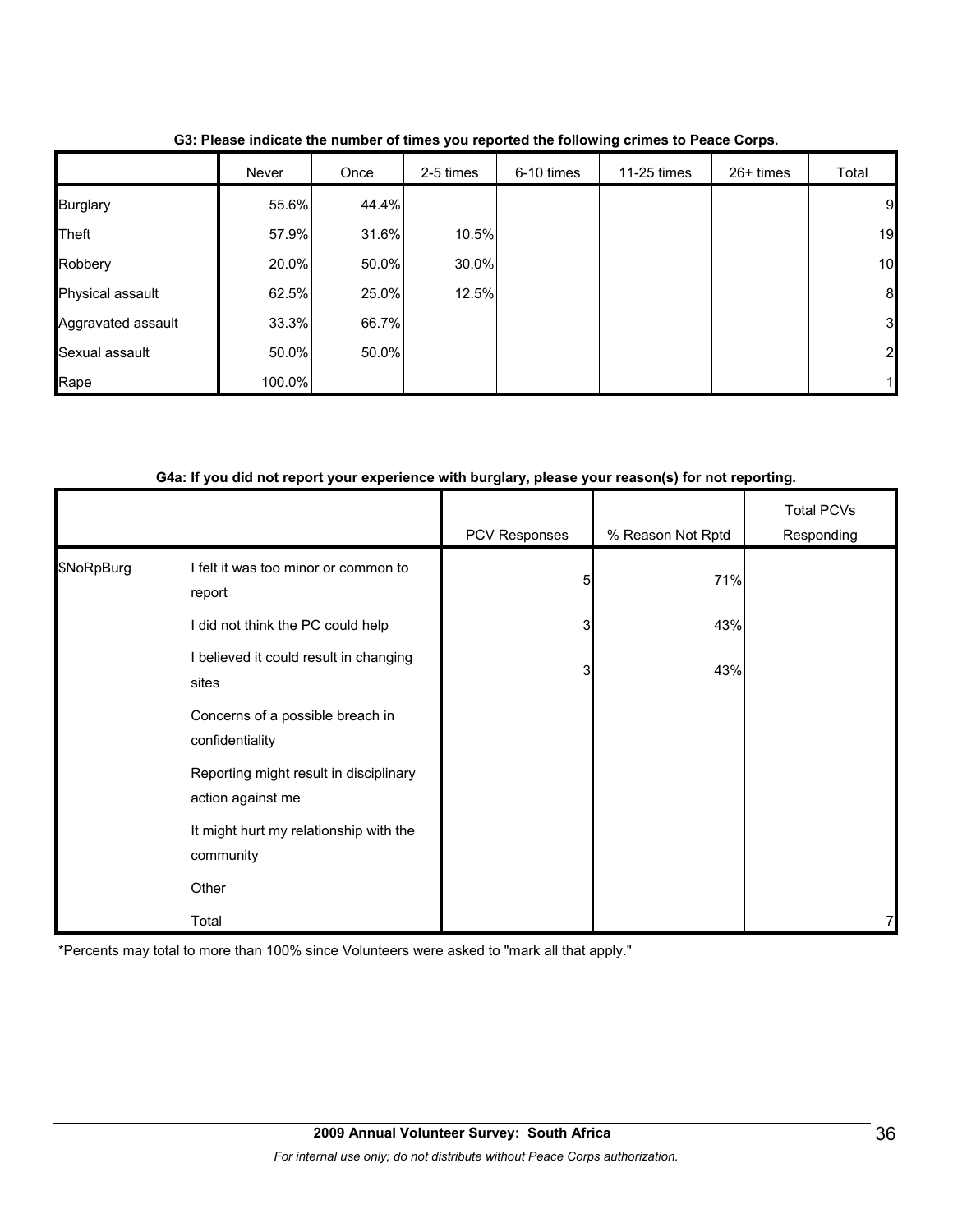**G3: Please indicate the number of times you reported the following crimes to Peace Corps.**

| | Never | Once | 2-5 times | 6-10 times | 11-25 times | 26+ times | Total |
|---|---|---|---|---|---|---|---|
| Burglary | 55.6% | 44.4% | | | | | 9 |
| Theft | 57.9% | 31.6% | 10.5% | | | | 19 |
| Robbery | 20.0% | 50.0% | 30.0% | | | | 10 |
| Physical assault | 62.5% | 25.0% | 12.5% | | | | 8 |
| Aggravated assault | 33.3% | 66.7% | | | | | 3 |
| Sexual assault | 50.0% | 50.0% | | | | | 2 |
| Rape | 100.0% | | | | | | 1 |

**G4a: If you did not report your experience with burglary, please your reason(s) for not reporting.**

| | | PCV Responses | % Reason Not Rptd | Total PCVs Responding |
|---|---|---|---|---|
| $NoRpBurg | I felt it was too minor or common to report | 5 | 71% | |
| | I did not think the PC could help | 3 | 43% | |
| | I believed it could result in changing sites | 3 | 43% | |
| | Concerns of a possible breach in confidentiality | | | |
| | Reporting might result in disciplinary action against me | | | |
| | It might hurt my relationship with the community | | | |
| | Other | | | |
| | Total | | | 7 |

*Percents may total to more than 100% since Volunteers were asked to "mark all that apply."

**2009 Annual Volunteer Survey: South Africa**

*For internal use only; do not distribute without Peace Corps authorization.*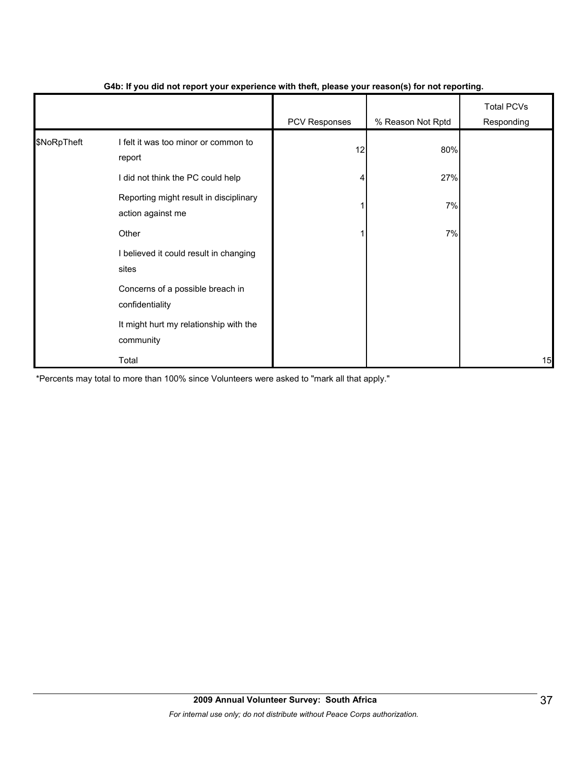**G4b: If you did not report your experience with theft, please your reason(s) for not reporting.**

| | | PCV Responses | % Reason Not Rptd | Total PCVs Responding |
|---|---|---|---|---|
| $NoRpTheft | I felt it was too minor or common to report | 12 | 80% | |
| | I did not think the PC could help | 4 | 27% | |
| | Reporting might result in disciplinary action against me | 1 | 7% | |
| | Other | 1 | 7% | |
| | I believed it could result in changing sites | | | |
| | Concerns of a possible breach in confidentiality | | | |
| | It might hurt my relationship with the community | | | |
| | Total | | | 15 |

*Percents may total to more than 100% since Volunteers were asked to "mark all that apply."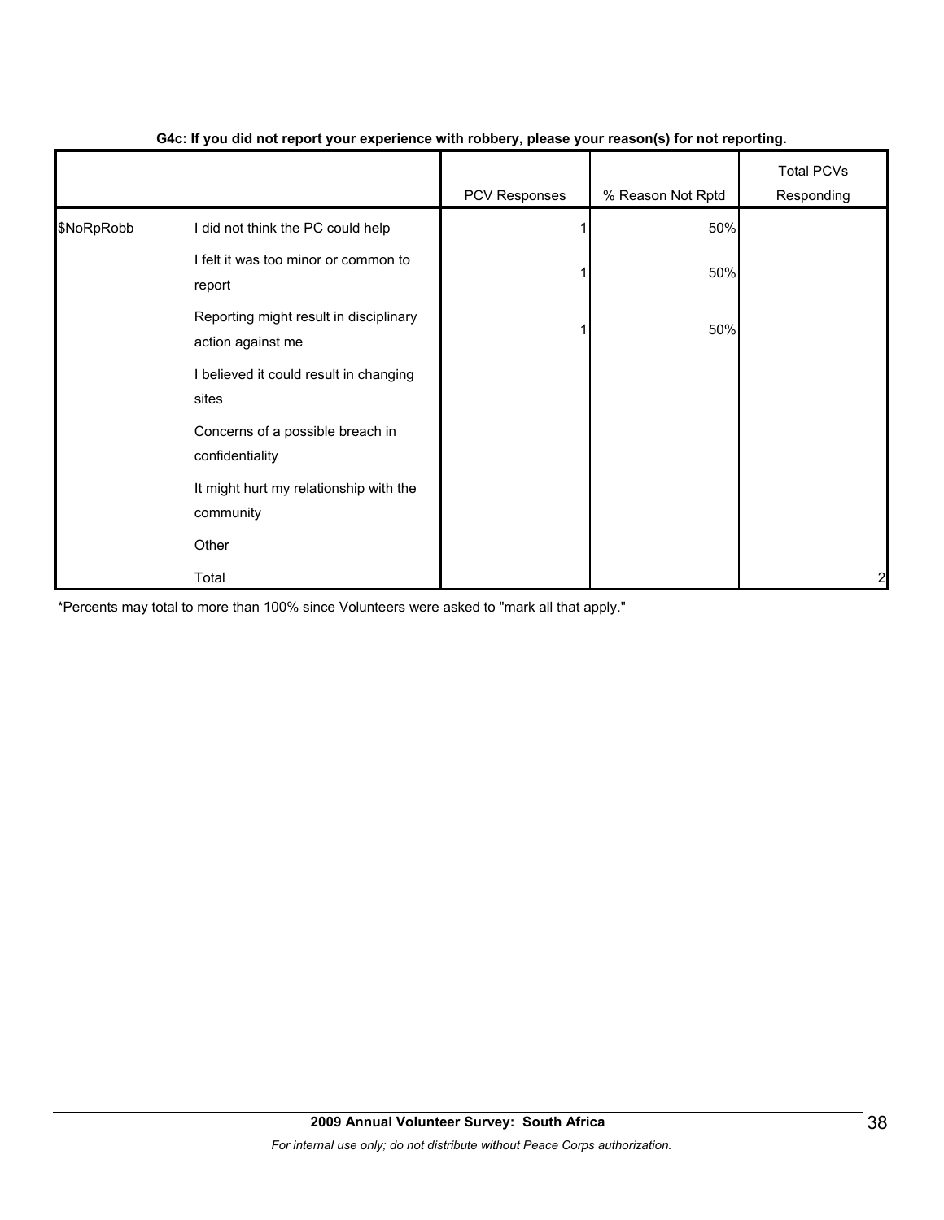**G4c: If you did not report your experience with robbery, please your reason(s) for not reporting.**

| | | PCV Responses | % Reason Not Rptd | Total PCVs Responding |
|---|---|---|---|---|
| $NoRpRobb | I did not think the PC could help | 1 | 50% | |
| | I felt it was too minor or common to report | 1 | 50% | |
| | Reporting might result in disciplinary action against me | 1 | 50% | |
| | I believed it could result in changing sites | | | |
| | Concerns of a possible breach in confidentiality | | | |
| | It might hurt my relationship with the community | | | |
| | Other | | | |
| | Total | | | 2 |

*Percents may total to more than 100% since Volunteers were asked to "mark all that apply."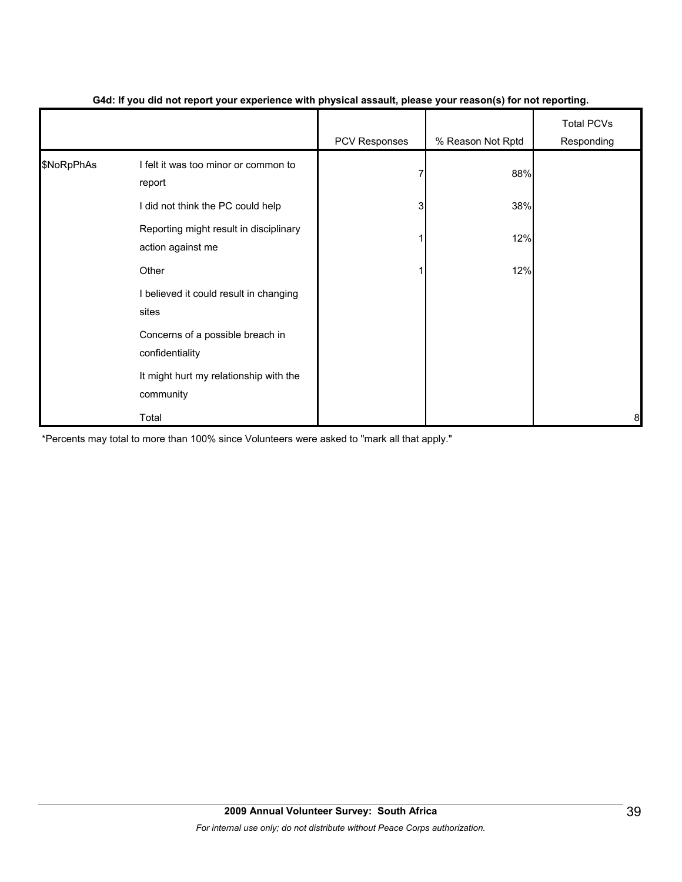**G4d: If you did not report your experience with physical assault, please your reason(s) for not reporting.**

| | | PCV Responses | % Reason Not Rptd | Total PCVs Responding |
|---|---|---|---|---|
| $NoRpPhAs | I felt it was too minor or common to report | 7 | 88% | |
| | I did not think the PC could help | 3 | 38% | |
| | Reporting might result in disciplinary action against me | 1 | 12% | |
| | Other | 1 | 12% | |
| | I believed it could result in changing sites | | | |
| | Concerns of a possible breach in confidentiality | | | |
| | It might hurt my relationship with the community | | | |
| | Total | | | 8 |

*Percents may total to more than 100% since Volunteers were asked to "mark all that apply."

**2009 Annual Volunteer Survey: South Africa**

*For internal use only; do not distribute without Peace Corps authorization.*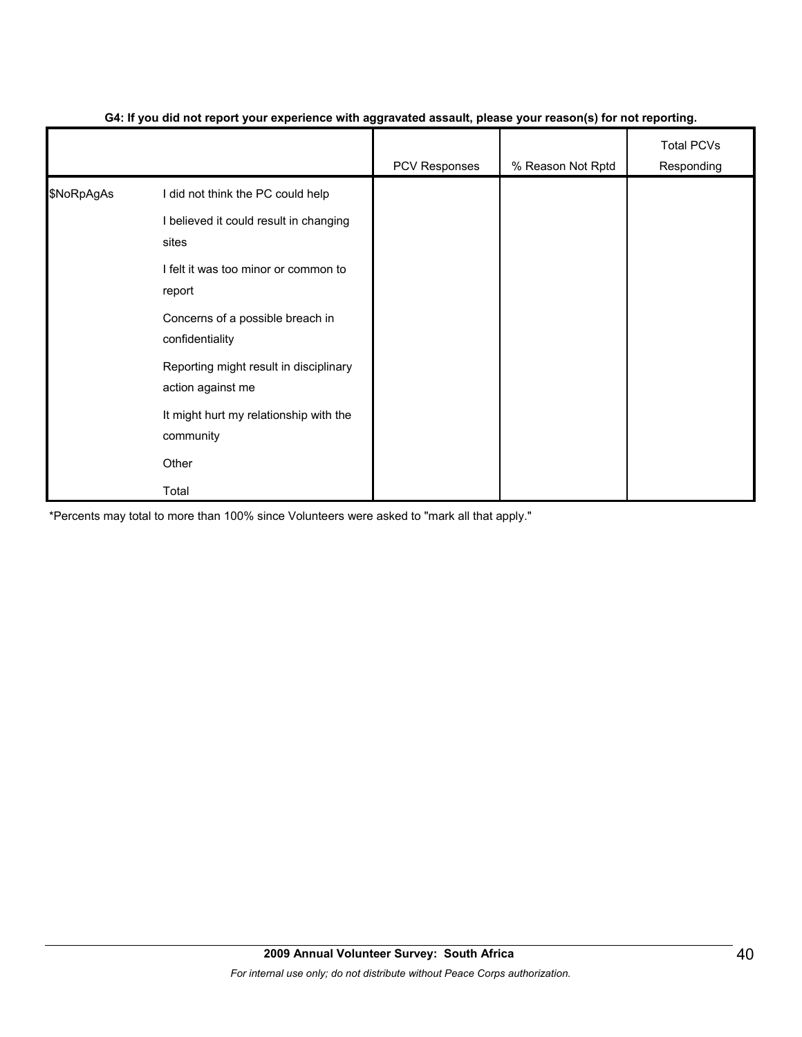**G4: If you did not report your experience with aggravated assault, please your reason(s) for not reporting.**

| | | PCV Responses | % Reason Not Rptd | Total PCVs Responding |
|---|---|---|---|---|
| $NoRpAgAs | I did not think the PC could help | | | |
| | I believed it could result in changing sites | | | |
| | I felt it was too minor or common to report | | | |
| | Concerns of a possible breach in confidentiality | | | |
| | Reporting might result in disciplinary action against me | | | |
| | It might hurt my relationship with the community | | | |
| | Other | | | |
| | Total | | | |

*Percents may total to more than 100% since Volunteers were asked to "mark all that apply."

**2009 Annual Volunteer Survey: South Africa**

*For internal use only; do not distribute without Peace Corps authorization.*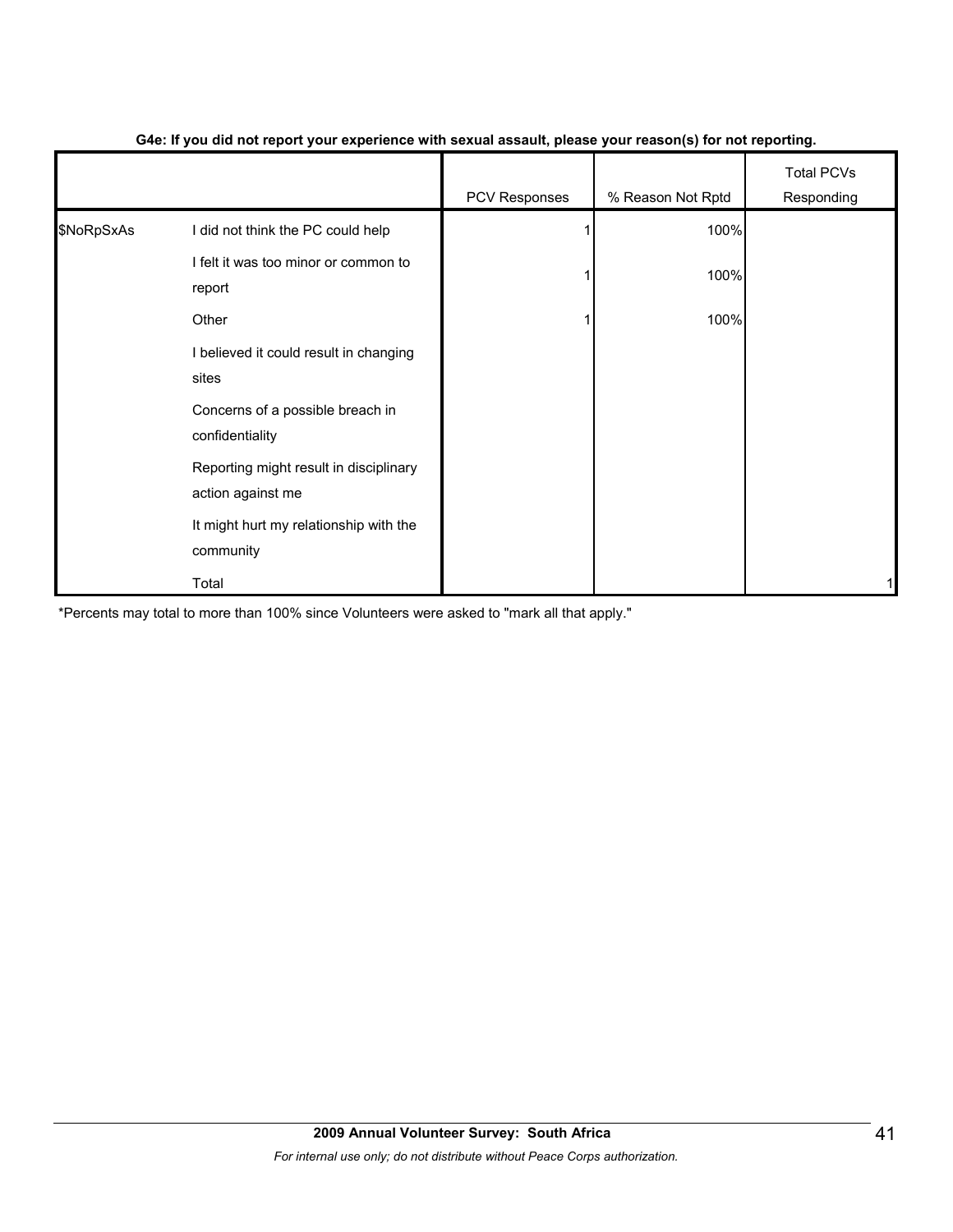**G4e: If you did not report your experience with sexual assault, please your reason(s) for not reporting.**

| | | PCV Responses | % Reason Not Rptd | Total PCVs Responding |
|---|---|---|---|---|
| $NoRpSxAs | I did not think the PC could help | 1 | 100% | |
| | I felt it was too minor or common to report | 1 | 100% | |
| | Other | 1 | 100% | |
| | I believed it could result in changing sites | | | |
| | Concerns of a possible breach in confidentiality | | | |
| | Reporting might result in disciplinary action against me | | | |
| | It might hurt my relationship with the community | | | |
| | Total | | | 1 |

*Percents may total to more than 100% since Volunteers were asked to "mark all that apply."

**2009 Annual Volunteer Survey: South Africa**

*For internal use only; do not distribute without Peace Corps authorization.*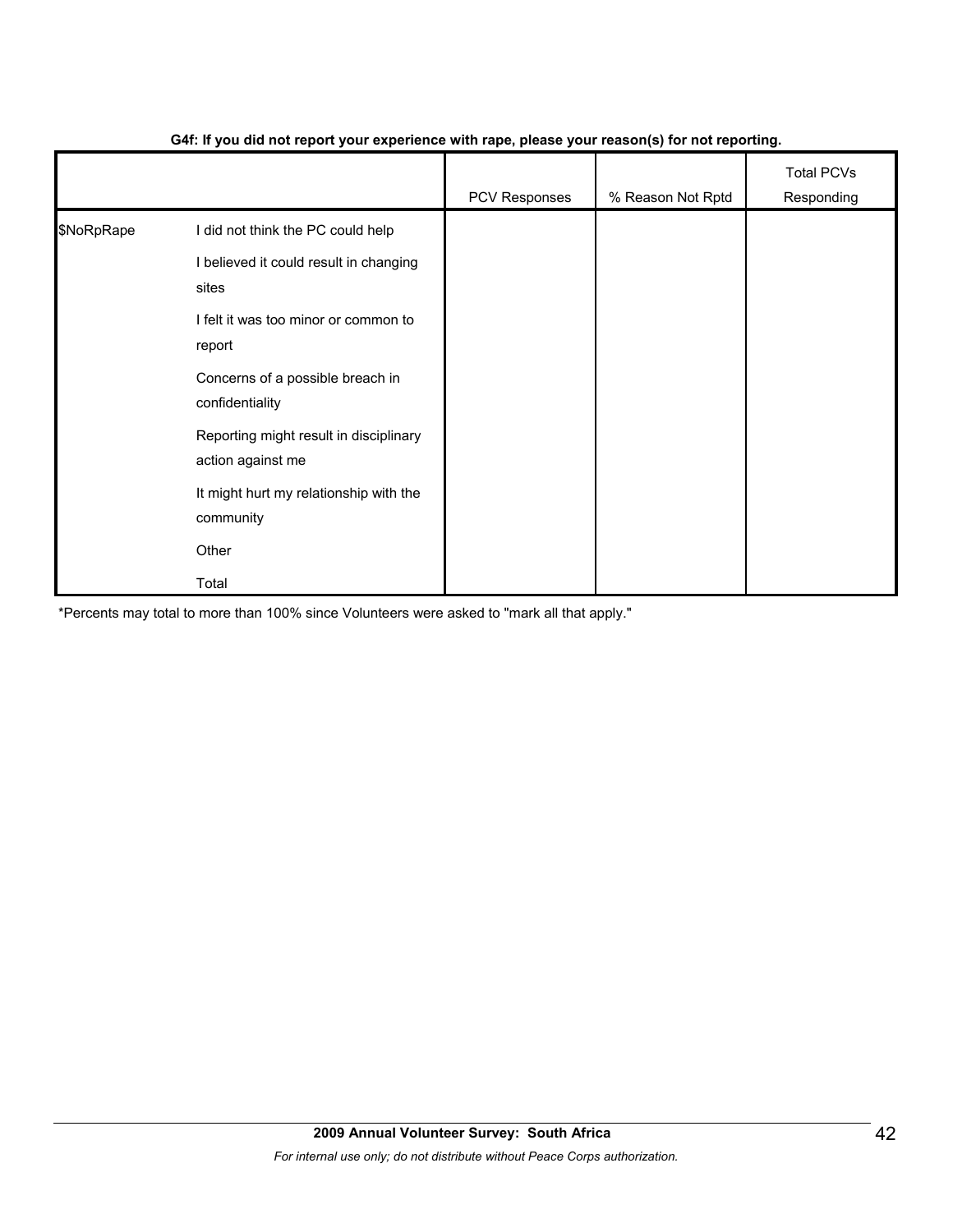**G4f: If you did not report your experience with rape, please your reason(s) for not reporting.**

| | | PCV Responses | % Reason Not Rptd | Total PCVs Responding |
|---|---|---|---|---|
| $NoRpRape | I did not think the PC could help | | | |
| | I believed it could result in changing sites | | | |
| | I felt it was too minor or common to report | | | |
| | Concerns of a possible breach in confidentiality | | | |
| | Reporting might result in disciplinary action against me | | | |
| | It might hurt my relationship with the community | | | |
| | Other | | | |
| | Total | | | |

*Percents may total to more than 100% since Volunteers were asked to "mark all that apply."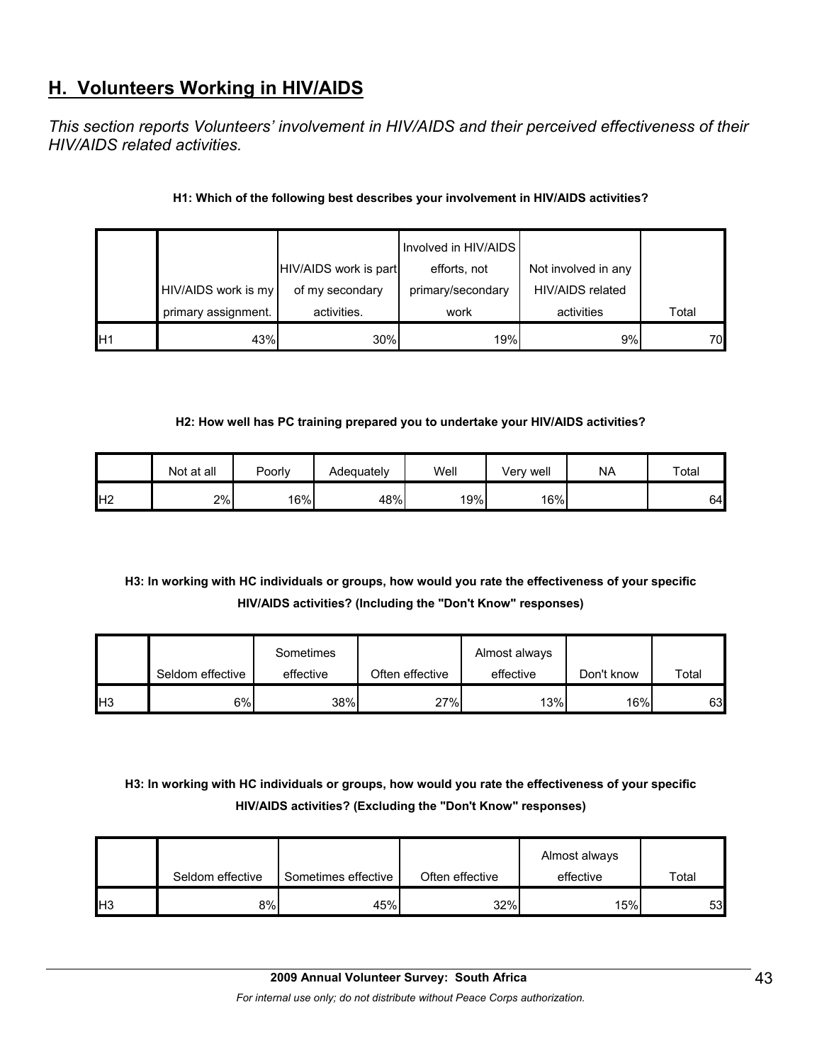## H. Volunteers Working in HIV/AIDS

*This section reports Volunteers' involvement in HIV/AIDS and their perceived effectiveness of their HIV/AIDS related activities.*

**H1: Which of the following best describes your involvement in HIV/AIDS activities?**

| | HIV/AIDS work is my primary assignment. | HIV/AIDS work is part of my secondary activities. | Involved in HIV/AIDS efforts, not primary/secondary work | Not involved in any HIV/AIDS related activities | Total |
|---|---|---|---|---|---|
| H1 | 43% | 30% | 19% | 9% | 70 |

**H2: How well has PC training prepared you to undertake your HIV/AIDS activities?**

| | Not at all | Poorly | Adequately | Well | Very well | NA | Total |
|---|---|---|---|---|---|---|---|
| H2 | 2% | 16% | 48% | 19% | 16% | | 64 |

**H3: In working with HC individuals or groups, how would you rate the effectiveness of your specific HIV/AIDS activities? (Including the "Don't Know" responses)**

| | Seldom effective | Sometimes effective | Often effective | Almost always effective | Don't know | Total |
|---|---|---|---|---|---|---|
| H3 | 6% | 38% | 27% | 13% | 16% | 63 |

**H3: In working with HC individuals or groups, how would you rate the effectiveness of your specific HIV/AIDS activities? (Excluding the "Don't Know" responses)**

| | Seldom effective | Sometimes effective | Often effective | Almost always effective | Total |
|---|---|---|---|---|---|
| H3 | 8% | 45% | 32% | 15% | 53 |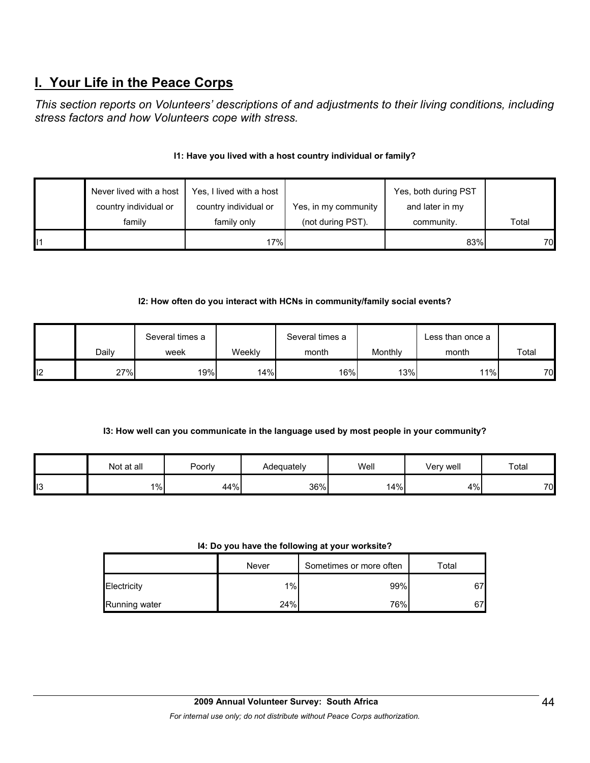## I. Your Life in the Peace Corps

*This section reports on Volunteers' descriptions of and adjustments to their living conditions, including stress factors and how Volunteers cope with stress.*

**I1: Have you lived with a host country individual or family?**

| | Never lived with a host country individual or family | Yes, I lived with a host country individual or family only | Yes, in my community (not during PST). | Yes, both during PST and later in my community. | Total |
|---|---|---|---|---|---|
| I1 | | 17% | | 83% | 70 |

**I2: How often do you interact with HCNs in community/family social events?**

| | Daily | Several times a week | Weekly | Several times a month | Monthly | Less than once a month | Total |
|---|---|---|---|---|---|---|---|
| I2 | 27% | 19% | 14% | 16% | 13% | 11% | 70 |

**I3: How well can you communicate in the language used by most people in your community?**

| | Not at all | Poorly | Adequately | Well | Very well | Total |
|---|---|---|---|---|---|---|
| I3 | 1% | 44% | 36% | 14% | 4% | 70 |

**I4: Do you have the following at your worksite?**

| | Never | Sometimes or more often | Total |
|---|---|---|---|
| Electricity | 1% | 99% | 67 |
| Running water | 24% | 76% | 67 |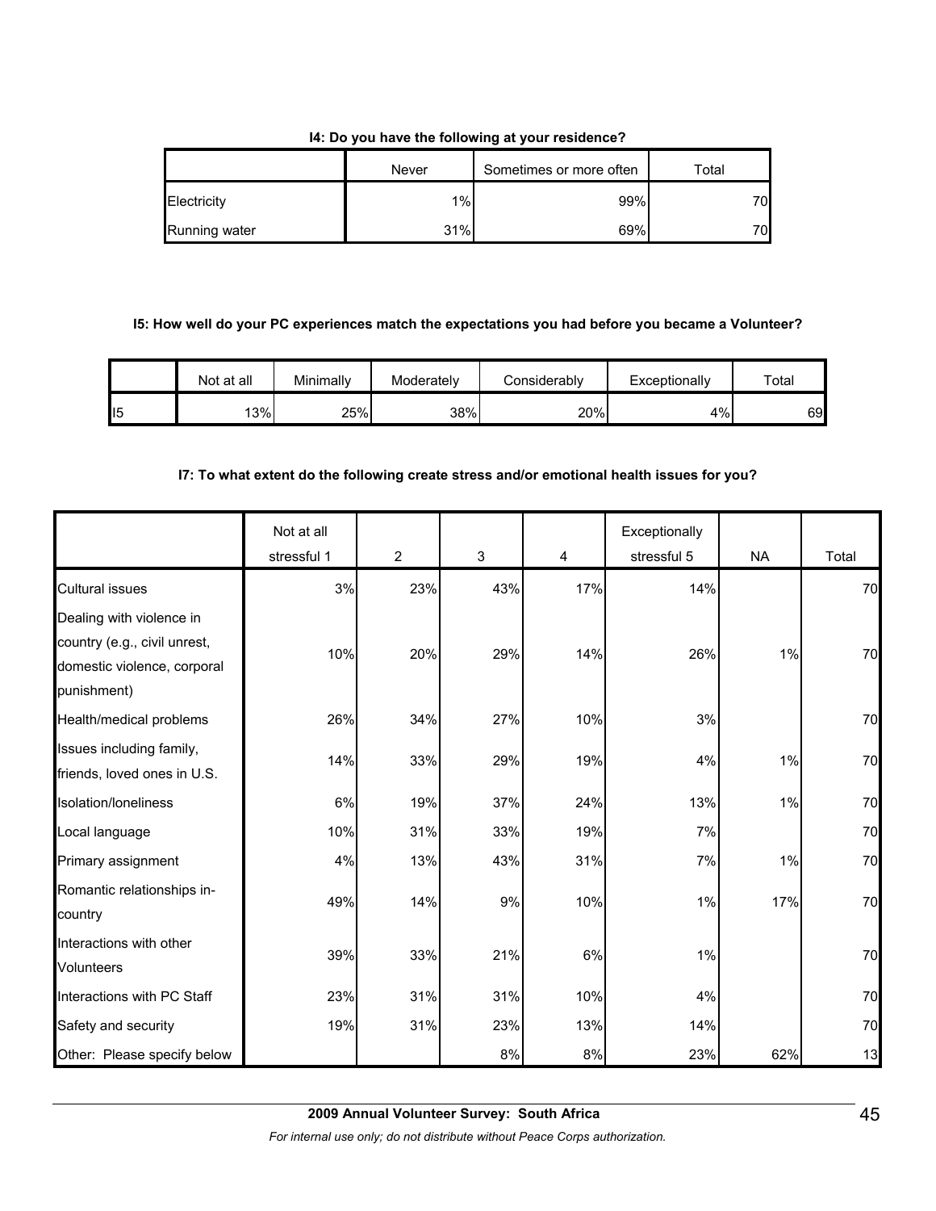**I4: Do you have the following at your residence?**

| | Never | Sometimes or more often | Total |
|---|---|---|---|
| Electricity | 1% | 99% | 70 |
| Running water | 31% | 69% | 70 |

**I5: How well do your PC experiences match the expectations you had before you became a Volunteer?**

| | Not at all | Minimally | Moderately | Considerably | Exceptionally | Total |
|---|---|---|---|---|---|---|
| I5 | 13% | 25% | 38% | 20% | 4% | 69 |

**I7: To what extent do the following create stress and/or emotional health issues for you?**

| | Not at all stressful 1 | 2 | 3 | 4 | Exceptionally stressful 5 | NA | Total |
|---|---|---|---|---|---|---|---|
| Cultural issues | 3% | 23% | 43% | 17% | 14% | | 70 |
| Dealing with violence in country (e.g., civil unrest, domestic violence, corporal punishment) | 10% | 20% | 29% | 14% | 26% | 1% | 70 |
| Health/medical problems | 26% | 34% | 27% | 10% | 3% | | 70 |
| Issues including family, friends, loved ones in U.S. | 14% | 33% | 29% | 19% | 4% | 1% | 70 |
| Isolation/loneliness | 6% | 19% | 37% | 24% | 13% | 1% | 70 |
| Local language | 10% | 31% | 33% | 19% | 7% | | 70 |
| Primary assignment | 4% | 13% | 43% | 31% | 7% | 1% | 70 |
| Romantic relationships in-country | 49% | 14% | 9% | 10% | 1% | 17% | 70 |
| Interactions with other Volunteers | 39% | 33% | 21% | 6% | 1% | | 70 |
| Interactions with PC Staff | 23% | 31% | 31% | 10% | 4% | | 70 |
| Safety and security | 19% | 31% | 23% | 13% | 14% | | 70 |
| Other: Please specify below | | | 8% | 8% | 23% | 62% | 13 |

**2009 Annual Volunteer Survey: South Africa**

*For internal use only; do not distribute without Peace Corps authorization.*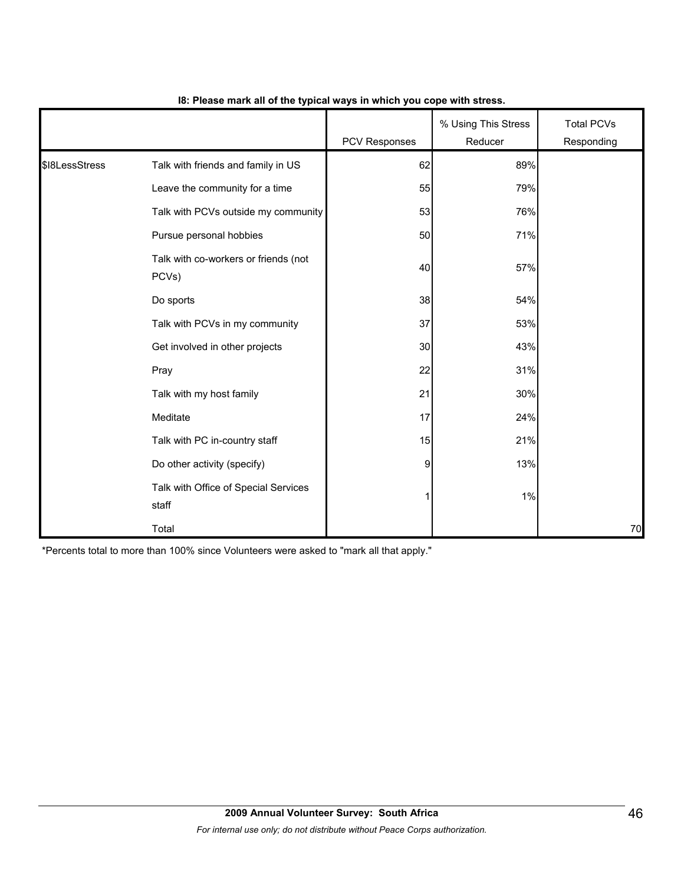**I8: Please mark all of the typical ways in which you cope with stress.**

| | | PCV Responses | % Using This Stress Reducer | Total PCVs Responding |
|---|---|---|---|---|
| $I8LessStress | Talk with friends and family in US | 62 | 89% | |
| | Leave the community for a time | 55 | 79% | |
| | Talk with PCVs outside my community | 53 | 76% | |
| | Pursue personal hobbies | 50 | 71% | |
| | Talk with co-workers or friends (not PCVs) | 40 | 57% | |
| | Do sports | 38 | 54% | |
| | Talk with PCVs in my community | 37 | 53% | |
| | Get involved in other projects | 30 | 43% | |
| | Pray | 22 | 31% | |
| | Talk with my host family | 21 | 30% | |
| | Meditate | 17 | 24% | |
| | Talk with PC in-country staff | 15 | 21% | |
| | Do other activity (specify) | 9 | 13% | |
| | Talk with Office of Special Services staff | 1 | 1% | |
| | Total | | | 70 |

*Percents total to more than 100% since Volunteers were asked to "mark all that apply."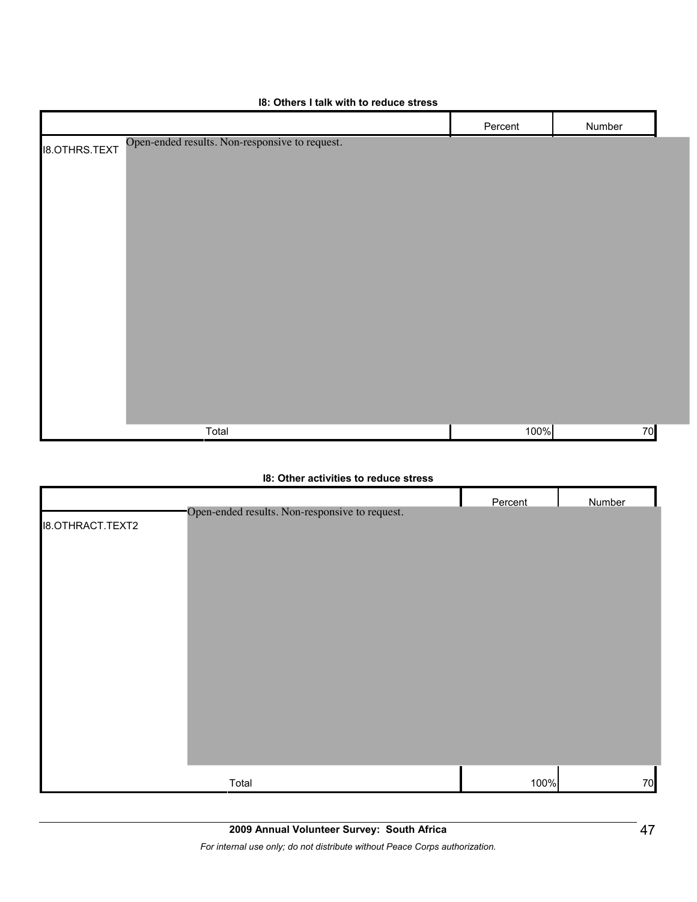**I8: Others I talk with to reduce stress**

| | | Percent | Number |
|---|---|---|---|
| I8.OTHRS.TEXT | Open-ended results. Non-responsive to request. | | |
| | Total | 100% | 70 |

**I8: Other activities to reduce stress**

| | | Percent | Number |
|---|---|---|---|
| I8.OTHRACT.TEXT2 | Open-ended results. Non-responsive to request. | | |
| | Total | 100% | 70 |

**2009 Annual Volunteer Survey: South Africa**

*For internal use only; do not distribute without Peace Corps authorization.*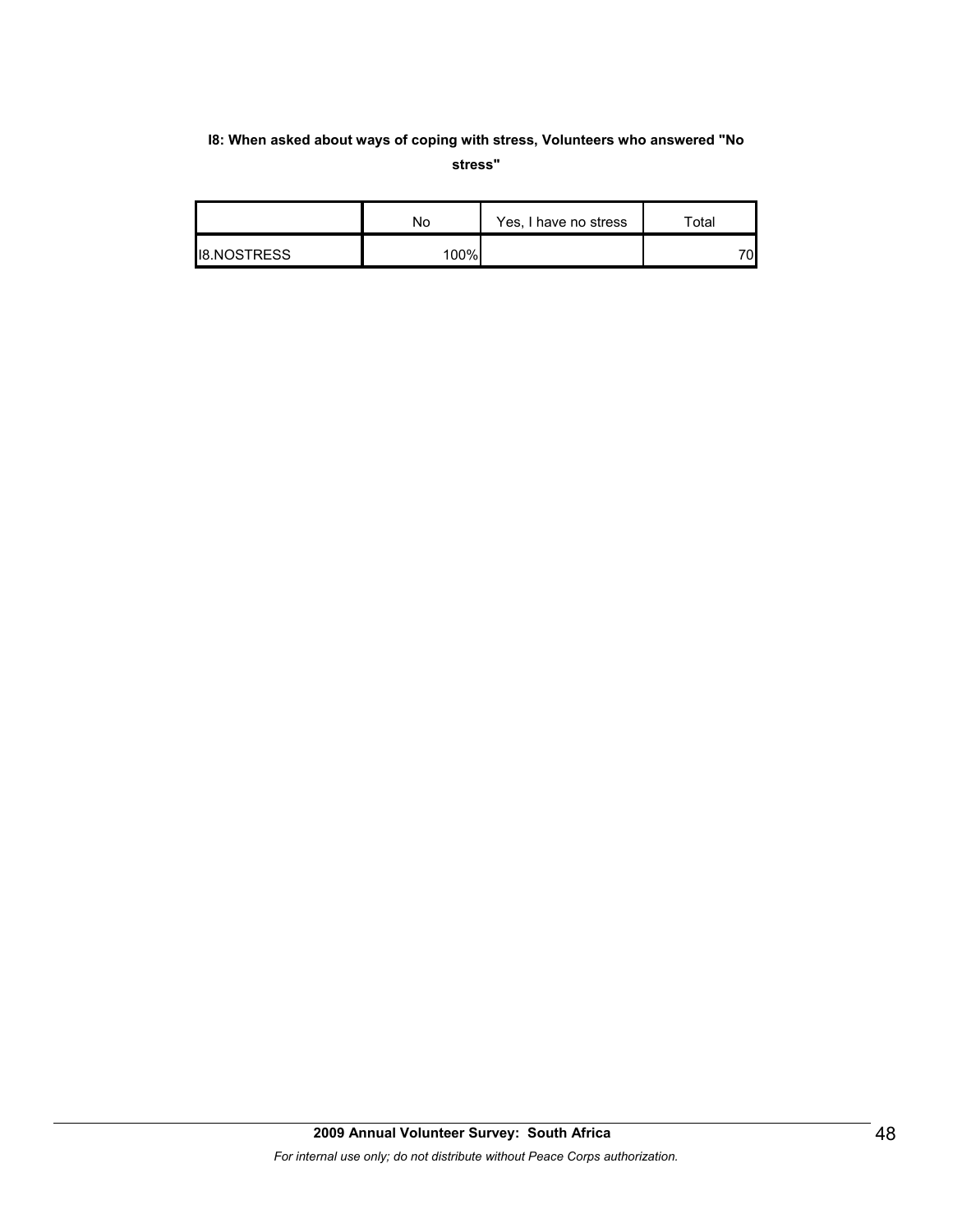**I8: When asked about ways of coping with stress, Volunteers who answered "No stress"**

| | No | Yes, I have no stress | Total |
|---|---|---|---|
| I8.NOSTRESS | 100% | | 70 |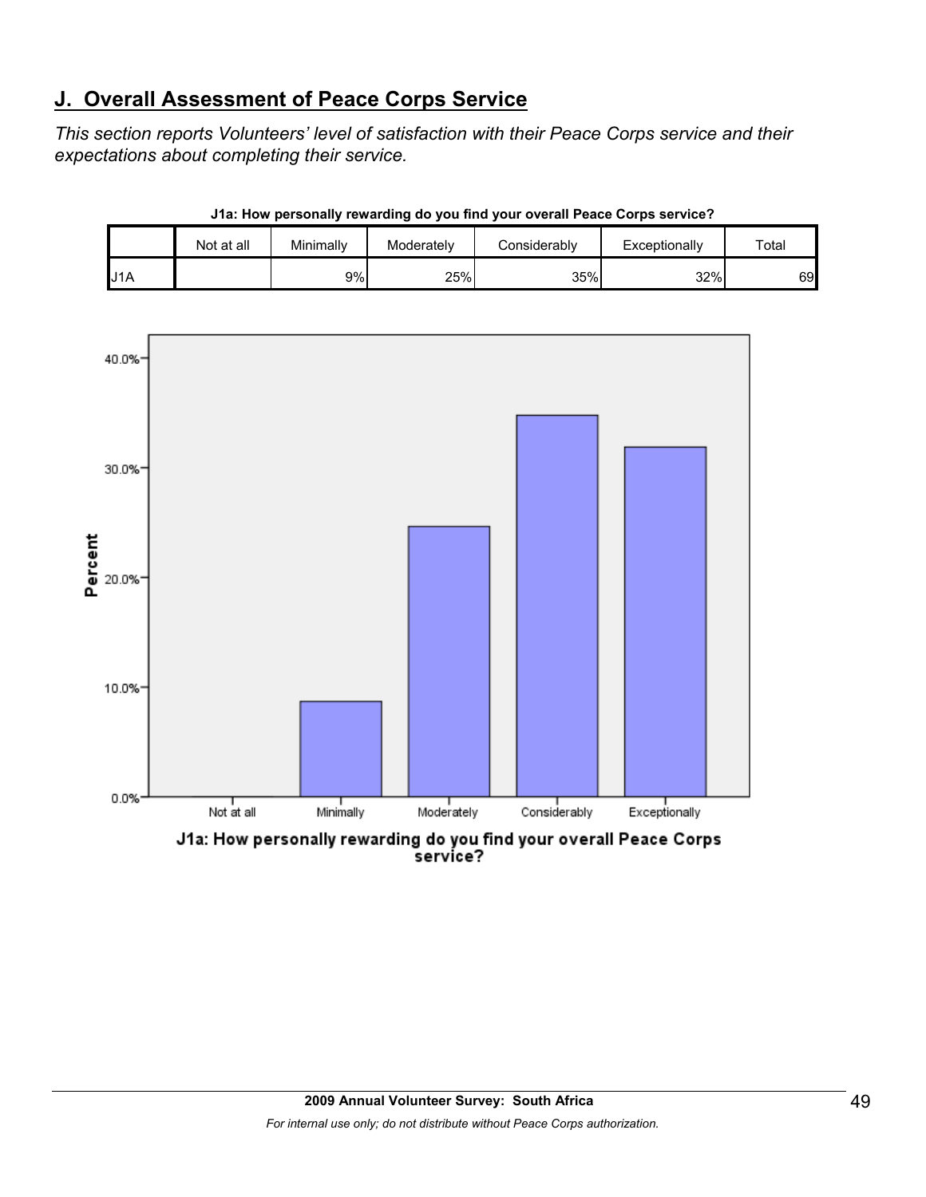## J. Overall Assessment of Peace Corps Service

*This section reports Volunteers' level of satisfaction with their Peace Corps service and their expectations about completing their service.*

**J1a: How personally rewarding do you find your overall Peace Corps service?**

| | Not at all | Minimally | Moderately | Considerably | Exceptionally | Total |
|---|---|---|---|---|---|---|
| J1A | | 9% | 25% | 35% | 32% | 69 |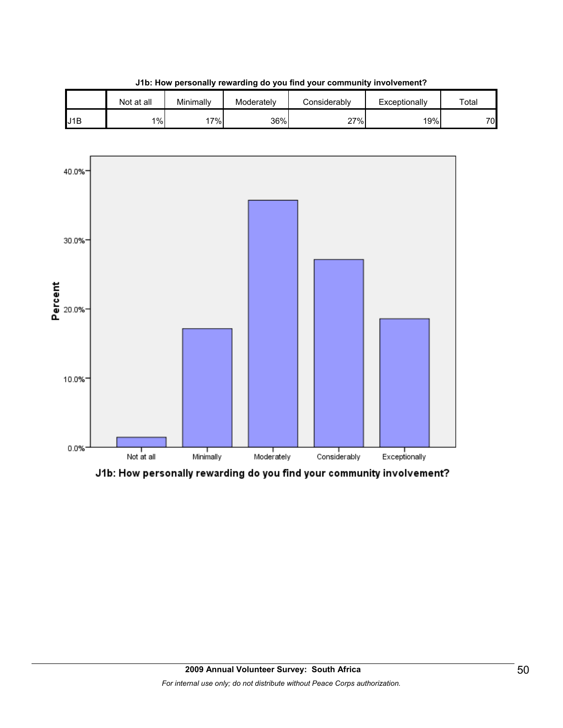**J1b: How personally rewarding do you find your community involvement?**

| | Not at all | Minimally | Moderately | Considerably | Exceptionally | Total |
|---|---|---|---|---|---|---|
| J1B | 1% | 17% | 36% | 27% | 19% | 70 |

J1b: How personally rewarding do you find your community involvement?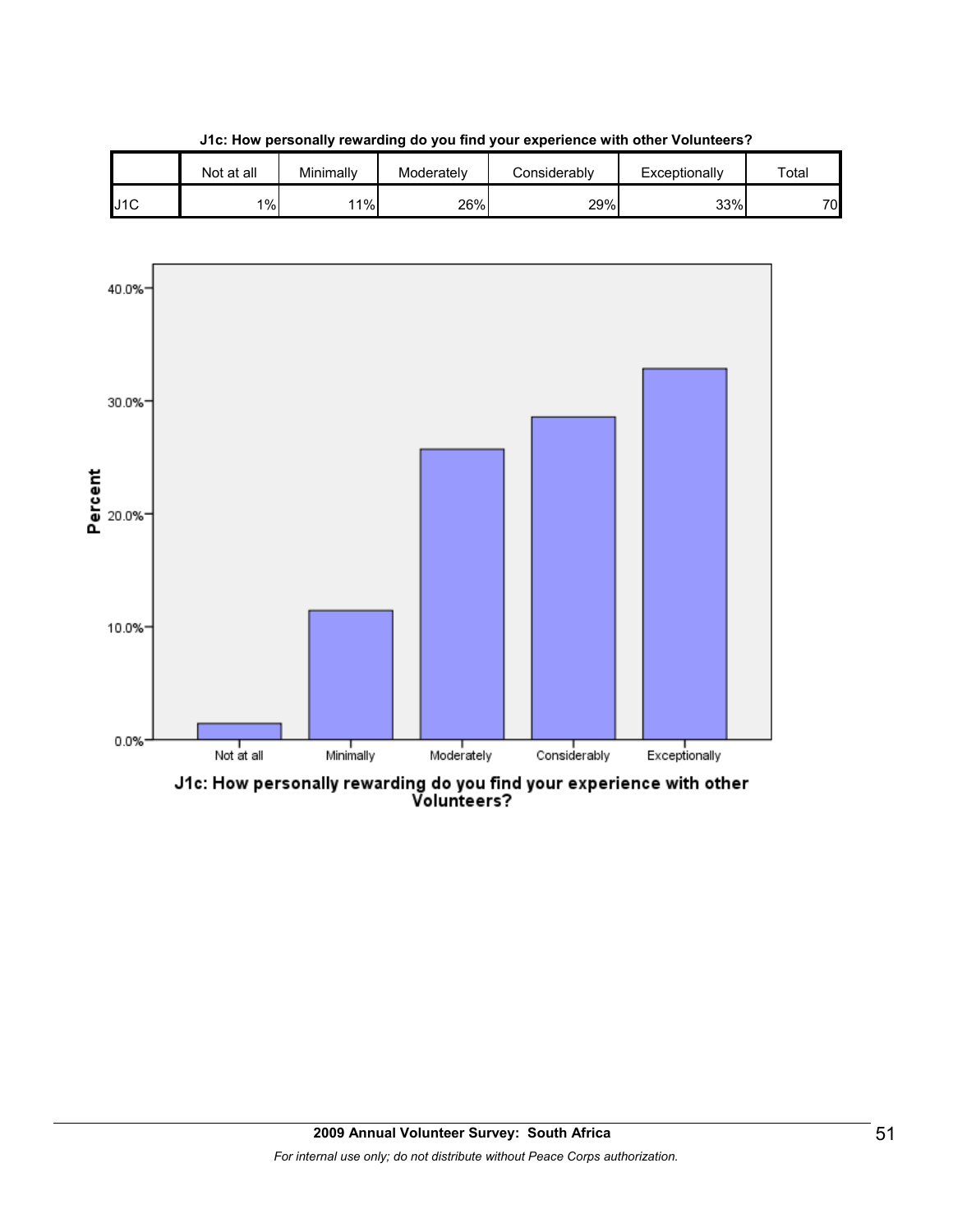**J1c: How personally rewarding do you find your experience with other Volunteers?**

| | Not at all | Minimally | Moderately | Considerably | Exceptionally | Total |
|---|---|---|---|---|---|---|
| J1C | 1% | 11% | 26% | 29% | 33% | 70 |

J1c: How personally rewarding do you find your experience with other Volunteers?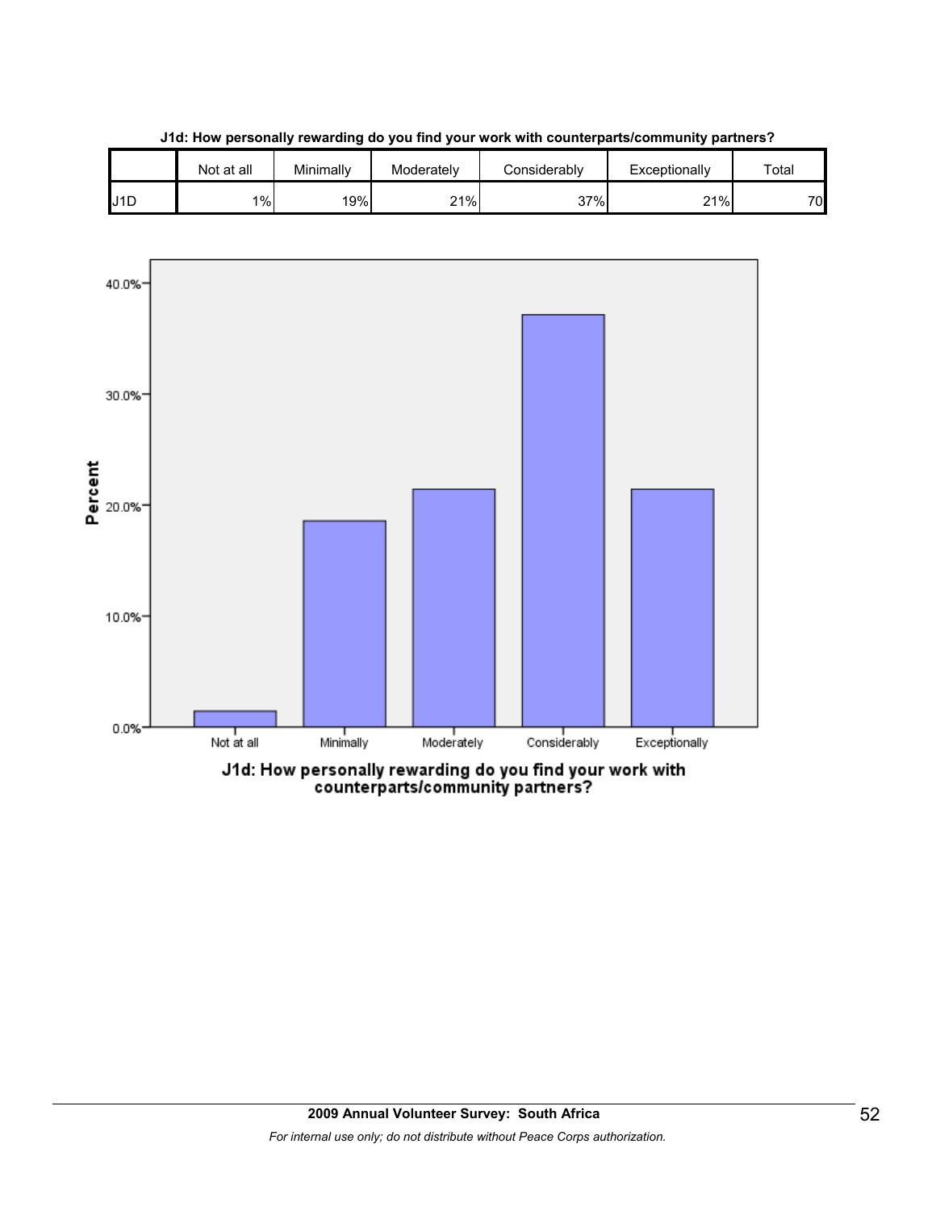**J1d: How personally rewarding do you find your work with counterparts/community partners?**

| | Not at all | Minimally | Moderately | Considerably | Exceptionally | Total |
|---|---|---|---|---|---|---|
| J1D | 1% | 19% | 21% | 37% | 21% | 70 |

J1d: How personally rewarding do you find your work with counterparts/community partners?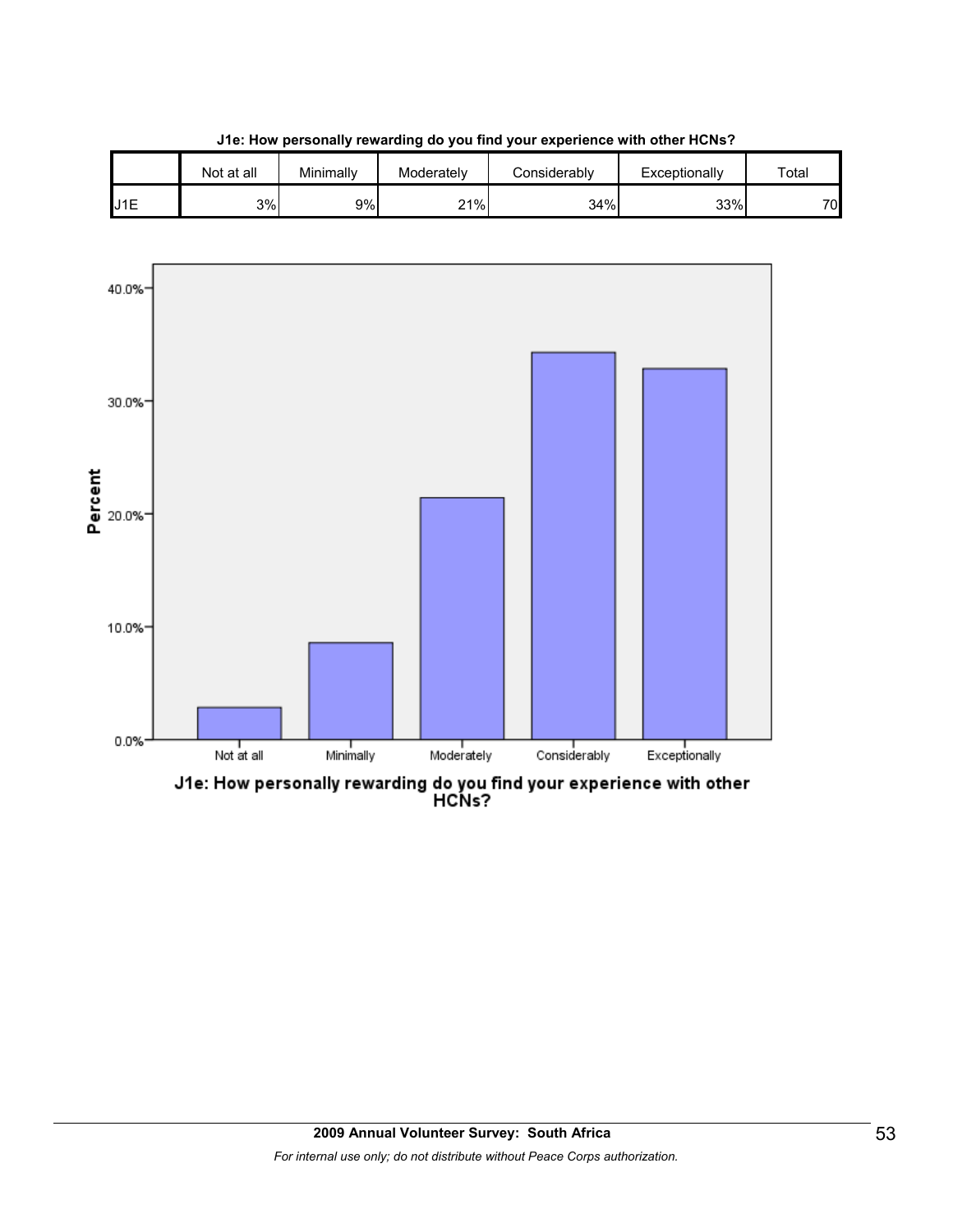**J1e: How personally rewarding do you find your experience with other HCNs?**

| | Not at all | Minimally | Moderately | Considerably | Exceptionally | Total |
|---|---|---|---|---|---|---|
| J1E | 3% | 9% | 21% | 34% | 33% | 70 |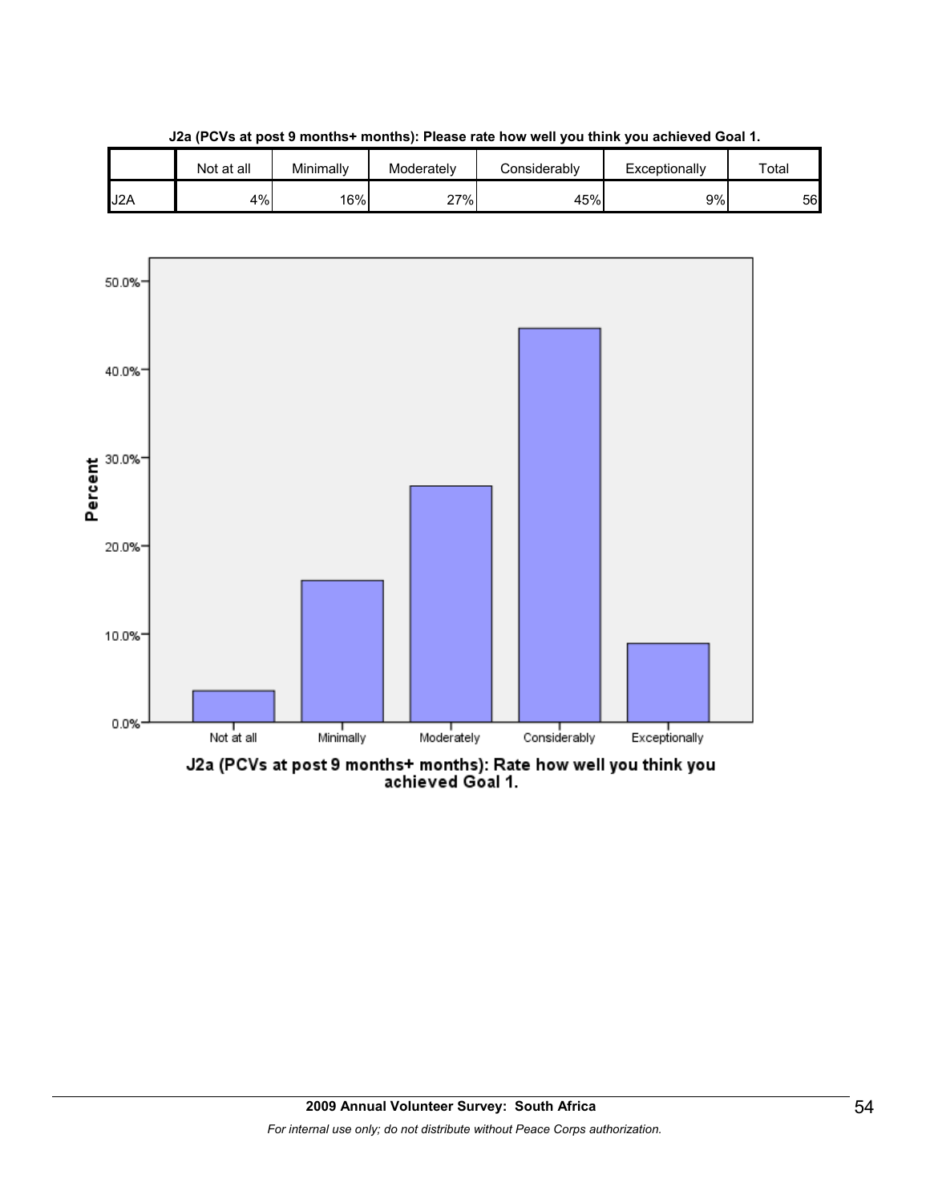**J2a (PCVs at post 9 months+ months): Please rate how well you think you achieved Goal 1.**

| | Not at all | Minimally | Moderately | Considerably | Exceptionally | Total |
|---|---|---|---|---|---|---|
| J2A | 4% | 16% | 27% | 45% | 9% | 56 |

J2a (PCVs at post 9 months+ months): Rate how well you think you achieved Goal 1.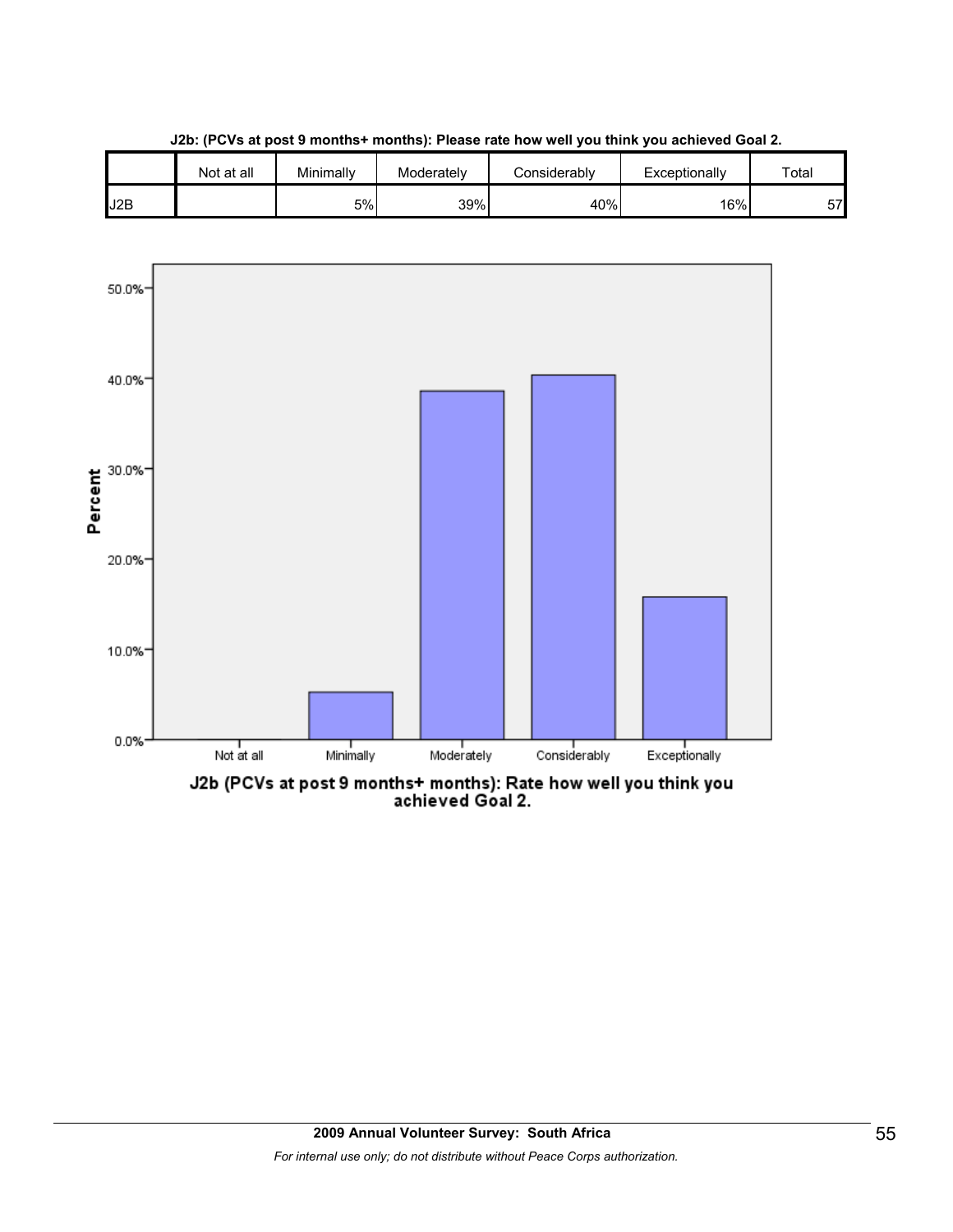**J2b: (PCVs at post 9 months+ months): Please rate how well you think you achieved Goal 2.**

| | Not at all | Minimally | Moderately | Considerably | Exceptionally | Total |
|---|---|---|---|---|---|---|
| J2B | | 5% | 39% | 40% | 16% | 57 |

J2b (PCVs at post 9 months+ months): Rate how well you think you achieved Goal 2.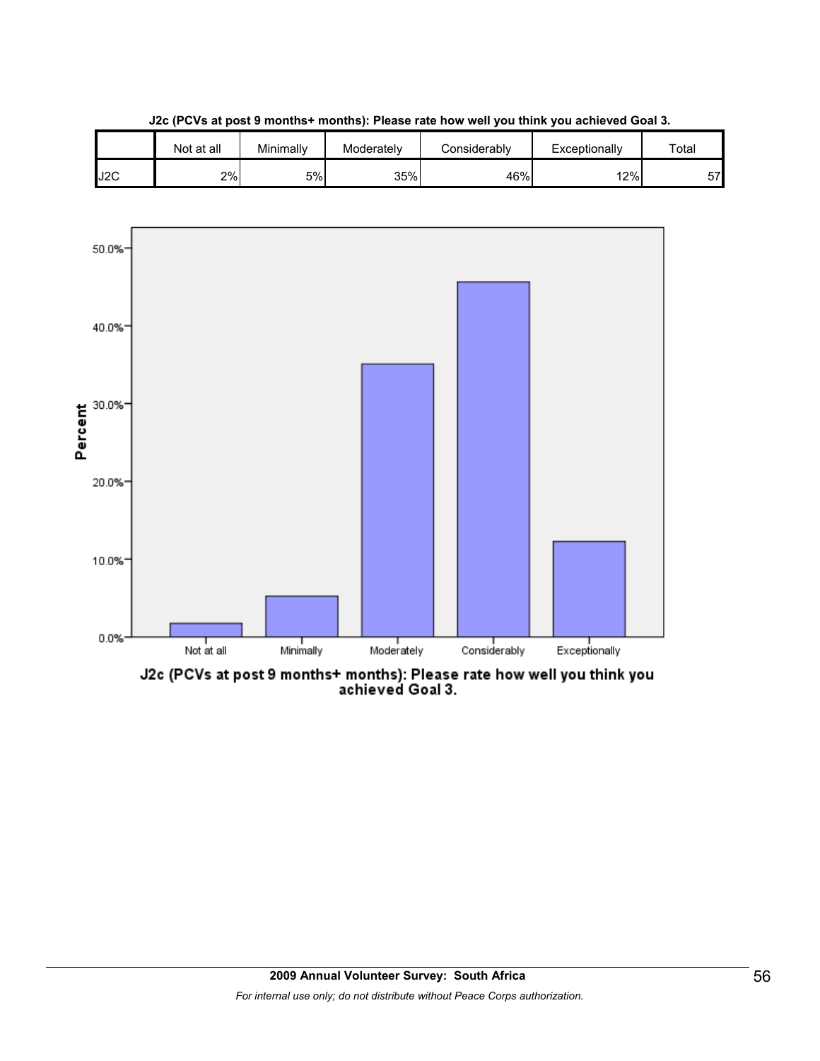**J2c (PCVs at post 9 months+ months): Please rate how well you think you achieved Goal 3.**

| | Not at all | Minimally | Moderately | Considerably | Exceptionally | Total |
|---|---|---|---|---|---|---|
| J2C | 2% | 5% | 35% | 46% | 12% | 57 |

J2c (PCVs at post 9 months+ months): Please rate how well you think you achieved Goal 3.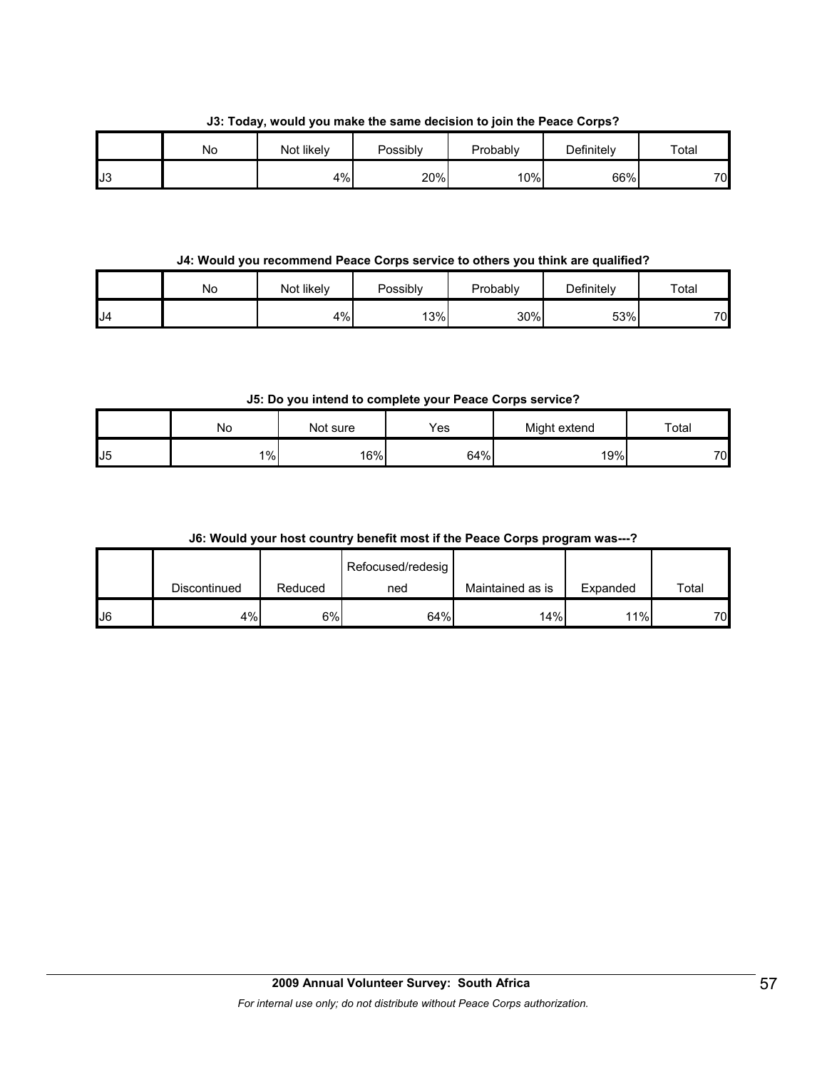**J3: Today, would you make the same decision to join the Peace Corps?**

| | No | Not likely | Possibly | Probably | Definitely | Total |
|---|---|---|---|---|---|---|
| J3 | | 4% | 20% | 10% | 66% | 70 |

**J4: Would you recommend Peace Corps service to others you think are qualified?**

| | No | Not likely | Possibly | Probably | Definitely | Total |
|---|---|---|---|---|---|---|
| J4 | | 4% | 13% | 30% | 53% | 70 |

**J5: Do you intend to complete your Peace Corps service?**

| | No | Not sure | Yes | Might extend | Total |
|---|---|---|---|---|---|
| J5 | 1% | 16% | 64% | 19% | 70 |

**J6: Would your host country benefit most if the Peace Corps program was---?**

| | Discontinued | Reduced | Refocused/redesigned | Maintained as is | Expanded | Total |
|---|---|---|---|---|---|---|
| J6 | 4% | 6% | 64% | 14% | 11% | 70 |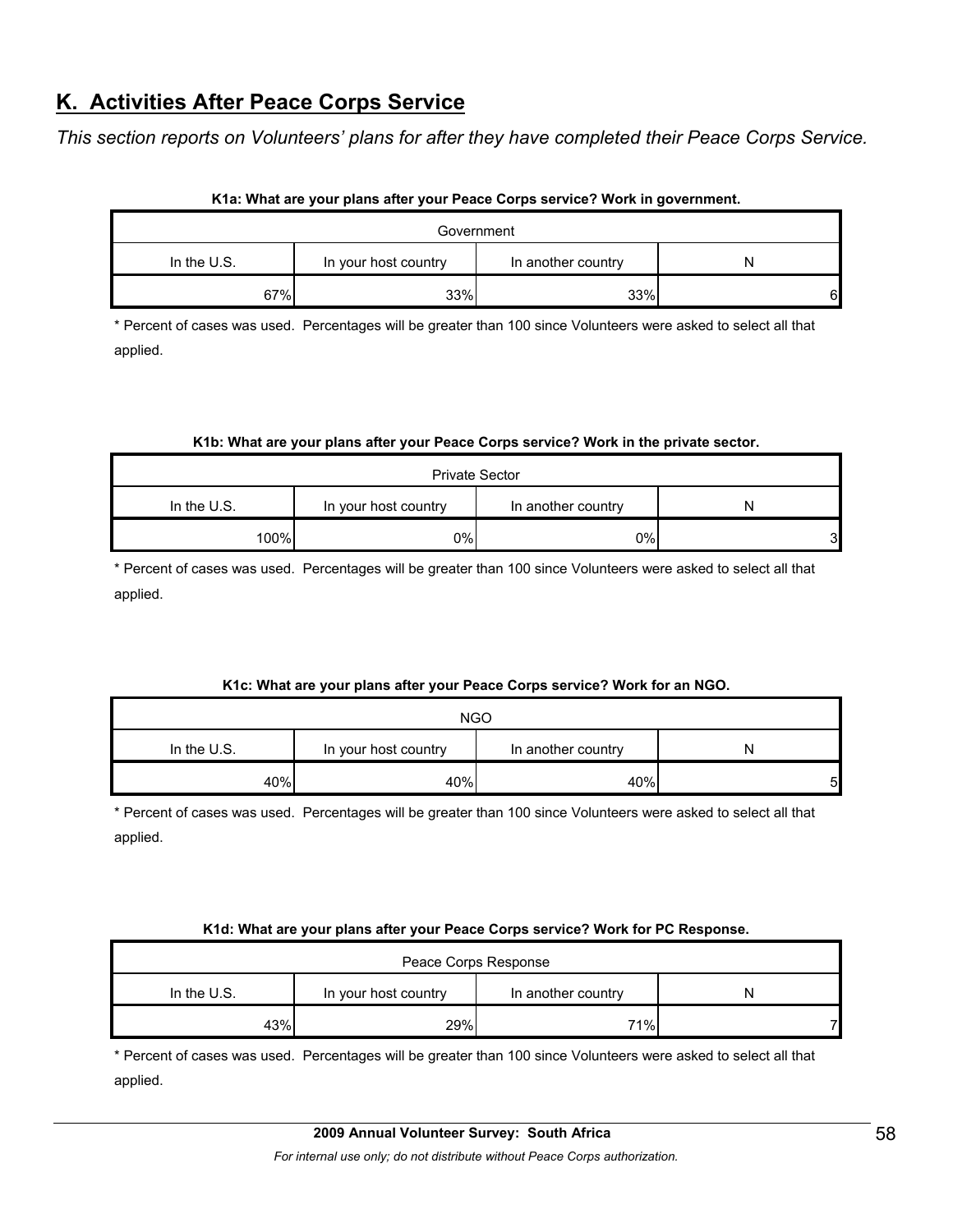## K. Activities After Peace Corps Service

*This section reports on Volunteers' plans for after they have completed their Peace Corps Service.*

**K1a: What are your plans after your Peace Corps service? Work in government.**

| Government | | | |
|---|---|---|---|
| In the U.S. | In your host country | In another country | N |
| 67% | 33% | 33% | 6 |

* Percent of cases was used. Percentages will be greater than 100 since Volunteers were asked to select all that applied.

**K1b: What are your plans after your Peace Corps service? Work in the private sector.**

| Private Sector | | | |
|---|---|---|---|
| In the U.S. | In your host country | In another country | N |
| 100% | 0% | 0% | 3 |

* Percent of cases was used. Percentages will be greater than 100 since Volunteers were asked to select all that applied.

**K1c: What are your plans after your Peace Corps service? Work for an NGO.**

| NGO | | | |
|---|---|---|---|
| In the U.S. | In your host country | In another country | N |
| 40% | 40% | 40% | 5 |

* Percent of cases was used. Percentages will be greater than 100 since Volunteers were asked to select all that applied.

**K1d: What are your plans after your Peace Corps service? Work for PC Response.**

| Peace Corps Response | | | |
|---|---|---|---|
| In the U.S. | In your host country | In another country | N |
| 43% | 29% | 71% | 7 |

* Percent of cases was used. Percentages will be greater than 100 since Volunteers were asked to select all that applied.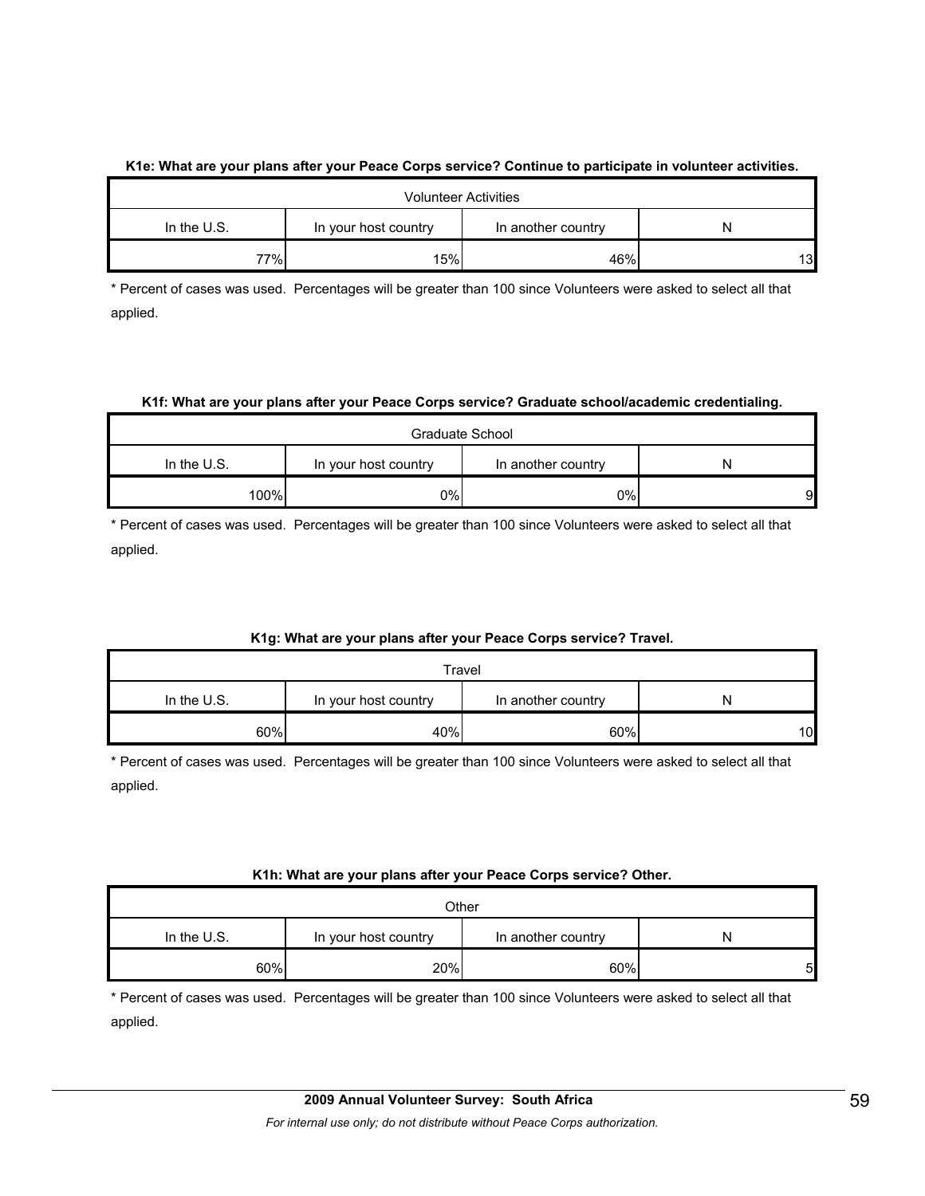**K1e: What are your plans after your Peace Corps service? Continue to participate in volunteer activities.**

| Volunteer Activities | | | |
|---|---|---|---|
| In the U.S. | In your host country | In another country | N |
| 77% | 15% | 46% | 13 |

* Percent of cases was used. Percentages will be greater than 100 since Volunteers were asked to select all that applied.

**K1f: What are your plans after your Peace Corps service? Graduate school/academic credentialing.**

| Graduate School | | | |
|---|---|---|---|
| In the U.S. | In your host country | In another country | N |
| 100% | 0% | 0% | 9 |

* Percent of cases was used. Percentages will be greater than 100 since Volunteers were asked to select all that applied.

**K1g: What are your plans after your Peace Corps service? Travel.**

| Travel | | | |
|---|---|---|---|
| In the U.S. | In your host country | In another country | N |
| 60% | 40% | 60% | 10 |

* Percent of cases was used. Percentages will be greater than 100 since Volunteers were asked to select all that applied.

**K1h: What are your plans after your Peace Corps service? Other.**

| Other | | | |
|---|---|---|---|
| In the U.S. | In your host country | In another country | N |
| 60% | 20% | 60% | 5 |

* Percent of cases was used. Percentages will be greater than 100 since Volunteers were asked to select all that applied.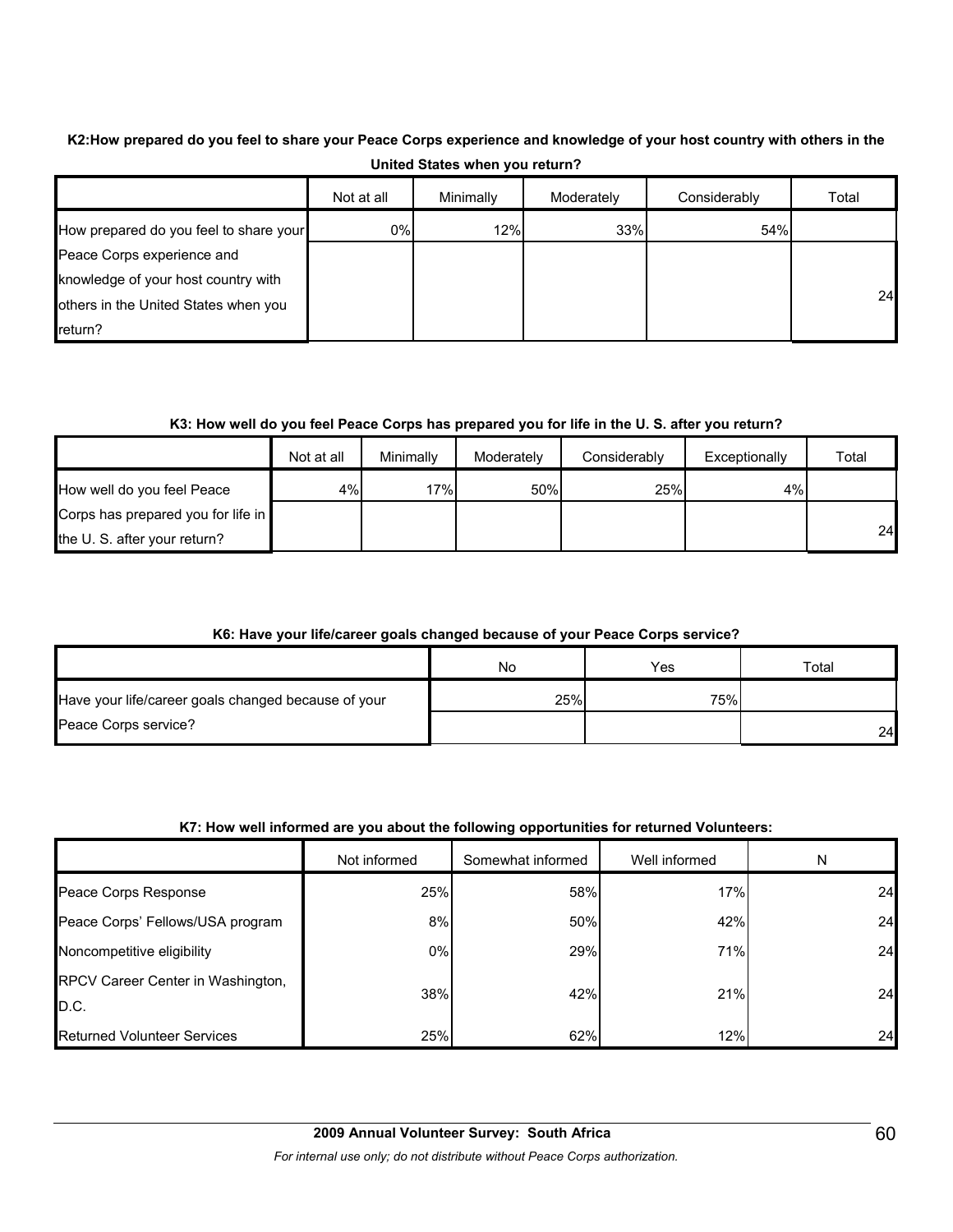**K2:How prepared do you feel to share your Peace Corps experience and knowledge of your host country with others in the United States when you return?**

| | Not at all | Minimally | Moderately | Considerably | Total |
|---|---|---|---|---|---|
| How prepared do you feel to share your Peace Corps experience and knowledge of your host country with others in the United States when you return? | 0% | 12% | 33% | 54% | 24 |

**K3: How well do you feel Peace Corps has prepared you for life in the U. S. after you return?**

| | Not at all | Minimally | Moderately | Considerably | Exceptionally | Total |
|---|---|---|---|---|---|---|
| How well do you feel Peace Corps has prepared you for life in the U. S. after your return? | 4% | 17% | 50% | 25% | 4% | 24 |

**K6: Have your life/career goals changed because of your Peace Corps service?**

| | No | Yes | Total |
|---|---|---|---|
| Have your life/career goals changed because of your Peace Corps service? | 25% | 75% | 24 |

**K7: How well informed are you about the following opportunities for returned Volunteers:**

| | Not informed | Somewhat informed | Well informed | N |
|---|---|---|---|---|
| Peace Corps Response | 25% | 58% | 17% | 24 |
| Peace Corps' Fellows/USA program | 8% | 50% | 42% | 24 |
| Noncompetitive eligibility | 0% | 29% | 71% | 24 |
| RPCV Career Center in Washington, D.C. | 38% | 42% | 21% | 24 |
| Returned Volunteer Services | 25% | 62% | 12% | 24 |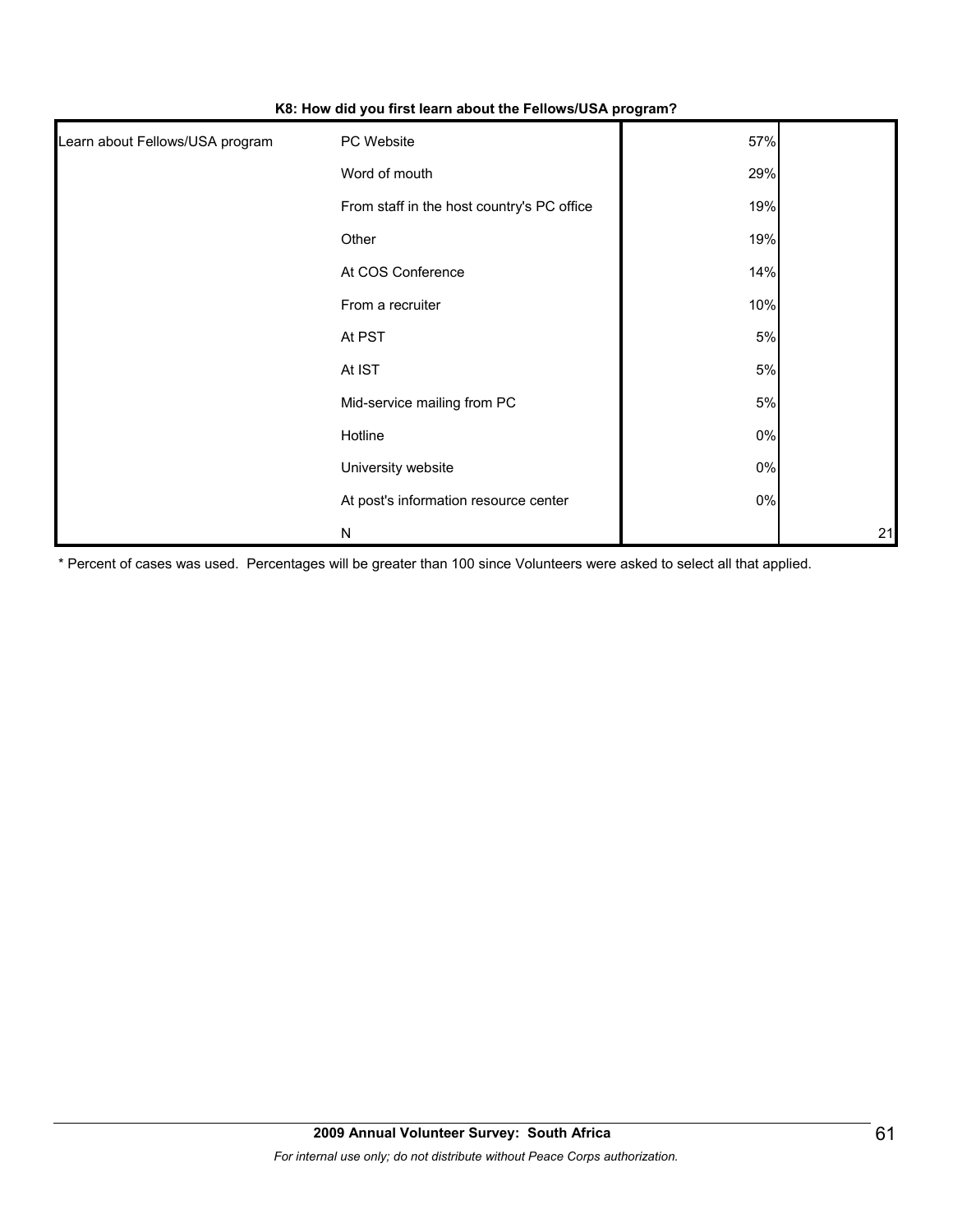**K8: How did you first learn about the Fellows/USA program?**

| | | | |
|---|---|---|---|
| Learn about Fellows/USA program | PC Website | 57% | |
| | Word of mouth | 29% | |
| | From staff in the host country's PC office | 19% | |
| | Other | 19% | |
| | At COS Conference | 14% | |
| | From a recruiter | 10% | |
| | At PST | 5% | |
| | At IST | 5% | |
| | Mid-service mailing from PC | 5% | |
| | Hotline | 0% | |
| | University website | 0% | |
| | At post's information resource center | 0% | |
| | N | | 21 |

* Percent of cases was used. Percentages will be greater than 100 since Volunteers were asked to select all that applied.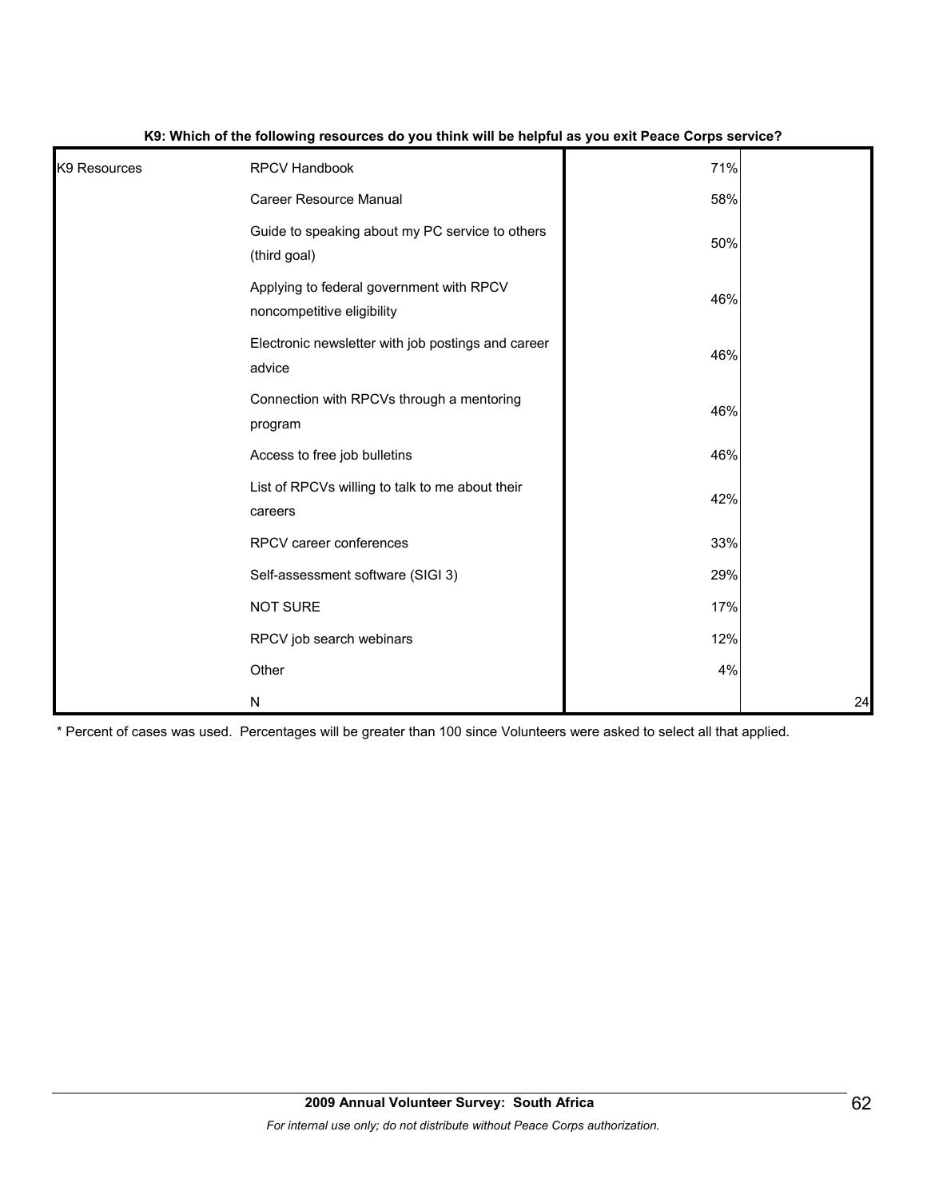**K9: Which of the following resources do you think will be helpful as you exit Peace Corps service?**

| | | | |
|---|---|---|---|
| K9 Resources | RPCV Handbook | 71% | |
| | Career Resource Manual | 58% | |
| | Guide to speaking about my PC service to others (third goal) | 50% | |
| | Applying to federal government with RPCV noncompetitive eligibility | 46% | |
| | Electronic newsletter with job postings and career advice | 46% | |
| | Connection with RPCVs through a mentoring program | 46% | |
| | Access to free job bulletins | 46% | |
| | List of RPCVs willing to talk to me about their careers | 42% | |
| | RPCV career conferences | 33% | |
| | Self-assessment software (SIGI 3) | 29% | |
| | NOT SURE | 17% | |
| | RPCV job search webinars | 12% | |
| | Other | 4% | |
| | N | | 24 |

* Percent of cases was used. Percentages will be greater than 100 since Volunteers were asked to select all that applied.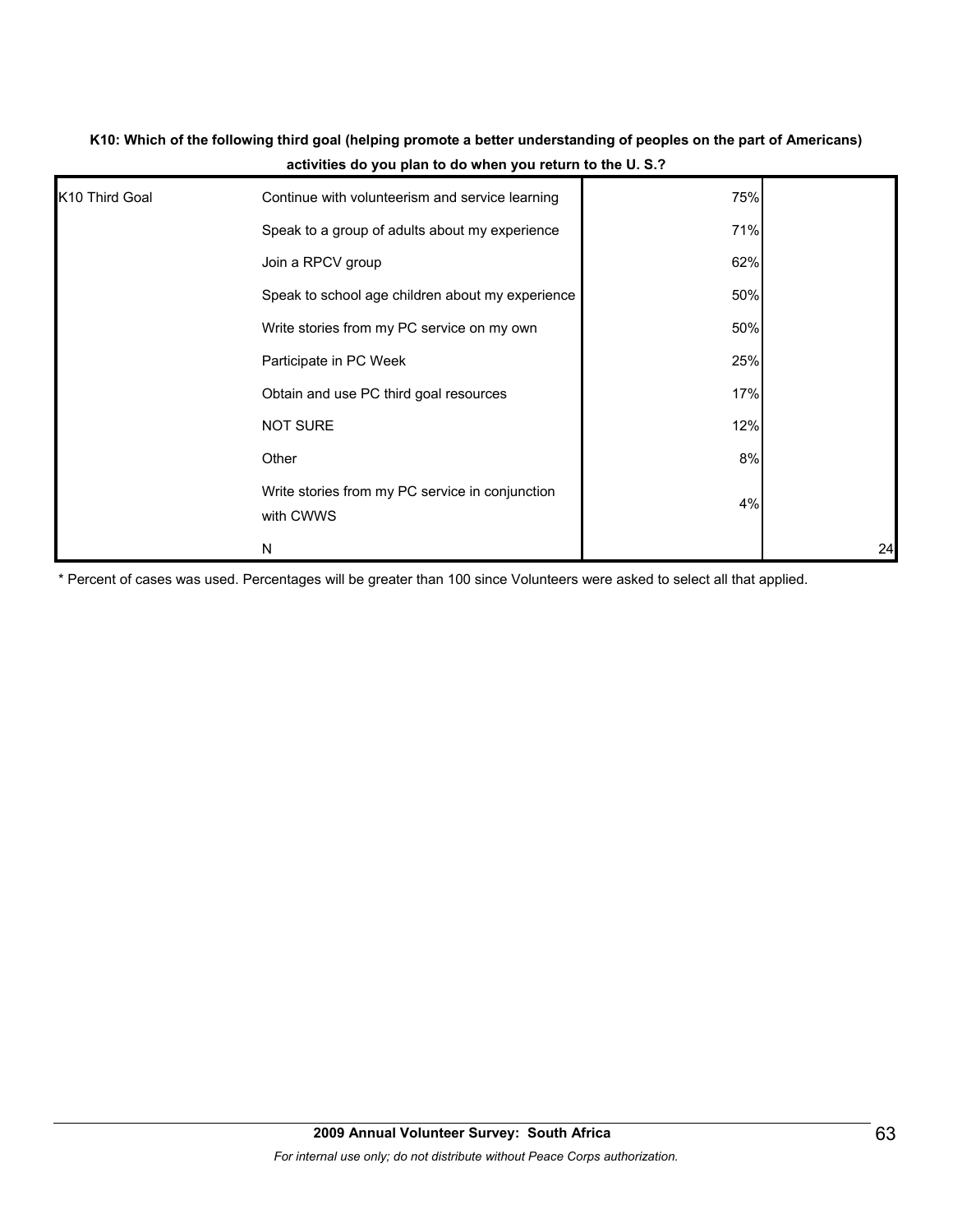**K10: Which of the following third goal (helping promote a better understanding of peoples on the part of Americans) activities do you plan to do when you return to the U. S.?**

| | | | |
|---|---|---|---|
| K10 Third Goal | Continue with volunteerism and service learning | 75% | |
| | Speak to a group of adults about my experience | 71% | |
| | Join a RPCV group | 62% | |
| | Speak to school age children about my experience | 50% | |
| | Write stories from my PC service on my own | 50% | |
| | Participate in PC Week | 25% | |
| | Obtain and use PC third goal resources | 17% | |
| | NOT SURE | 12% | |
| | Other | 8% | |
| | Write stories from my PC service in conjunction with CWWS | 4% | |
| | N | | 24 |

* Percent of cases was used. Percentages will be greater than 100 since Volunteers were asked to select all that applied.